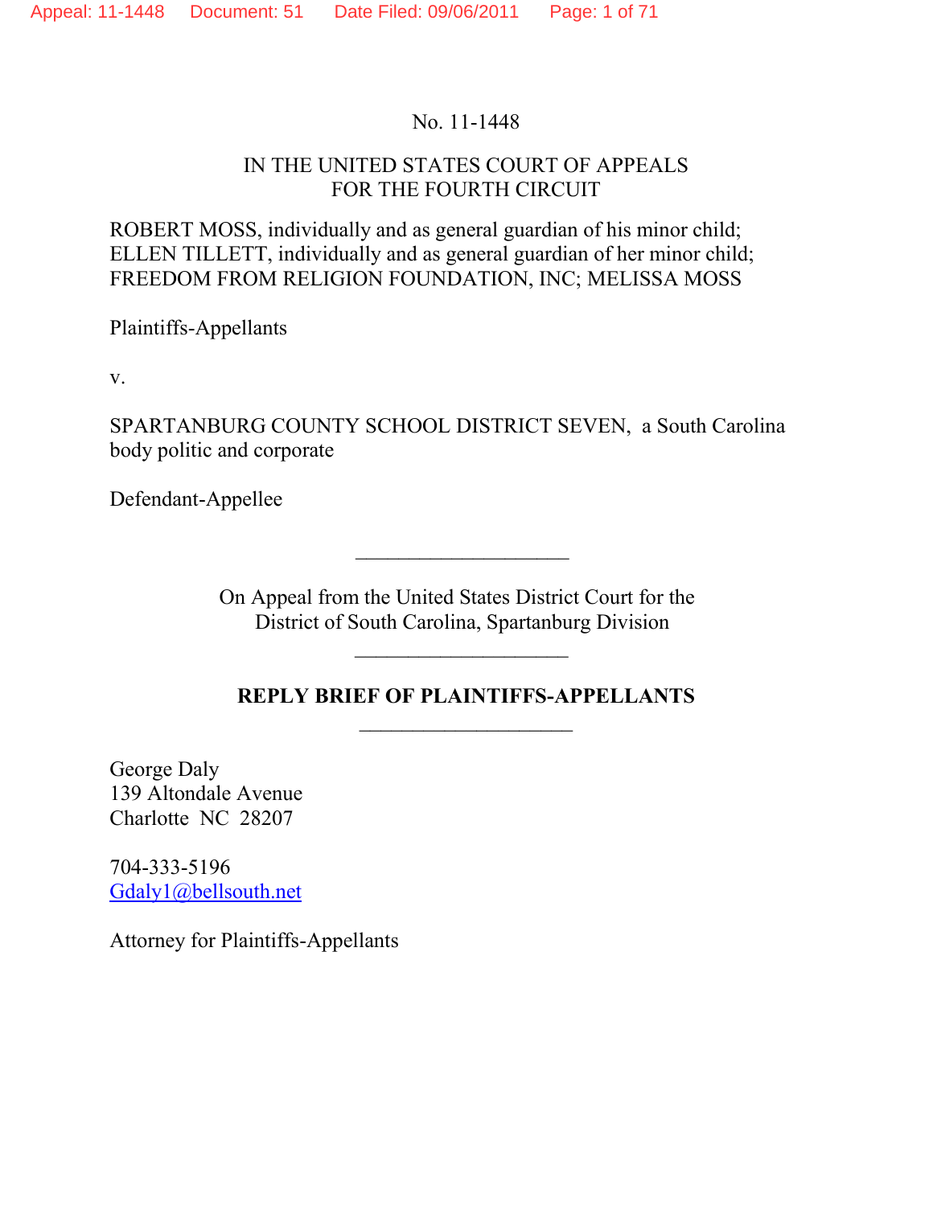No. 11-1448

IN THE UNITED STATES COURT OF APPEALS
FOR THE FOURTH CIRCUIT

ROBERT MOSS, individually and as general guardian of his minor child;
ELLEN TILLETT, individually and as general guardian of her minor child;
FREEDOM FROM RELIGION FOUNDATION, INC; MELISSA MOSS

Plaintiffs-Appellants

v.

SPARTANBURG COUNTY SCHOOL DISTRICT SEVEN, a South Carolina body politic and corporate

Defendant-Appellee

---

On Appeal from the United States District Court for the
District of South Carolina, Spartanburg Division

---

**REPLY BRIEF OF PLAINTIFFS-APPELLANTS**

---

George Daly
139 Altondale Avenue
Charlotte NC 28207

704-333-5196
Gdaly1@bellsouth.net

Attorney for Plaintiffs-Appellants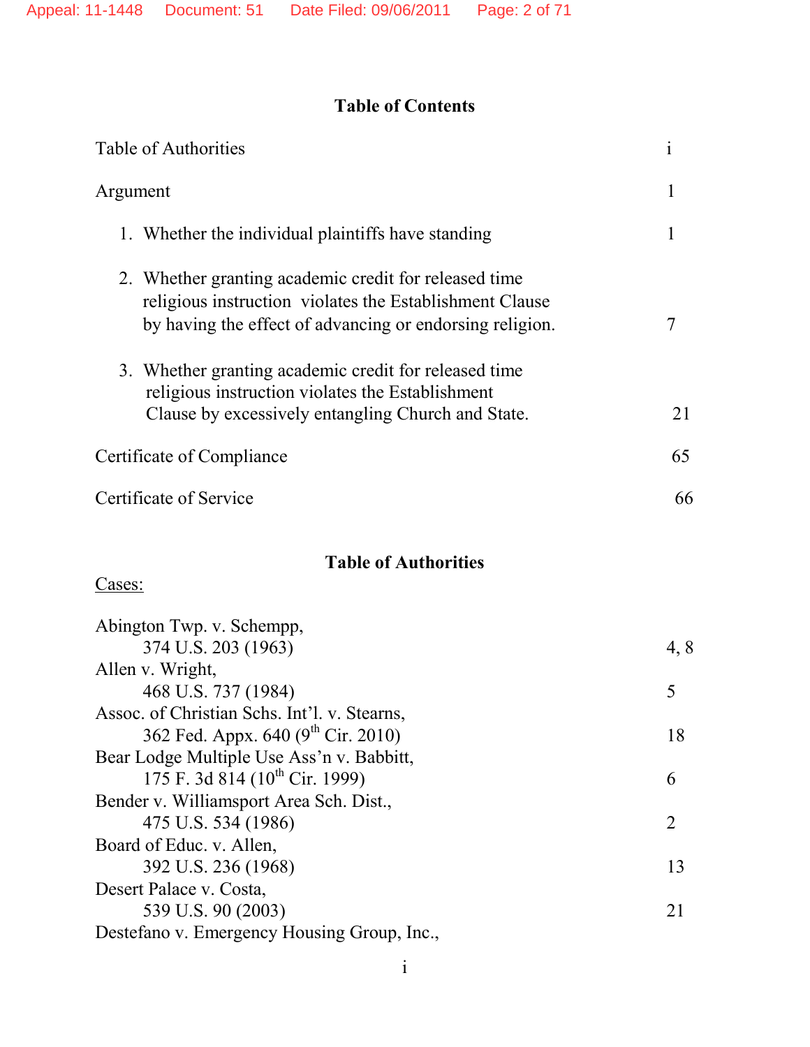## Table of Contents

| | |
|---|---|
| Table of Authorities | i |
| Argument | 1 |
| 1. Whether the individual plaintiffs have standing | 1 |
| 2. Whether granting academic credit for released time religious instruction violates the Establishment Clause by having the effect of advancing or endorsing religion. | 7 |
| 3. Whether granting academic credit for released time religious instruction violates the Establishment Clause by excessively entangling Church and State. | 21 |
| Certificate of Compliance | 65 |
| Certificate of Service | 66 |

## Table of Authorities

Cases:

| | |
|---|---|
| Abington Twp. v. Schempp, 374 U.S. 203 (1963) | 4, 8 |
| Allen v. Wright, 468 U.S. 737 (1984) | 5 |
| Assoc. of Christian Schs. Int'l. v. Stearns, 362 Fed. Appx. 640 (9th Cir. 2010) | 18 |
| Bear Lodge Multiple Use Ass'n v. Babbitt, 175 F. 3d 814 (10th Cir. 1999) | 6 |
| Bender v. Williamsport Area Sch. Dist., 475 U.S. 534 (1986) | 2 |
| Board of Educ. v. Allen, 392 U.S. 236 (1968) | 13 |
| Desert Palace v. Costa, 539 U.S. 90 (2003) | 21 |
| Destefano v. Emergency Housing Group, Inc., | |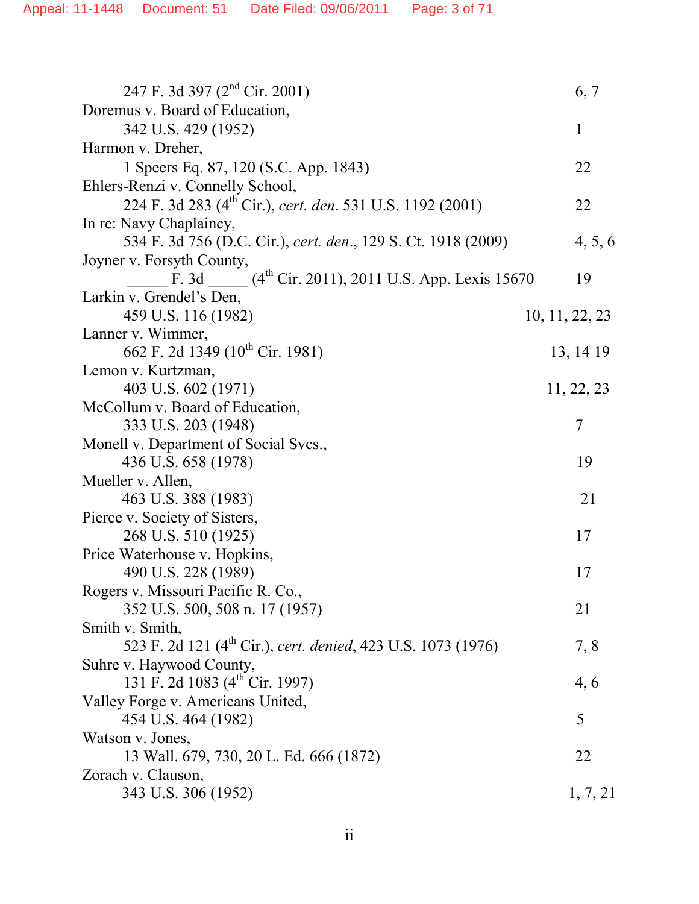| | |
|---|---|
| 247 F. 3d 397 (2nd Cir. 2001) | 6, 7 |
| Doremus v. Board of Education, 342 U.S. 429 (1952) | 1 |
| Harmon v. Dreher, 1 Speers Eq. 87, 120 (S.C. App. 1843) | 22 |
| Ehlers-Renzi v. Connelly School, 224 F. 3d 283 (4th Cir.), *cert. den*. 531 U.S. 1192 (2001) | 22 |
| In re: Navy Chaplaincy, 534 F. 3d 756 (D.C. Cir.), *cert. den*., 129 S. Ct. 1918 (2009) | 4, 5, 6 |
| Joyner v. Forsyth County, _____ F. 3d _____ (4th Cir. 2011), 2011 U.S. App. Lexis 15670 | 19 |
| Larkin v. Grendel's Den, 459 U.S. 116 (1982) | 10, 11, 22, 23 |
| Lanner v. Wimmer, 662 F. 2d 1349 (10th Cir. 1981) | 13, 14 19 |
| Lemon v. Kurtzman, 403 U.S. 602 (1971) | 11, 22, 23 |
| McCollum v. Board of Education, 333 U.S. 203 (1948) | 7 |
| Monell v. Department of Social Svcs., 436 U.S. 658 (1978) | 19 |
| Mueller v. Allen, 463 U.S. 388 (1983) | 21 |
| Pierce v. Society of Sisters, 268 U.S. 510 (1925) | 17 |
| Price Waterhouse v. Hopkins, 490 U.S. 228 (1989) | 17 |
| Rogers v. Missouri Pacific R. Co., 352 U.S. 500, 508 n. 17 (1957) | 21 |
| Smith v. Smith, 523 F. 2d 121 (4th Cir.), *cert. denied*, 423 U.S. 1073 (1976) | 7, 8 |
| Suhre v. Haywood County, 131 F. 2d 1083 (4th Cir. 1997) | 4, 6 |
| Valley Forge v. Americans United, 454 U.S. 464 (1982) | 5 |
| Watson v. Jones, 13 Wall. 679, 730, 20 L. Ed. 666 (1872) | 22 |
| Zorach v. Clauson, 343 U.S. 306 (1952) | 1, 7, 21 |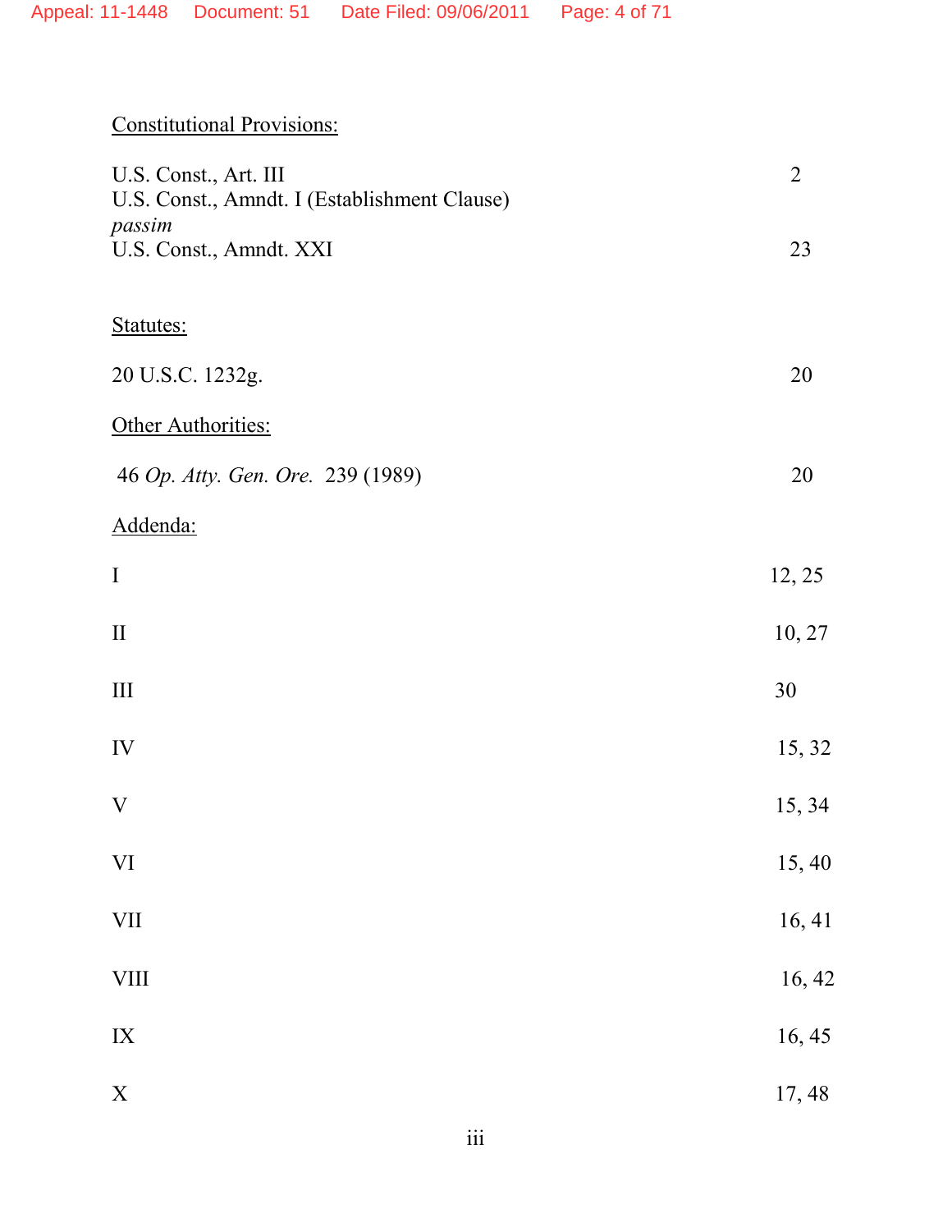Constitutional Provisions:

| | |
|---|---|
| U.S. Const., Art. III | 2 |
| U.S. Const., Amndt. I (Establishment Clause) | *passim* |
| U.S. Const., Amndt. XXI | 23 |

Statutes:

| | |
|---|---|
| 20 U.S.C. 1232g. | 20 |

Other Authorities:

| | |
|---|---|
| 46 *Op. Atty. Gen. Ore.* 239 (1989) | 20 |

Addenda:

| | |
|---|---|
| I | 12, 25 |
| II | 10, 27 |
| III | 30 |
| IV | 15, 32 |
| V | 15, 34 |
| VI | 15, 40 |
| VII | 16, 41 |
| VIII | 16, 42 |
| IX | 16, 45 |
| X | 17, 48 |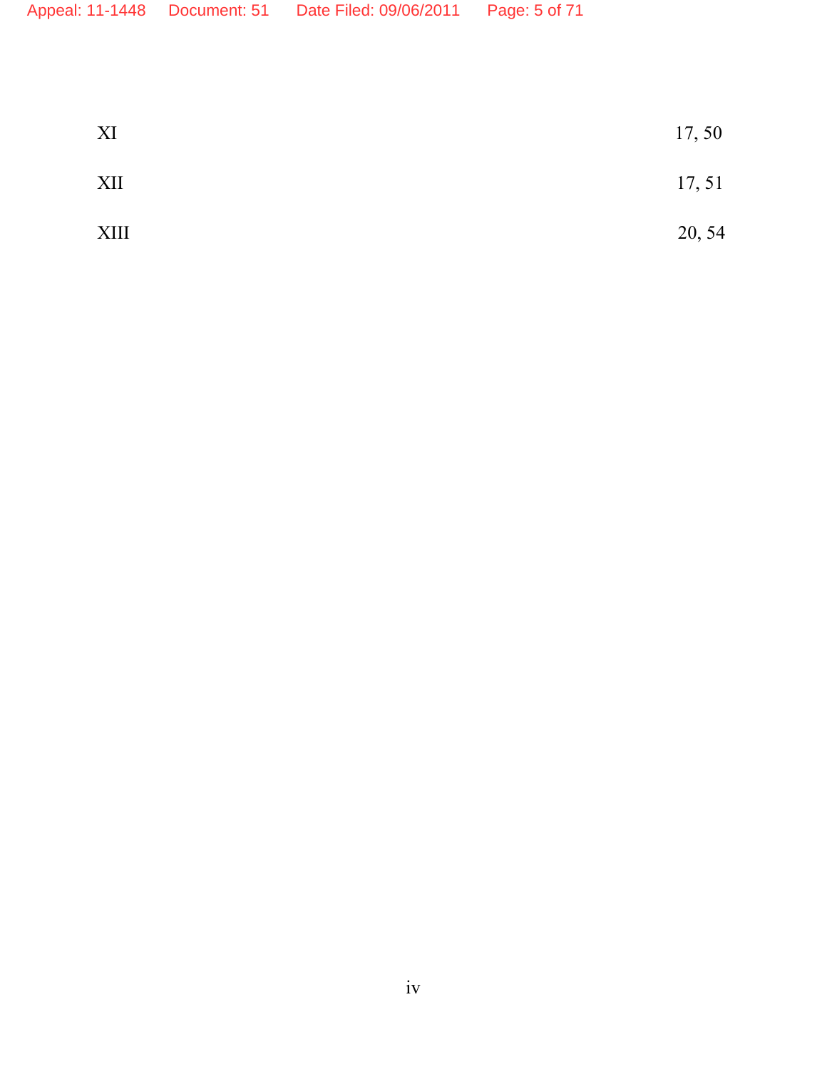| | |
|---|---|
| XI | 17, 50 |
| XII | 17, 51 |
| XIII | 20, 54 |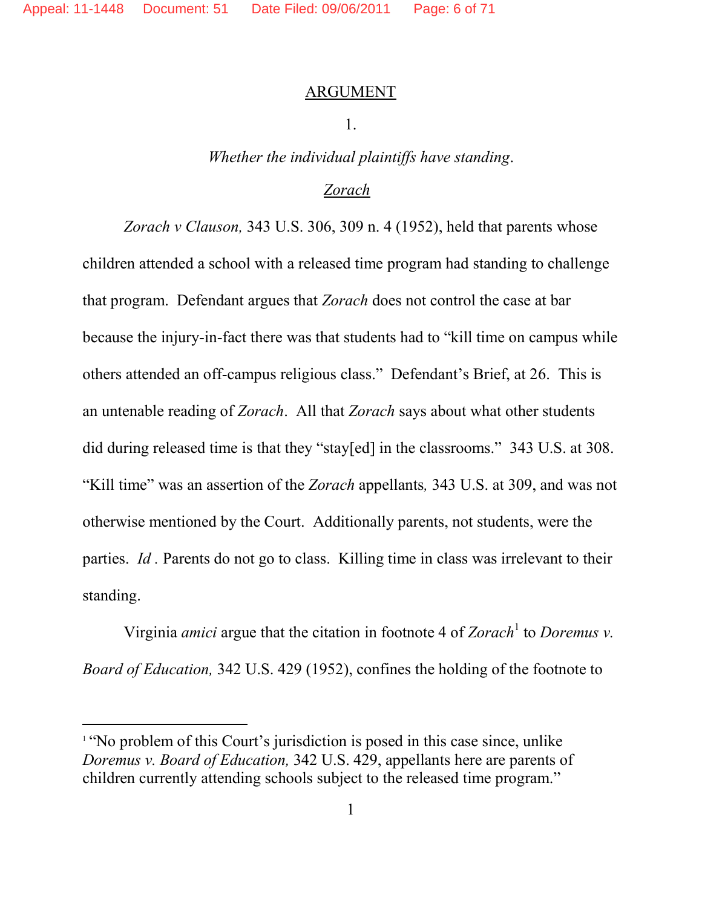## ARGUMENT

### 1.

### *Whether the individual plaintiffs have standing.*

#### Zorach

*Zorach v Clauson,* 343 U.S. 306, 309 n. 4 (1952), held that parents whose children attended a school with a released time program had standing to challenge that program. Defendant argues that *Zorach* does not control the case at bar because the injury-in-fact there was that students had to "kill time on campus while others attended an off-campus religious class." Defendant's Brief, at 26. This is an untenable reading of *Zorach*. All that *Zorach* says about what other students did during released time is that they "stay[ed] in the classrooms." 343 U.S. at 308. "Kill time" was an assertion of the *Zorach* appellants*,* 343 U.S. at 309, and was not otherwise mentioned by the Court. Additionally parents, not students, were the parties. *Id* . Parents do not go to class. Killing time in class was irrelevant to their standing.

Virginia *amici* argue that the citation in footnote 4 of *Zorach*[1] to *Doremus v. Board of Education,* 342 U.S. 429 (1952), confines the holding of the footnote to

---

[1] "No problem of this Court's jurisdiction is posed in this case since, unlike *Doremus v. Board of Education,* 342 U.S. 429, appellants here are parents of children currently attending schools subject to the released time program."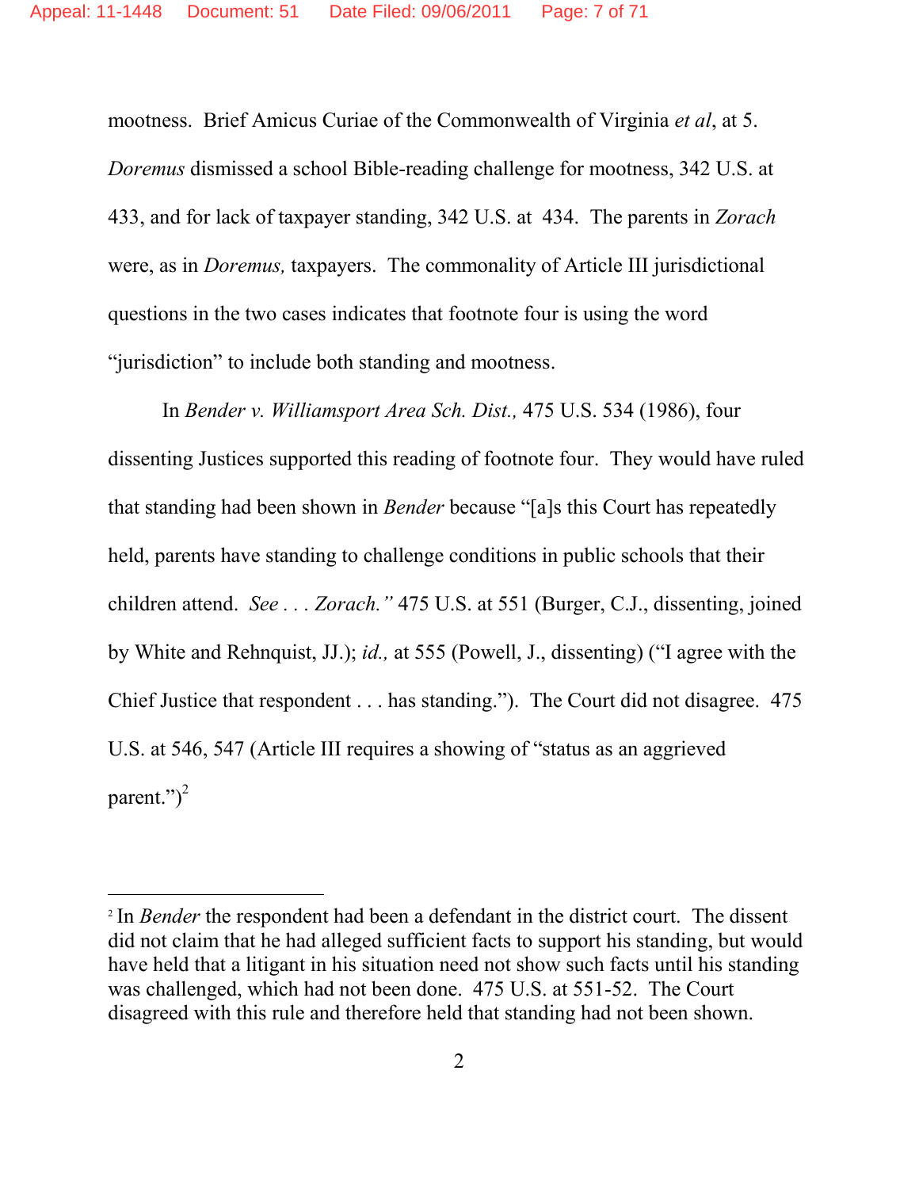mootness. Brief Amicus Curiae of the Commonwealth of Virginia *et al*, at 5. *Doremus* dismissed a school Bible-reading challenge for mootness, 342 U.S. at 433, and for lack of taxpayer standing, 342 U.S. at 434. The parents in *Zorach* were, as in *Doremus,* taxpayers. The commonality of Article III jurisdictional questions in the two cases indicates that footnote four is using the word "jurisdiction" to include both standing and mootness.

In *Bender v. Williamsport Area Sch. Dist.,* 475 U.S. 534 (1986), four dissenting Justices supported this reading of footnote four. They would have ruled that standing had been shown in *Bender* because "[a]s this Court has repeatedly held, parents have standing to challenge conditions in public schools that their children attend. *See* . . . *Zorach."* 475 U.S. at 551 (Burger, C.J., dissenting, joined by White and Rehnquist, JJ.); *id.,* at 555 (Powell, J., dissenting) ("I agree with the Chief Justice that respondent . . . has standing."). The Court did not disagree. 475 U.S. at 546, 547 (Article III requires a showing of "status as an aggrieved parent.")[2]

---

[2] In *Bender* the respondent had been a defendant in the district court. The dissent did not claim that he had alleged sufficient facts to support his standing, but would have held that a litigant in his situation need not show such facts until his standing was challenged, which had not been done. 475 U.S. at 551-52. The Court disagreed with this rule and therefore held that standing had not been shown.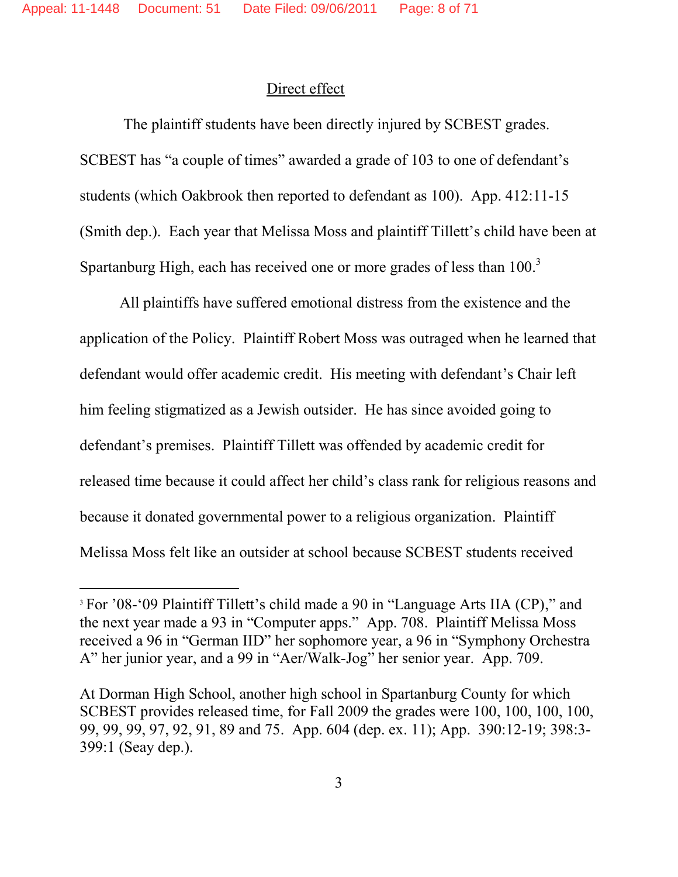Direct effect

The plaintiff students have been directly injured by SCBEST grades. SCBEST has "a couple of times" awarded a grade of 103 to one of defendant's students (which Oakbrook then reported to defendant as 100). App. 412:11-15 (Smith dep.). Each year that Melissa Moss and plaintiff Tillett's child have been at Spartanburg High, each has received one or more grades of less than 100.[3]

All plaintiffs have suffered emotional distress from the existence and the application of the Policy. Plaintiff Robert Moss was outraged when he learned that defendant would offer academic credit. His meeting with defendant's Chair left him feeling stigmatized as a Jewish outsider. He has since avoided going to defendant's premises. Plaintiff Tillett was offended by academic credit for released time because it could affect her child's class rank for religious reasons and because it donated governmental power to a religious organization. Plaintiff Melissa Moss felt like an outsider at school because SCBEST students received

---

[3] For '08-'09 Plaintiff Tillett's child made a 90 in "Language Arts IIA (CP)," and the next year made a 93 in "Computer apps." App. 708. Plaintiff Melissa Moss received a 96 in "German IID" her sophomore year, a 96 in "Symphony Orchestra A" her junior year, and a 99 in "Aer/Walk-Jog" her senior year. App. 709.

At Dorman High School, another high school in Spartanburg County for which SCBEST provides released time, for Fall 2009 the grades were 100, 100, 100, 100, 99, 99, 99, 97, 92, 91, 89 and 75. App. 604 (dep. ex. 11); App. 390:12-19; 398:3-399:1 (Seay dep.).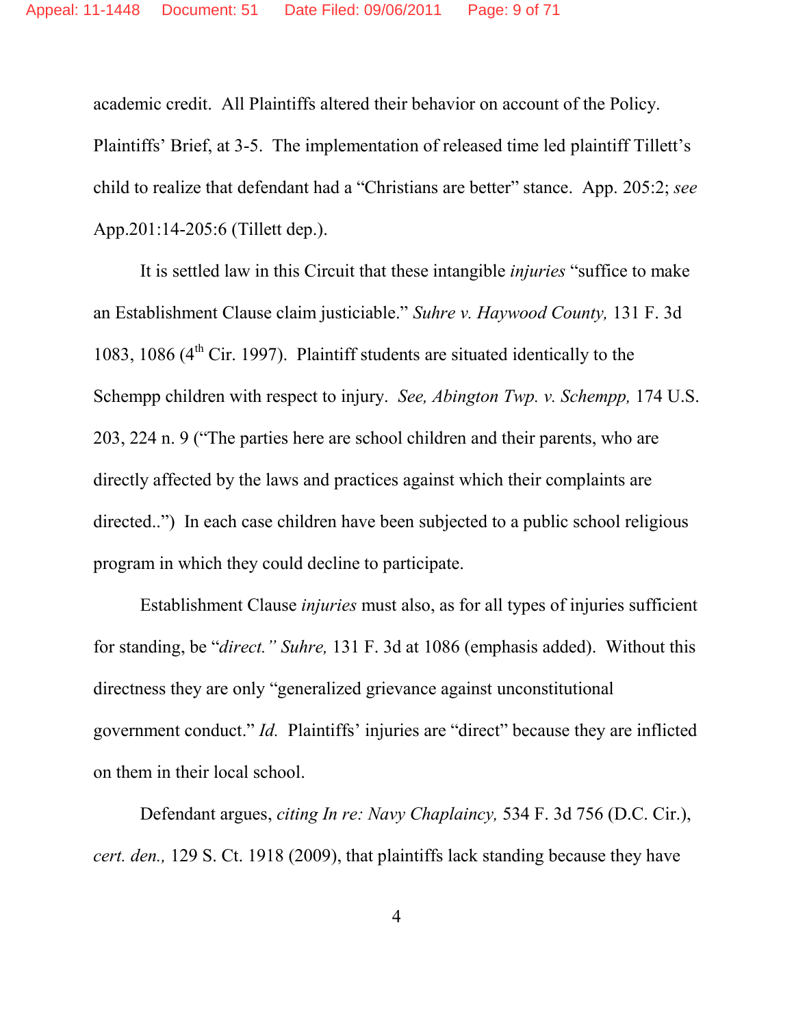academic credit. All Plaintiffs altered their behavior on account of the Policy. Plaintiffs' Brief, at 3-5. The implementation of released time led plaintiff Tillett's child to realize that defendant had a "Christians are better" stance. App. 205:2; *see* App.201:14-205:6 (Tillett dep.).

It is settled law in this Circuit that these intangible *injuries* "suffice to make an Establishment Clause claim justiciable." *Suhre v. Haywood County,* 131 F. 3d 1083, 1086 (4th Cir. 1997). Plaintiff students are situated identically to the Schempp children with respect to injury. *See, Abington Twp. v. Schempp,* 174 U.S. 203, 224 n. 9 ("The parties here are school children and their parents, who are directly affected by the laws and practices against which their complaints are directed..") In each case children have been subjected to a public school religious program in which they could decline to participate.

Establishment Clause *injuries* must also, as for all types of injuries sufficient for standing, be "*direct.*" *Suhre,* 131 F. 3d at 1086 (emphasis added). Without this directness they are only "generalized grievance against unconstitutional government conduct." *Id.* Plaintiffs' injuries are "direct" because they are inflicted on them in their local school.

Defendant argues, *citing In re: Navy Chaplaincy,* 534 F. 3d 756 (D.C. Cir.), *cert. den.,* 129 S. Ct. 1918 (2009), that plaintiffs lack standing because they have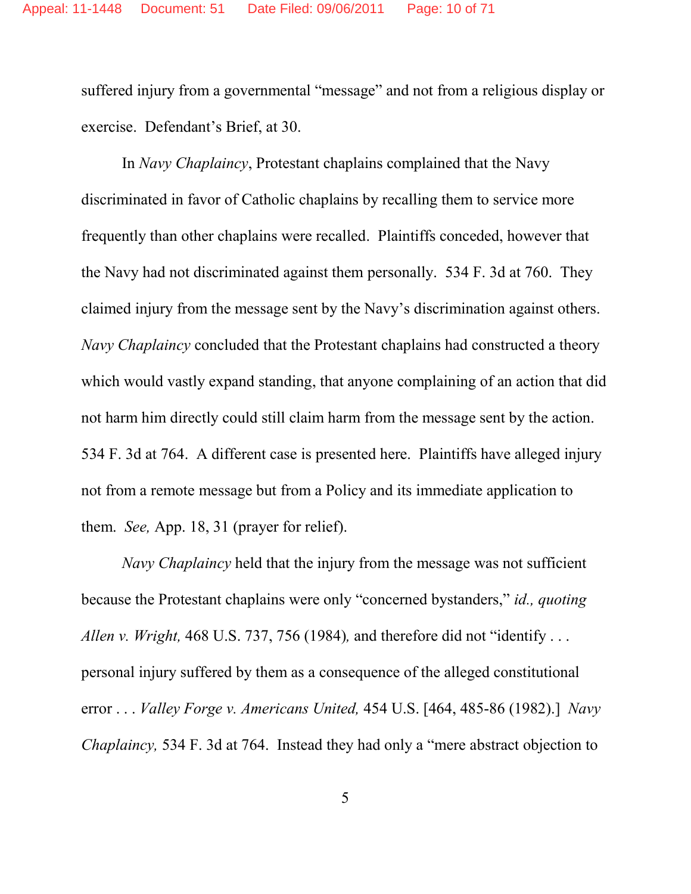suffered injury from a governmental "message" and not from a religious display or exercise. Defendant's Brief, at 30.

In *Navy Chaplaincy*, Protestant chaplains complained that the Navy discriminated in favor of Catholic chaplains by recalling them to service more frequently than other chaplains were recalled. Plaintiffs conceded, however that the Navy had not discriminated against them personally. 534 F. 3d at 760. They claimed injury from the message sent by the Navy's discrimination against others. *Navy Chaplaincy* concluded that the Protestant chaplains had constructed a theory which would vastly expand standing, that anyone complaining of an action that did not harm him directly could still claim harm from the message sent by the action. 534 F. 3d at 764. A different case is presented here. Plaintiffs have alleged injury not from a remote message but from a Policy and its immediate application to them. *See,* App. 18, 31 (prayer for relief).

*Navy Chaplaincy* held that the injury from the message was not sufficient because the Protestant chaplains were only "concerned bystanders," *id., quoting Allen v. Wright,* 468 U.S. 737, 756 (1984), and therefore did not "identify . . . personal injury suffered by them as a consequence of the alleged constitutional error . . . *Valley Forge v. Americans United,* 454 U.S. [464, 485-86 (1982).] *Navy Chaplaincy,* 534 F. 3d at 764. Instead they had only a "mere abstract objection to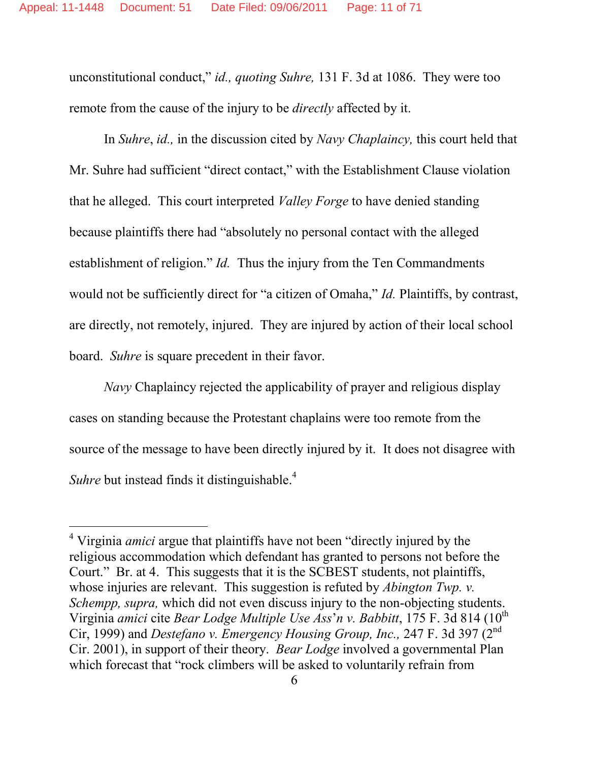unconstitutional conduct," *id., quoting Suhre,* 131 F. 3d at 1086. They were too remote from the cause of the injury to be *directly* affected by it.

In *Suhre*, *id.,* in the discussion cited by *Navy Chaplaincy,* this court held that Mr. Suhre had sufficient "direct contact," with the Establishment Clause violation that he alleged. This court interpreted *Valley Forge* to have denied standing because plaintiffs there had "absolutely no personal contact with the alleged establishment of religion." *Id.* Thus the injury from the Ten Commandments would not be sufficiently direct for "a citizen of Omaha," *Id.* Plaintiffs, by contrast, are directly, not remotely, injured. They are injured by action of their local school board. *Suhre* is square precedent in their favor.

*Navy* Chaplaincy rejected the applicability of prayer and religious display cases on standing because the Protestant chaplains were too remote from the source of the message to have been directly injured by it. It does not disagree with *Suhre* but instead finds it distinguishable.[4]

---

[4] Virginia *amici* argue that plaintiffs have not been "directly injured by the religious accommodation which defendant has granted to persons not before the Court." Br. at 4. This suggests that it is the SCBEST students, not plaintiffs, whose injuries are relevant. This suggestion is refuted by *Abington Twp. v. Schempp, supra,* which did not even discuss injury to the non-objecting students. Virginia *amici* cite *Bear Lodge Multiple Use Ass'n v. Babbitt*, 175 F. 3d 814 (10th Cir, 1999) and *Destefano v. Emergency Housing Group, Inc.,* 247 F. 3d 397 (2nd Cir. 2001), in support of their theory. *Bear Lodge* involved a governmental Plan which forecast that "rock climbers will be asked to voluntarily refrain from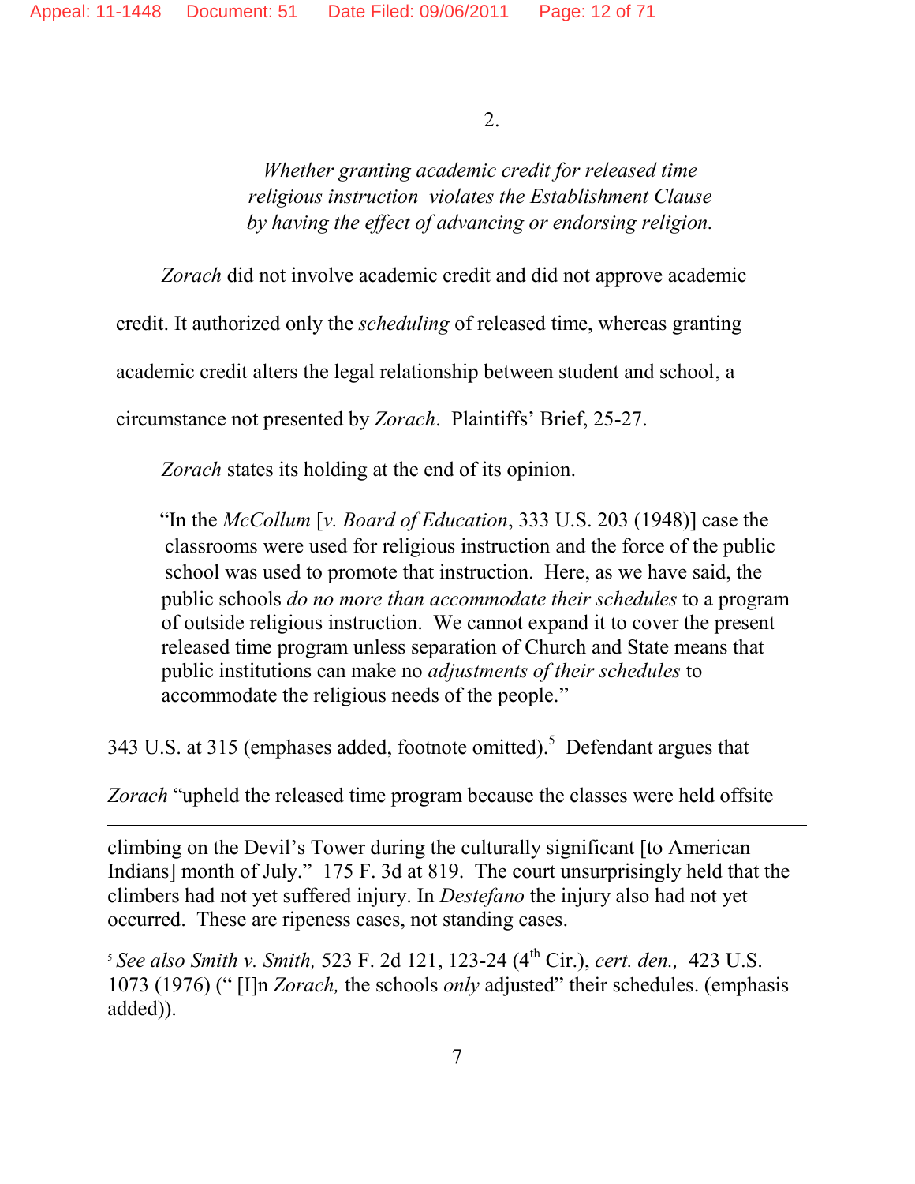2.

*Whether granting academic credit for released time religious instruction violates the Establishment Clause by having the effect of advancing or endorsing religion.*

*Zorach* did not involve academic credit and did not approve academic credit. It authorized only the *scheduling* of released time, whereas granting academic credit alters the legal relationship between student and school, a circumstance not presented by *Zorach*. Plaintiffs' Brief, 25-27.

*Zorach* states its holding at the end of its opinion.

> "In the *McCollum* [*v. Board of Education*, 333 U.S. 203 (1948)] case the classrooms were used for religious instruction and the force of the public school was used to promote that instruction. Here, as we have said, the public schools *do no more than accommodate their schedules* to a program of outside religious instruction. We cannot expand it to cover the present released time program unless separation of Church and State means that public institutions can make no *adjustments of their schedules* to accommodate the religious needs of the people."

343 U.S. at 315 (emphases added, footnote omitted).[5] Defendant argues that *Zorach* "upheld the released time program because the classes were held offsite

---

climbing on the Devil's Tower during the culturally significant [to American Indians] month of July." 175 F. 3d at 819. The court unsurprisingly held that the climbers had not yet suffered injury. In *Destefano* the injury also had not yet occurred. These are ripeness cases, not standing cases.

[5] *See also Smith v. Smith,* 523 F. 2d 121, 123-24 (4th Cir.), *cert. den.,* 423 U.S. 1073 (1976) (" [I]n *Zorach,* the schools *only* adjusted" their schedules. (emphasis added)).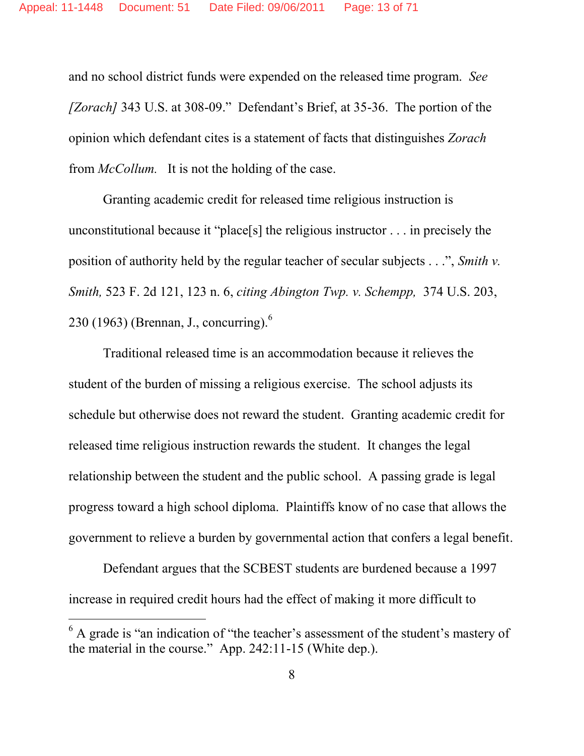and no school district funds were expended on the released time program. *See [Zorach]* 343 U.S. at 308-09." Defendant's Brief, at 35-36. The portion of the opinion which defendant cites is a statement of facts that distinguishes *Zorach* from *McCollum.* It is not the holding of the case.

Granting academic credit for released time religious instruction is unconstitutional because it "place[s] the religious instructor . . . in precisely the position of authority held by the regular teacher of secular subjects . . .", *Smith v. Smith,* 523 F. 2d 121, 123 n. 6, *citing Abington Twp. v. Schempp,* 374 U.S. 203, 230 (1963) (Brennan, J., concurring).[6]

Traditional released time is an accommodation because it relieves the student of the burden of missing a religious exercise. The school adjusts its schedule but otherwise does not reward the student. Granting academic credit for released time religious instruction rewards the student. It changes the legal relationship between the student and the public school. A passing grade is legal progress toward a high school diploma. Plaintiffs know of no case that allows the government to relieve a burden by governmental action that confers a legal benefit.

Defendant argues that the SCBEST students are burdened because a 1997 increase in required credit hours had the effect of making it more difficult to

[6] A grade is "an indication of "the teacher's assessment of the student's mastery of the material in the course." App. 242:11-15 (White dep.).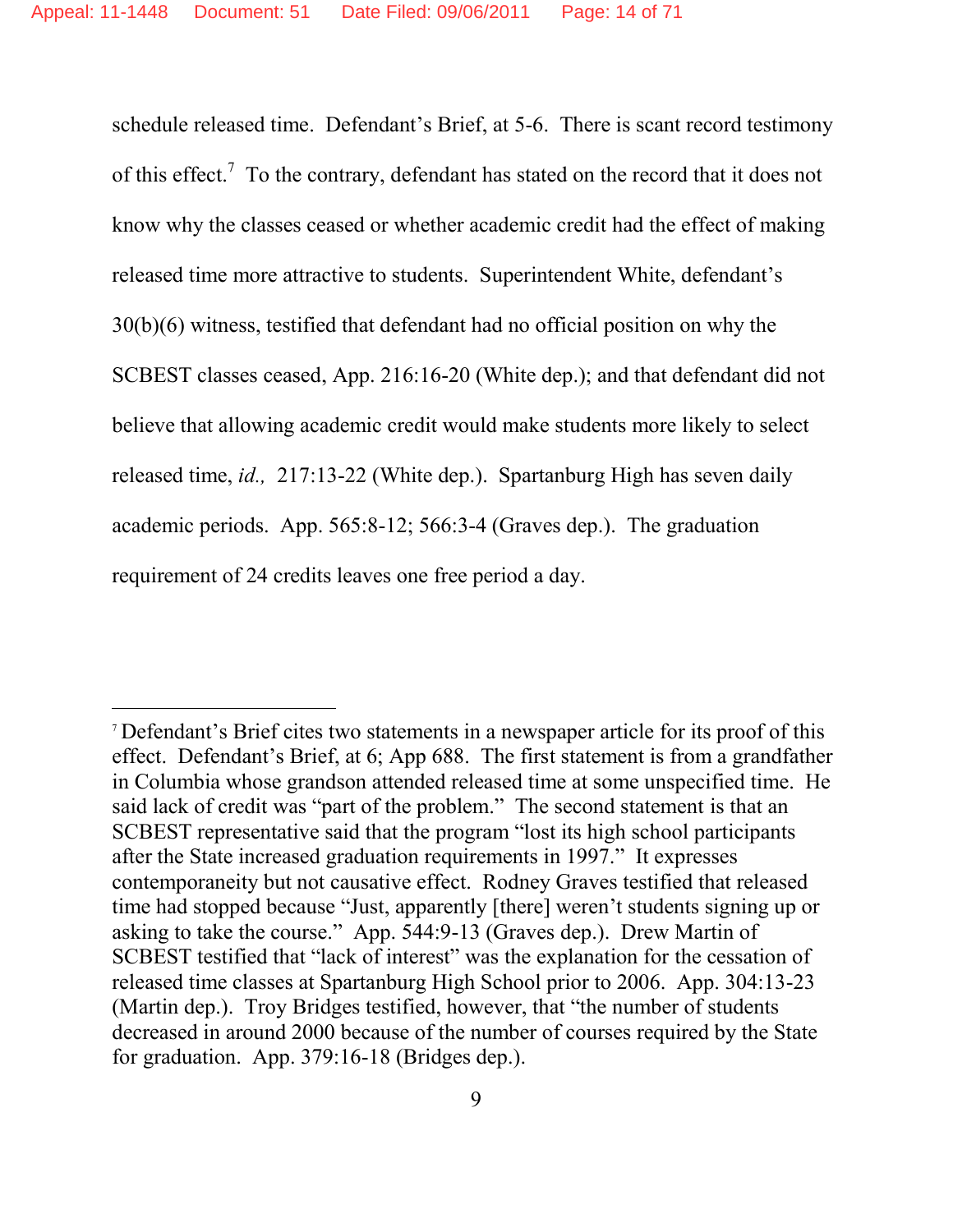schedule released time. Defendant's Brief, at 5-6. There is scant record testimony of this effect.[7] To the contrary, defendant has stated on the record that it does not know why the classes ceased or whether academic credit had the effect of making released time more attractive to students. Superintendent White, defendant's 30(b)(6) witness, testified that defendant had no official position on why the SCBEST classes ceased, App. 216:16-20 (White dep.); and that defendant did not believe that allowing academic credit would make students more likely to select released time, *id.,* 217:13-22 (White dep.). Spartanburg High has seven daily academic periods. App. 565:8-12; 566:3-4 (Graves dep.). The graduation requirement of 24 credits leaves one free period a day.

---

[7] Defendant's Brief cites two statements in a newspaper article for its proof of this effect. Defendant's Brief, at 6; App 688. The first statement is from a grandfather in Columbia whose grandson attended released time at some unspecified time. He said lack of credit was "part of the problem." The second statement is that an SCBEST representative said that the program "lost its high school participants after the State increased graduation requirements in 1997." It expresses contemporaneity but not causative effect. Rodney Graves testified that released time had stopped because "Just, apparently [there] weren't students signing up or asking to take the course." App. 544:9-13 (Graves dep.). Drew Martin of SCBEST testified that "lack of interest" was the explanation for the cessation of released time classes at Spartanburg High School prior to 2006. App. 304:13-23 (Martin dep.). Troy Bridges testified, however, that "the number of students decreased in around 2000 because of the number of courses required by the State for graduation. App. 379:16-18 (Bridges dep.).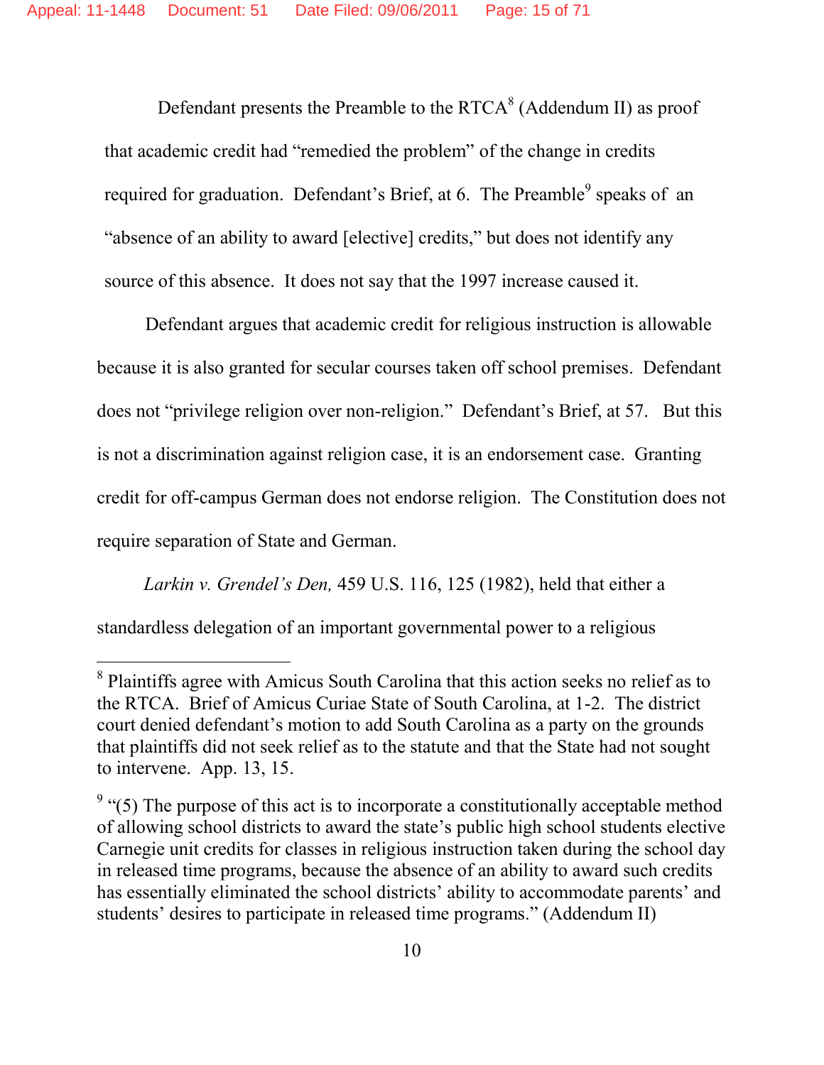Defendant presents the Preamble to the RTCA[8] (Addendum II) as proof that academic credit had "remedied the problem" of the change in credits required for graduation. Defendant's Brief, at 6. The Preamble[9] speaks of an "absence of an ability to award [elective] credits," but does not identify any source of this absence. It does not say that the 1997 increase caused it.

Defendant argues that academic credit for religious instruction is allowable because it is also granted for secular courses taken off school premises. Defendant does not "privilege religion over non-religion." Defendant's Brief, at 57. But this is not a discrimination against religion case, it is an endorsement case. Granting credit for off-campus German does not endorse religion. The Constitution does not require separation of State and German.

*Larkin v. Grendel's Den,* 459 U.S. 116, 125 (1982), held that either a standardless delegation of an important governmental power to a religious

---

[8] Plaintiffs agree with Amicus South Carolina that this action seeks no relief as to the RTCA. Brief of Amicus Curiae State of South Carolina, at 1-2. The district court denied defendant's motion to add South Carolina as a party on the grounds that plaintiffs did not seek relief as to the statute and that the State had not sought to intervene. App. 13, 15.

[9] "(5) The purpose of this act is to incorporate a constitutionally acceptable method of allowing school districts to award the state's public high school students elective Carnegie unit credits for classes in religious instruction taken during the school day in released time programs, because the absence of an ability to award such credits has essentially eliminated the school districts' ability to accommodate parents' and students' desires to participate in released time programs." (Addendum II)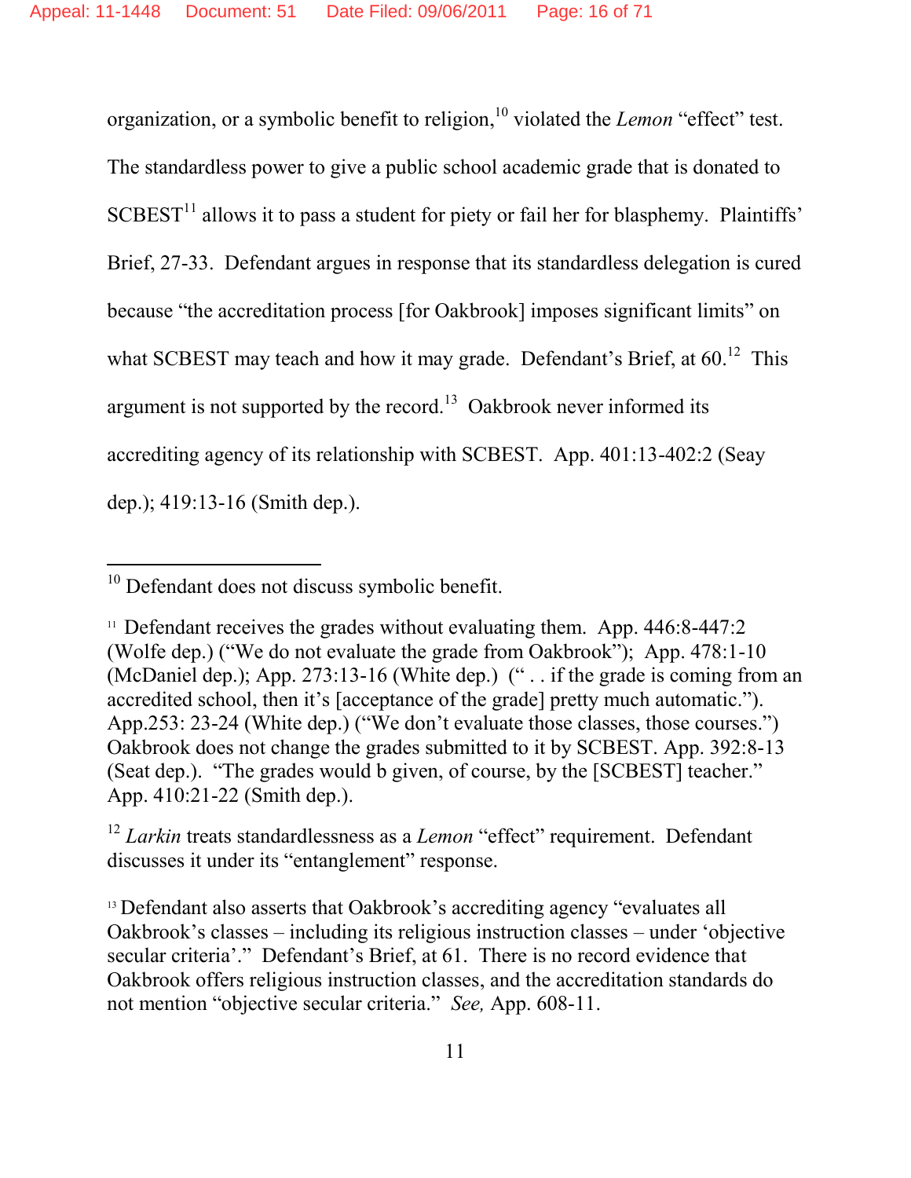organization, or a symbolic benefit to religion,[10] violated the *Lemon* "effect" test. The standardless power to give a public school academic grade that is donated to SCBEST[11] allows it to pass a student for piety or fail her for blasphemy. Plaintiffs' Brief, 27-33. Defendant argues in response that its standardless delegation is cured because "the accreditation process [for Oakbrook] imposes significant limits" on what SCBEST may teach and how it may grade. Defendant's Brief, at 60.[12] This argument is not supported by the record.[13] Oakbrook never informed its accrediting agency of its relationship with SCBEST. App. 401:13-402:2 (Seay dep.); 419:13-16 (Smith dep.).

---

[10] Defendant does not discuss symbolic benefit.

[11] Defendant receives the grades without evaluating them. App. 446:8-447:2 (Wolfe dep.) ("We do not evaluate the grade from Oakbrook"); App. 478:1-10 (McDaniel dep.); App. 273:13-16 (White dep.) (" . . if the grade is coming from an accredited school, then it's [acceptance of the grade] pretty much automatic."). App.253: 23-24 (White dep.) ("We don't evaluate those classes, those courses.") Oakbrook does not change the grades submitted to it by SCBEST. App. 392:8-13 (Seat dep.). "The grades would b given, of course, by the [SCBEST] teacher." App. 410:21-22 (Smith dep.).

[12] *Larkin* treats standardlessness as a *Lemon* "effect" requirement. Defendant discusses it under its "entanglement" response.

[13] Defendant also asserts that Oakbrook's accrediting agency "evaluates all Oakbrook's classes – including its religious instruction classes – under 'objective secular criteria'." Defendant's Brief, at 61. There is no record evidence that Oakbrook offers religious instruction classes, and the accreditation standards do not mention "objective secular criteria." *See,* App. 608-11.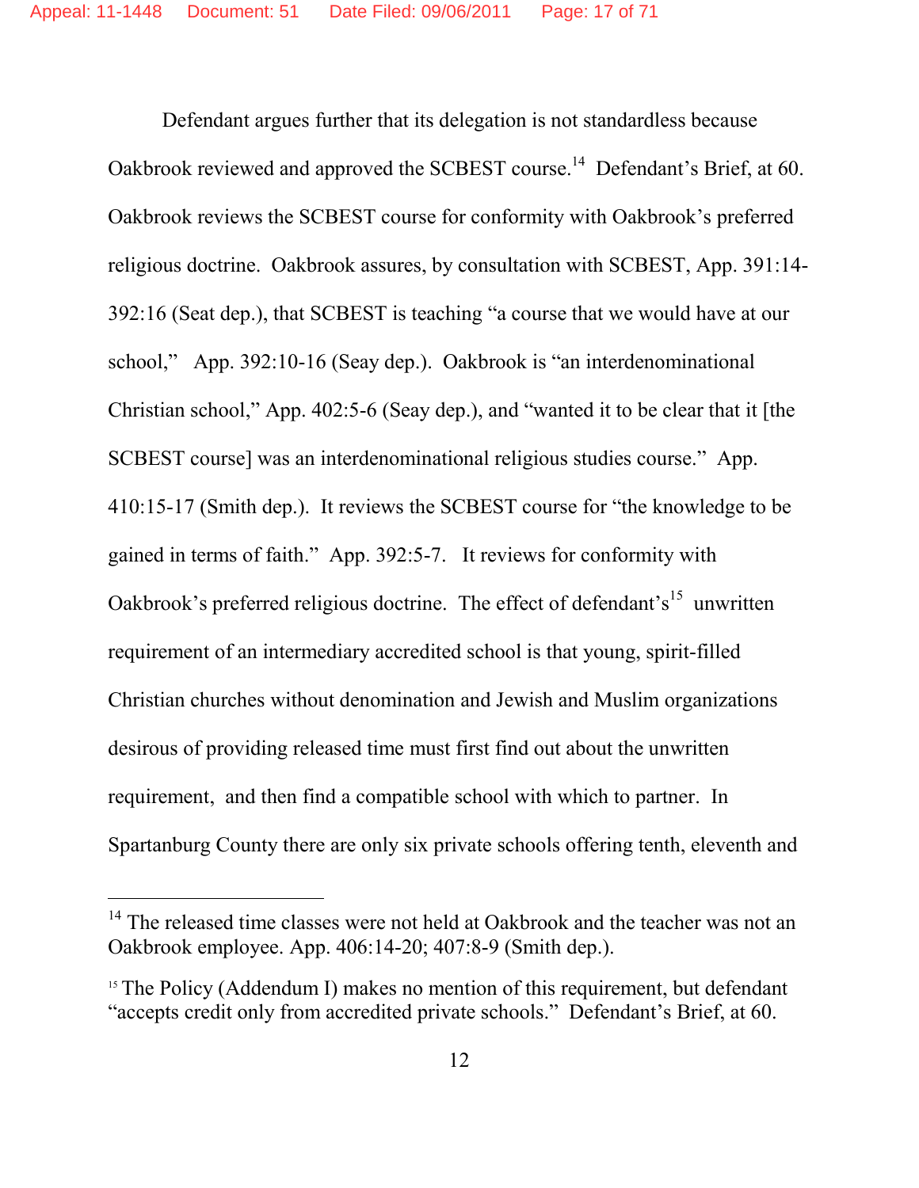Defendant argues further that its delegation is not standardless because Oakbrook reviewed and approved the SCBEST course.[14] Defendant's Brief, at 60. Oakbrook reviews the SCBEST course for conformity with Oakbrook's preferred religious doctrine. Oakbrook assures, by consultation with SCBEST, App. 391:14-392:16 (Seat dep.), that SCBEST is teaching "a course that we would have at our school," App. 392:10-16 (Seay dep.). Oakbrook is "an interdenominational Christian school," App. 402:5-6 (Seay dep.), and "wanted it to be clear that it [the SCBEST course] was an interdenominational religious studies course." App. 410:15-17 (Smith dep.). It reviews the SCBEST course for "the knowledge to be gained in terms of faith." App. 392:5-7. It reviews for conformity with Oakbrook's preferred religious doctrine. The effect of defendant's[15] unwritten requirement of an intermediary accredited school is that young, spirit-filled Christian churches without denomination and Jewish and Muslim organizations desirous of providing released time must first find out about the unwritten requirement, and then find a compatible school with which to partner. In Spartanburg County there are only six private schools offering tenth, eleventh and

---

[14] The released time classes were not held at Oakbrook and the teacher was not an Oakbrook employee. App. 406:14-20; 407:8-9 (Smith dep.).

[15] The Policy (Addendum I) makes no mention of this requirement, but defendant "accepts credit only from accredited private schools." Defendant's Brief, at 60.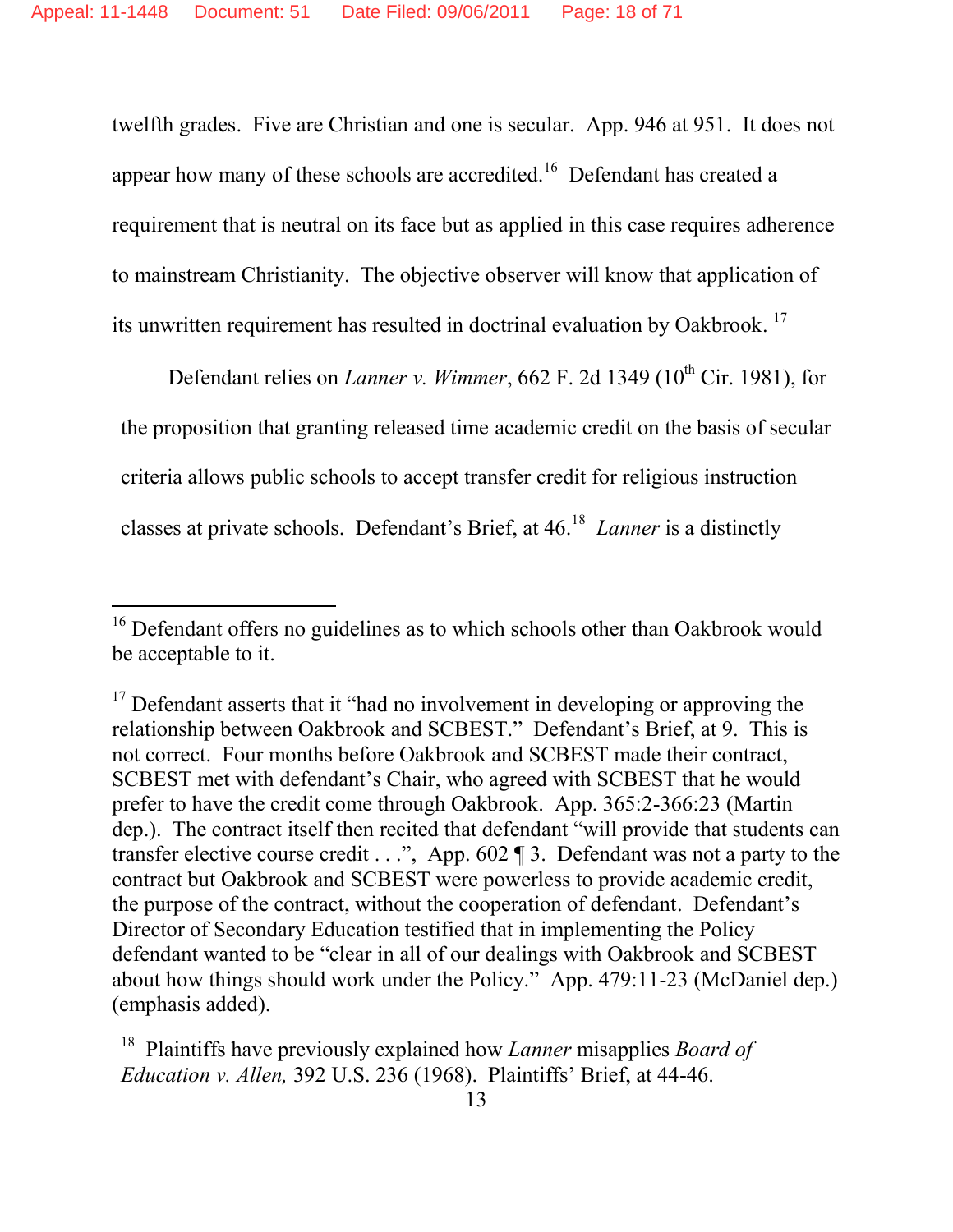twelfth grades. Five are Christian and one is secular. App. 946 at 951. It does not appear how many of these schools are accredited.[16] Defendant has created a requirement that is neutral on its face but as applied in this case requires adherence to mainstream Christianity. The objective observer will know that application of its unwritten requirement has resulted in doctrinal evaluation by Oakbrook.[17]

Defendant relies on *Lanner v. Wimmer*, 662 F. 2d 1349 (10th Cir. 1981), for the proposition that granting released time academic credit on the basis of secular criteria allows public schools to accept transfer credit for religious instruction classes at private schools. Defendant's Brief, at 46.[18] *Lanner* is a distinctly

---

[16] Defendant offers no guidelines as to which schools other than Oakbrook would be acceptable to it.

[17] Defendant asserts that it "had no involvement in developing or approving the relationship between Oakbrook and SCBEST." Defendant's Brief, at 9. This is not correct. Four months before Oakbrook and SCBEST made their contract, SCBEST met with defendant's Chair, who agreed with SCBEST that he would prefer to have the credit come through Oakbrook. App. 365:2-366:23 (Martin dep.). The contract itself then recited that defendant "will provide that students can transfer elective course credit . . .", App. 602 ¶ 3. Defendant was not a party to the contract but Oakbrook and SCBEST were powerless to provide academic credit, the purpose of the contract, without the cooperation of defendant. Defendant's Director of Secondary Education testified that in implementing the Policy defendant wanted to be "clear in all of our dealings with Oakbrook and SCBEST about how things should work under the Policy." App. 479:11-23 (McDaniel dep.) (emphasis added).

[18] Plaintiffs have previously explained how *Lanner* misapplies *Board of Education v. Allen,* 392 U.S. 236 (1968). Plaintiffs' Brief, at 44-46.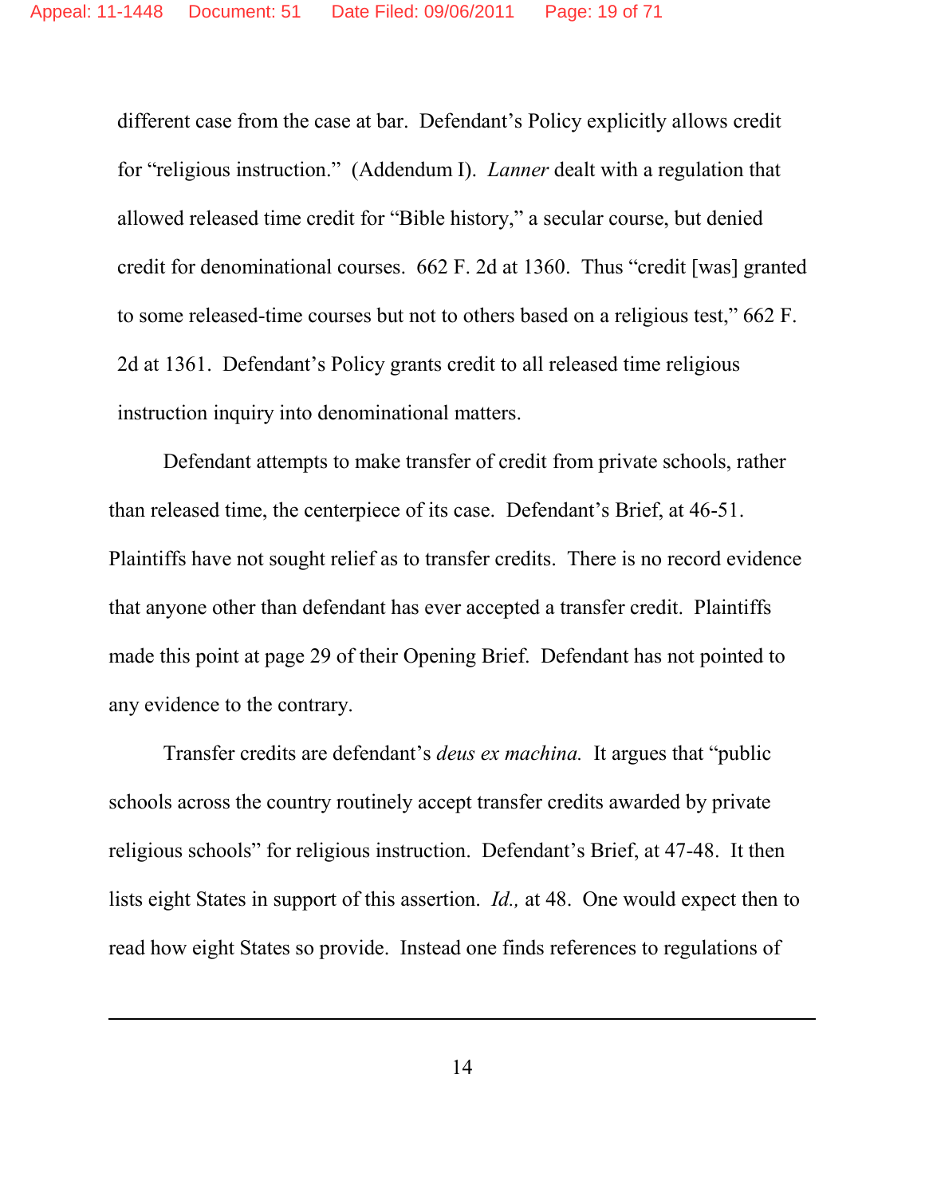different case from the case at bar. Defendant's Policy explicitly allows credit for "religious instruction." (Addendum I). *Lanner* dealt with a regulation that allowed released time credit for "Bible history," a secular course, but denied credit for denominational courses. 662 F. 2d at 1360. Thus "credit [was] granted to some released-time courses but not to others based on a religious test," 662 F. 2d at 1361. Defendant's Policy grants credit to all released time religious instruction inquiry into denominational matters.

Defendant attempts to make transfer of credit from private schools, rather than released time, the centerpiece of its case. Defendant's Brief, at 46-51. Plaintiffs have not sought relief as to transfer credits. There is no record evidence that anyone other than defendant has ever accepted a transfer credit. Plaintiffs made this point at page 29 of their Opening Brief. Defendant has not pointed to any evidence to the contrary.

Transfer credits are defendant's *deus ex machina.* It argues that "public schools across the country routinely accept transfer credits awarded by private religious schools" for religious instruction. Defendant's Brief, at 47-48. It then lists eight States in support of this assertion. *Id.,* at 48. One would expect then to read how eight States so provide. Instead one finds references to regulations of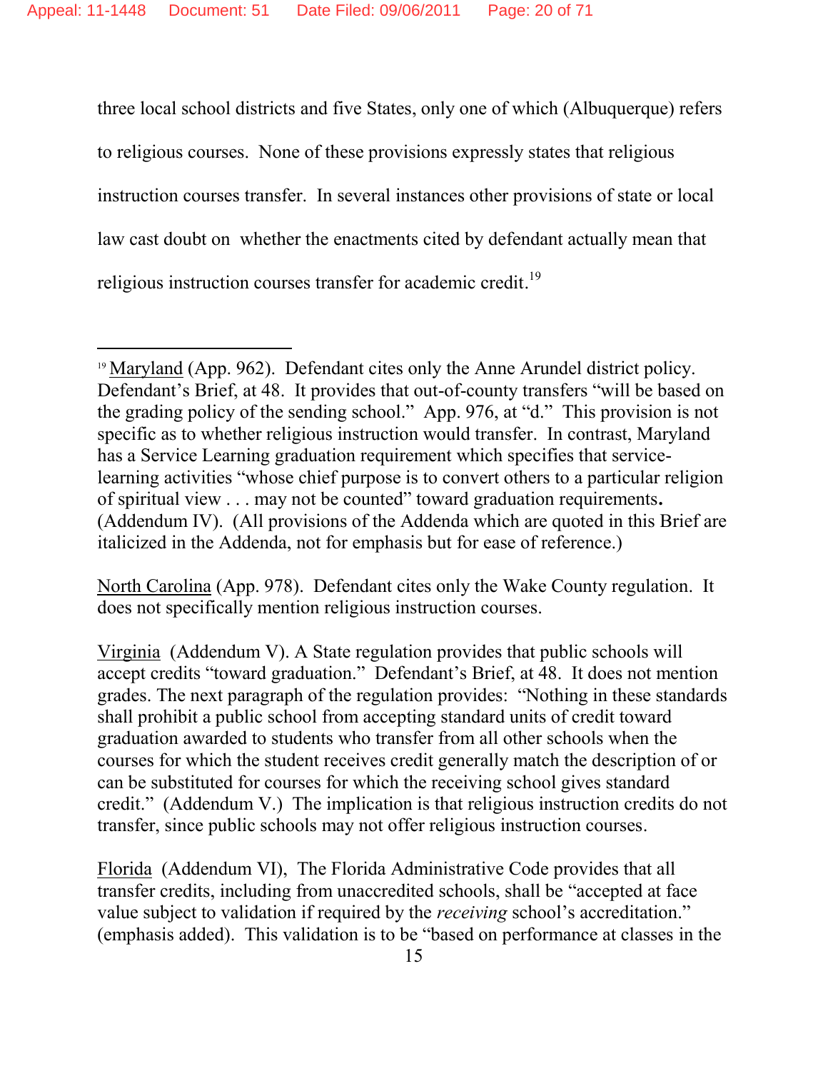three local school districts and five States, only one of which (Albuquerque) refers to religious courses. None of these provisions expressly states that religious instruction courses transfer. In several instances other provisions of state or local law cast doubt on whether the enactments cited by defendant actually mean that religious instruction courses transfer for academic credit.[19]

---

[19] Maryland (App. 962). Defendant cites only the Anne Arundel district policy. Defendant's Brief, at 48. It provides that out-of-county transfers "will be based on the grading policy of the sending school." App. 976, at "d." This provision is not specific as to whether religious instruction would transfer. In contrast, Maryland has a Service Learning graduation requirement which specifies that service-learning activities "whose chief purpose is to convert others to a particular religion of spiritual view . . . may not be counted" toward graduation requirements**.** (Addendum IV). (All provisions of the Addenda which are quoted in this Brief are italicized in the Addenda, not for emphasis but for ease of reference.)

North Carolina (App. 978). Defendant cites only the Wake County regulation. It does not specifically mention religious instruction courses.

Virginia (Addendum V). A State regulation provides that public schools will accept credits "toward graduation." Defendant's Brief, at 48. It does not mention grades. The next paragraph of the regulation provides: "Nothing in these standards shall prohibit a public school from accepting standard units of credit toward graduation awarded to students who transfer from all other schools when the courses for which the student receives credit generally match the description of or can be substituted for courses for which the receiving school gives standard credit." (Addendum V.) The implication is that religious instruction credits do not transfer, since public schools may not offer religious instruction courses.

Florida (Addendum VI), The Florida Administrative Code provides that all transfer credits, including from unaccredited schools, shall be "accepted at face value subject to validation if required by the *receiving* school's accreditation." (emphasis added). This validation is to be "based on performance at classes in the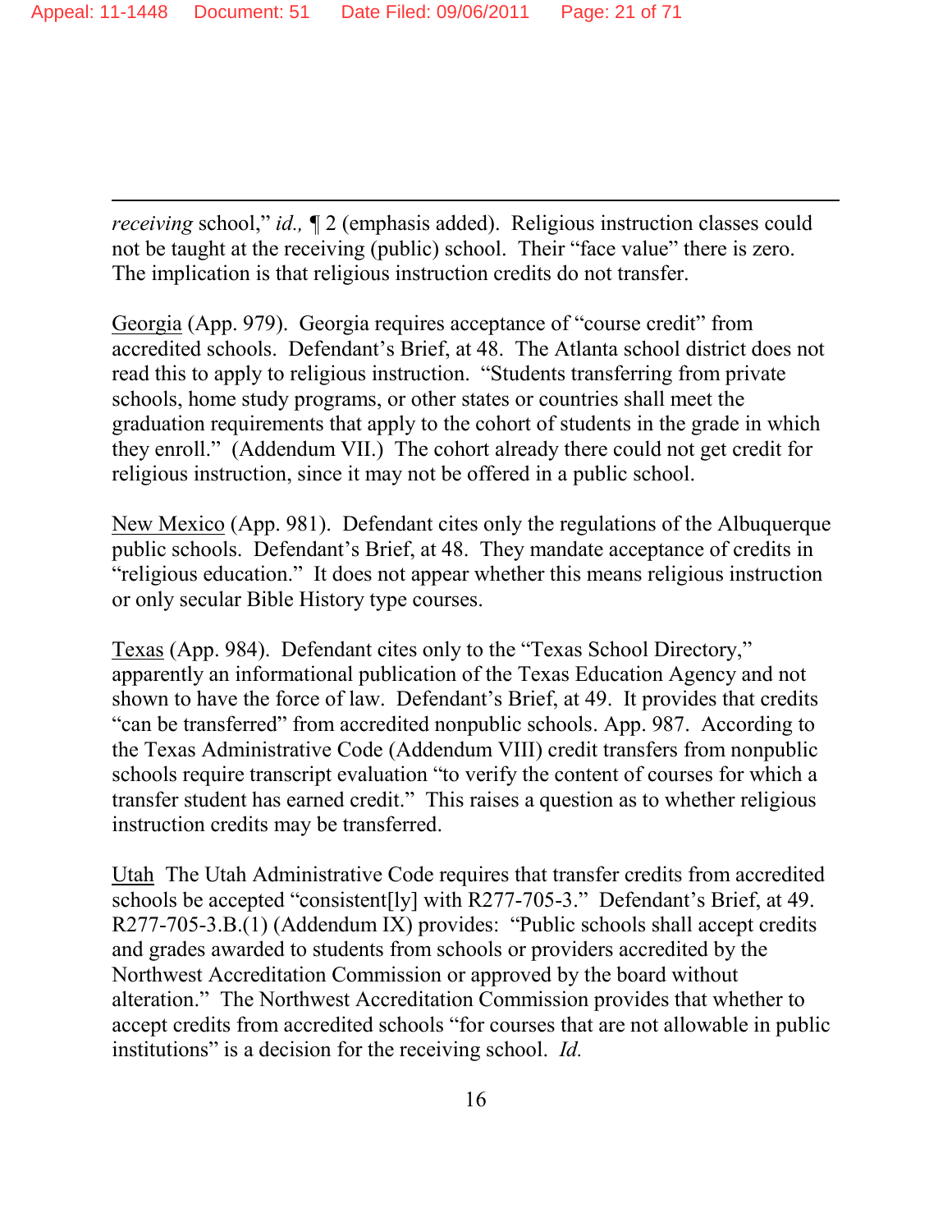*receiving* school," *id.,* ¶ 2 (emphasis added). Religious instruction classes could not be taught at the receiving (public) school. Their "face value" there is zero. The implication is that religious instruction credits do not transfer.

<u>Georgia</u> (App. 979). Georgia requires acceptance of "course credit" from accredited schools. Defendant's Brief, at 48. The Atlanta school district does not read this to apply to religious instruction. "Students transferring from private schools, home study programs, or other states or countries shall meet the graduation requirements that apply to the cohort of students in the grade in which they enroll." (Addendum VII.) The cohort already there could not get credit for religious instruction, since it may not be offered in a public school.

<u>New Mexico</u> (App. 981). Defendant cites only the regulations of the Albuquerque public schools. Defendant's Brief, at 48. They mandate acceptance of credits in "religious education." It does not appear whether this means religious instruction or only secular Bible History type courses.

<u>Texas</u> (App. 984). Defendant cites only to the "Texas School Directory," apparently an informational publication of the Texas Education Agency and not shown to have the force of law. Defendant's Brief, at 49. It provides that credits "can be transferred" from accredited nonpublic schools. App. 987. According to the Texas Administrative Code (Addendum VIII) credit transfers from nonpublic schools require transcript evaluation "to verify the content of courses for which a transfer student has earned credit." This raises a question as to whether religious instruction credits may be transferred.

<u>Utah</u> The Utah Administrative Code requires that transfer credits from accredited schools be accepted "consistent[ly] with R277-705-3." Defendant's Brief, at 49. R277-705-3.B.(1) (Addendum IX) provides: "Public schools shall accept credits and grades awarded to students from schools or providers accredited by the Northwest Accreditation Commission or approved by the board without alteration." The Northwest Accreditation Commission provides that whether to accept credits from accredited schools "for courses that are not allowable in public institutions" is a decision for the receiving school. *Id.*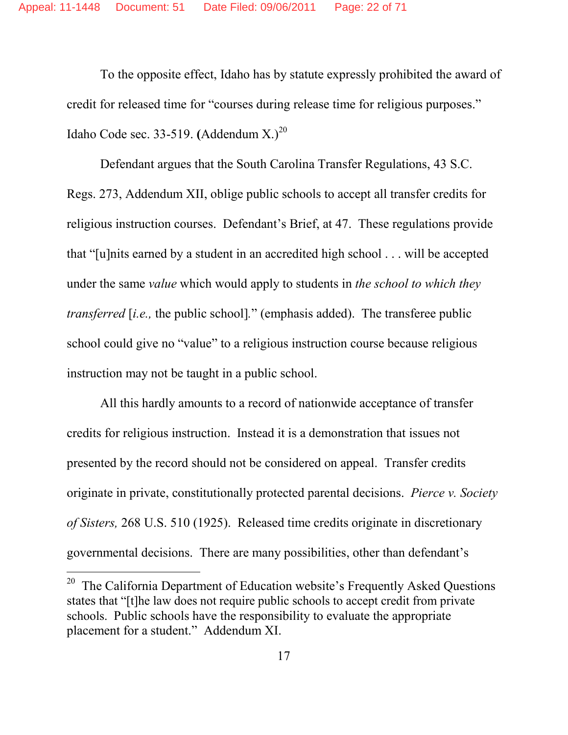To the opposite effect, Idaho has by statute expressly prohibited the award of credit for released time for "courses during release time for religious purposes." Idaho Code sec. 33-519. **(**Addendum X.)[20]

Defendant argues that the South Carolina Transfer Regulations, 43 S.C. Regs. 273, Addendum XII, oblige public schools to accept all transfer credits for religious instruction courses. Defendant's Brief, at 47. These regulations provide that "[u]nits earned by a student in an accredited high school . . . will be accepted under the same *value* which would apply to students in *the school to which they transferred* [*i.e.,* the public school]." (emphasis added). The transferee public school could give no "value" to a religious instruction course because religious instruction may not be taught in a public school.

All this hardly amounts to a record of nationwide acceptance of transfer credits for religious instruction. Instead it is a demonstration that issues not presented by the record should not be considered on appeal. Transfer credits originate in private, constitutionally protected parental decisions. *Pierce v. Society of Sisters,* 268 U.S. 510 (1925). Released time credits originate in discretionary governmental decisions. There are many possibilities, other than defendant's

---

[20] The California Department of Education website's Frequently Asked Questions states that "[t]he law does not require public schools to accept credit from private schools. Public schools have the responsibility to evaluate the appropriate placement for a student." Addendum XI.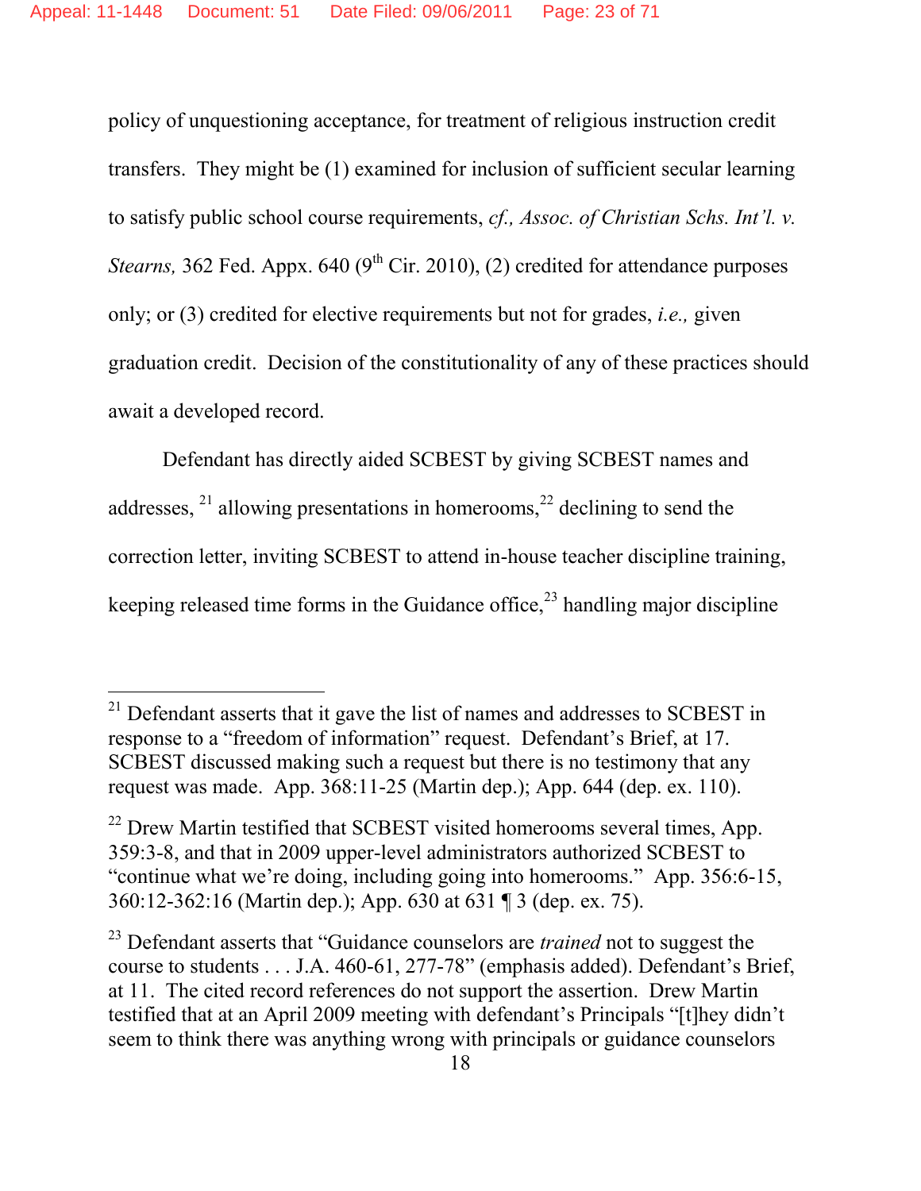policy of unquestioning acceptance, for treatment of religious instruction credit transfers. They might be (1) examined for inclusion of sufficient secular learning to satisfy public school course requirements, *cf., Assoc. of Christian Schs. Int'l. v. Stearns,* 362 Fed. Appx. 640 (9th Cir. 2010), (2) credited for attendance purposes only; or (3) credited for elective requirements but not for grades, *i.e.,* given graduation credit. Decision of the constitutionality of any of these practices should await a developed record.

Defendant has directly aided SCBEST by giving SCBEST names and addresses, [21] allowing presentations in homerooms,[22] declining to send the correction letter, inviting SCBEST to attend in-house teacher discipline training, keeping released time forms in the Guidance office,[23] handling major discipline

---

[21] Defendant asserts that it gave the list of names and addresses to SCBEST in response to a "freedom of information" request. Defendant's Brief, at 17. SCBEST discussed making such a request but there is no testimony that any request was made. App. 368:11-25 (Martin dep.); App. 644 (dep. ex. 110).

[22] Drew Martin testified that SCBEST visited homerooms several times, App. 359:3-8, and that in 2009 upper-level administrators authorized SCBEST to "continue what we're doing, including going into homerooms." App. 356:6-15, 360:12-362:16 (Martin dep.); App. 630 at 631 ¶ 3 (dep. ex. 75).

[23] Defendant asserts that "Guidance counselors are *trained* not to suggest the course to students . . . J.A. 460-61, 277-78" (emphasis added). Defendant's Brief, at 11. The cited record references do not support the assertion. Drew Martin testified that at an April 2009 meeting with defendant's Principals "[t]hey didn't seem to think there was anything wrong with principals or guidance counselors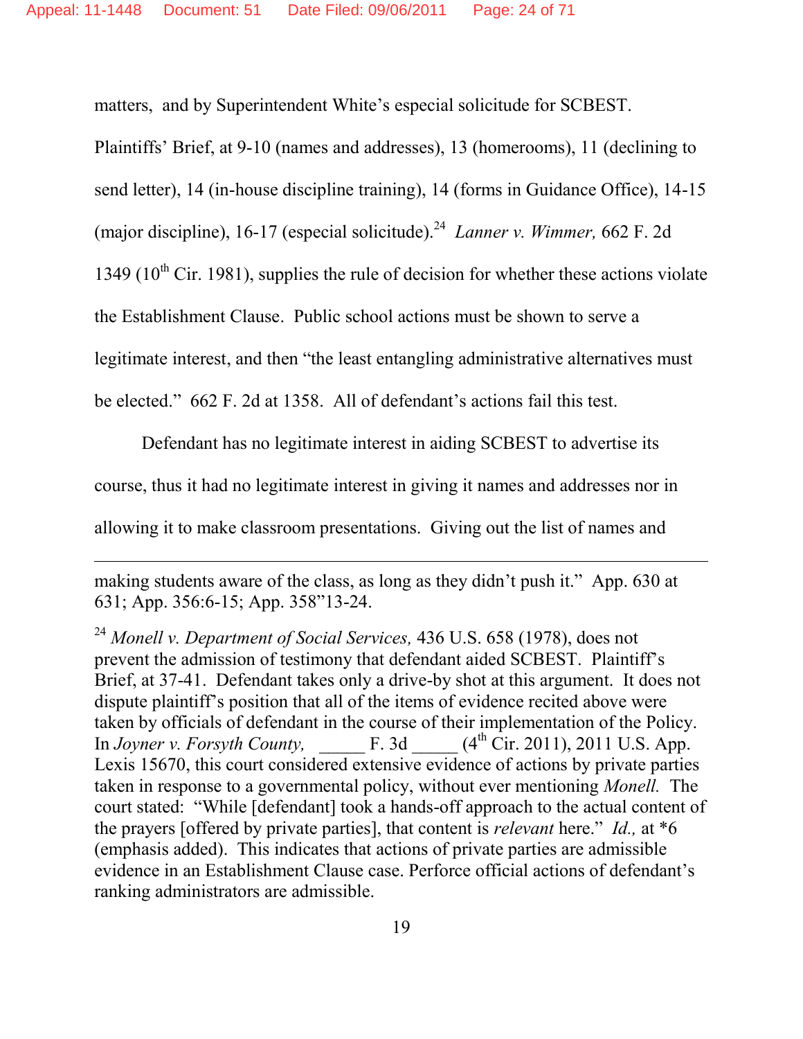matters, and by Superintendent White's especial solicitude for SCBEST. Plaintiffs' Brief, at 9-10 (names and addresses), 13 (homerooms), 11 (declining to send letter), 14 (in-house discipline training), 14 (forms in Guidance Office), 14-15 (major discipline), 16-17 (especial solicitude).[24] *Lanner v. Wimmer,* 662 F. 2d 1349 (10th Cir. 1981), supplies the rule of decision for whether these actions violate the Establishment Clause. Public school actions must be shown to serve a legitimate interest, and then "the least entangling administrative alternatives must be elected." 662 F. 2d at 1358. All of defendant's actions fail this test.

Defendant has no legitimate interest in aiding SCBEST to advertise its course, thus it had no legitimate interest in giving it names and addresses nor in allowing it to make classroom presentations. Giving out the list of names and

---

making students aware of the class, as long as they didn't push it." App. 630 at 631; App. 356:6-15; App. 358"13-24.

[24] *Monell v. Department of Social Services,* 436 U.S. 658 (1978), does not prevent the admission of testimony that defendant aided SCBEST. Plaintiff's Brief, at 37-41. Defendant takes only a drive-by shot at this argument. It does not dispute plaintiff's position that all of the items of evidence recited above were taken by officials of defendant in the course of their implementation of the Policy. In *Joyner v. Forsyth County,* _____ F. 3d _____ (4th Cir. 2011), 2011 U.S. App. Lexis 15670, this court considered extensive evidence of actions by private parties taken in response to a governmental policy, without ever mentioning *Monell.* The court stated: "While [defendant] took a hands-off approach to the actual content of the prayers [offered by private parties], that content is *relevant* here." *Id.,* at *6 (emphasis added). This indicates that actions of private parties are admissible evidence in an Establishment Clause case. Perforce official actions of defendant's ranking administrators are admissible.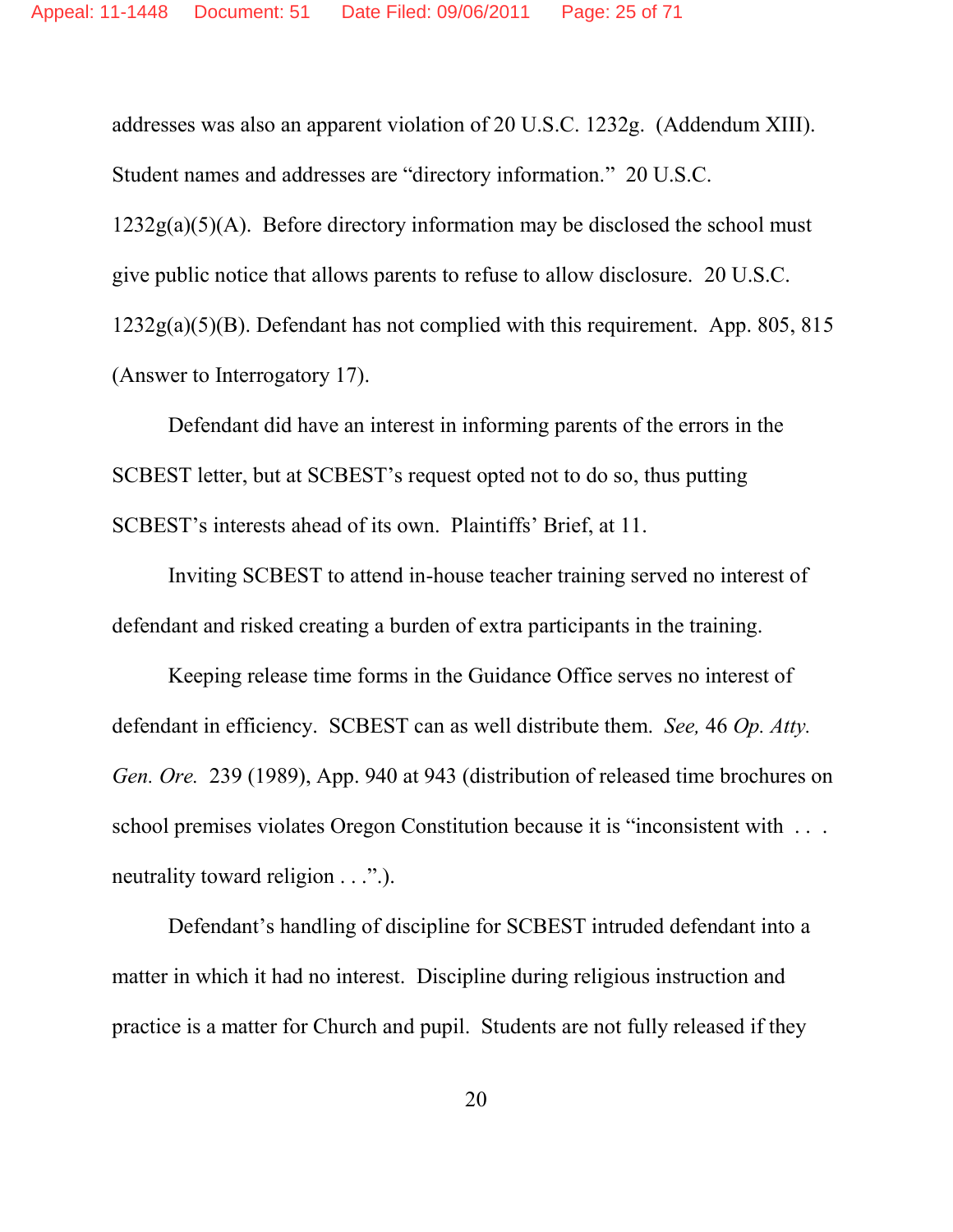addresses was also an apparent violation of 20 U.S.C. 1232g. (Addendum XIII). Student names and addresses are "directory information." 20 U.S.C. 1232g(a)(5)(A). Before directory information may be disclosed the school must give public notice that allows parents to refuse to allow disclosure. 20 U.S.C. 1232g(a)(5)(B). Defendant has not complied with this requirement. App. 805, 815 (Answer to Interrogatory 17).

Defendant did have an interest in informing parents of the errors in the SCBEST letter, but at SCBEST's request opted not to do so, thus putting SCBEST's interests ahead of its own. Plaintiffs' Brief, at 11.

Inviting SCBEST to attend in-house teacher training served no interest of defendant and risked creating a burden of extra participants in the training.

Keeping release time forms in the Guidance Office serves no interest of defendant in efficiency. SCBEST can as well distribute them. *See,* 46 *Op. Atty. Gen. Ore.* 239 (1989), App. 940 at 943 (distribution of released time brochures on school premises violates Oregon Constitution because it is "inconsistent with . . . neutrality toward religion . . .".).

Defendant's handling of discipline for SCBEST intruded defendant into a matter in which it had no interest. Discipline during religious instruction and practice is a matter for Church and pupil. Students are not fully released if they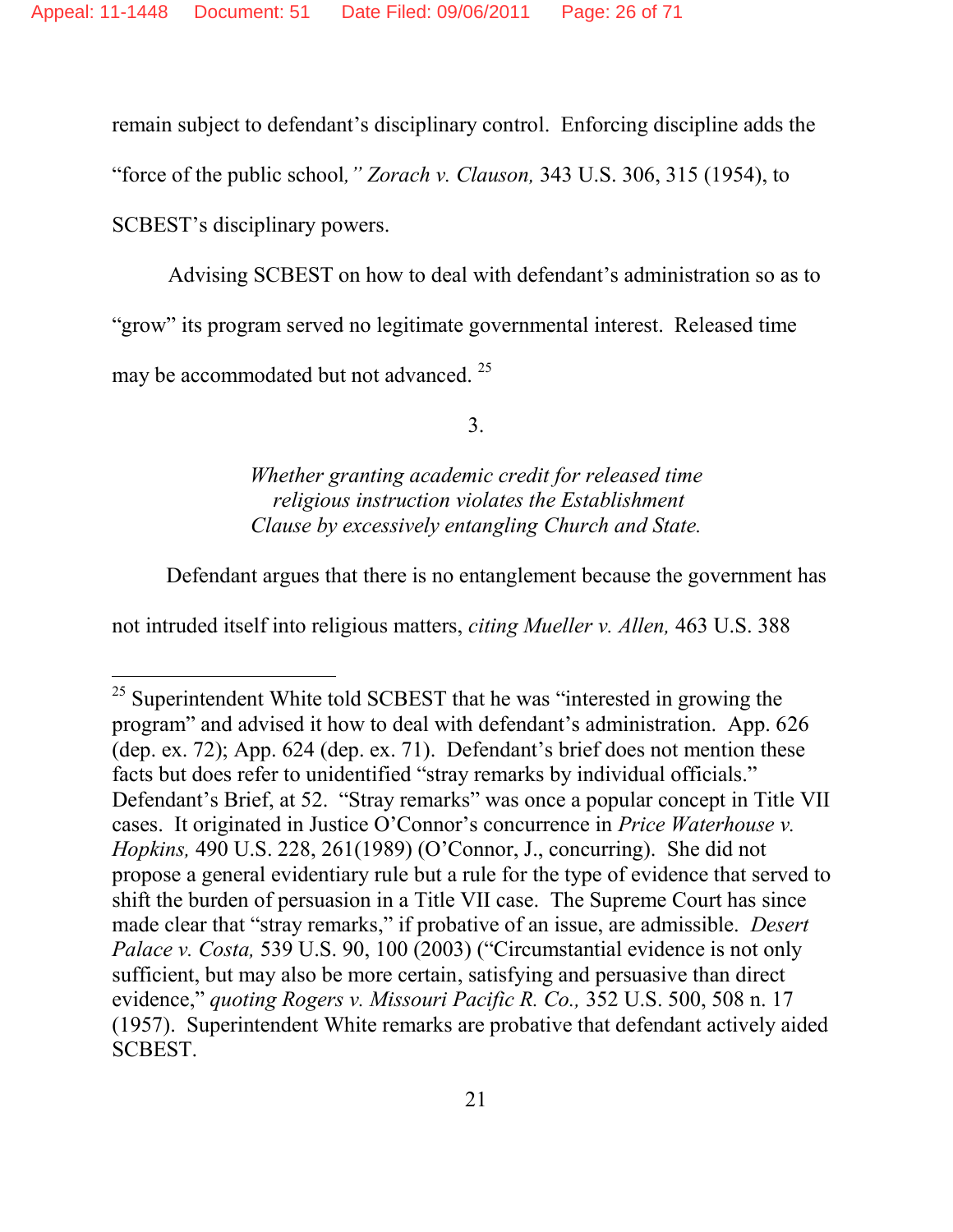remain subject to defendant's disciplinary control. Enforcing discipline adds the "force of the public school*," Zorach v. Clauson,* 343 U.S. 306, 315 (1954), to SCBEST's disciplinary powers.

Advising SCBEST on how to deal with defendant's administration so as to "grow" its program served no legitimate governmental interest. Released time may be accommodated but not advanced. [25]

3.

*Whether granting academic credit for released time religious instruction violates the Establishment Clause by excessively entangling Church and State.*

Defendant argues that there is no entanglement because the government has not intruded itself into religious matters, *citing Mueller v. Allen,* 463 U.S. 388

---

[25] Superintendent White told SCBEST that he was "interested in growing the program" and advised it how to deal with defendant's administration. App. 626 (dep. ex. 72); App. 624 (dep. ex. 71). Defendant's brief does not mention these facts but does refer to unidentified "stray remarks by individual officials." Defendant's Brief, at 52. "Stray remarks" was once a popular concept in Title VII cases. It originated in Justice O'Connor's concurrence in *Price Waterhouse v. Hopkins,* 490 U.S. 228, 261(1989) (O'Connor, J., concurring). She did not propose a general evidentiary rule but a rule for the type of evidence that served to shift the burden of persuasion in a Title VII case. The Supreme Court has since made clear that "stray remarks," if probative of an issue, are admissible. *Desert Palace v. Costa,* 539 U.S. 90, 100 (2003) ("Circumstantial evidence is not only sufficient, but may also be more certain, satisfying and persuasive than direct evidence," *quoting Rogers v. Missouri Pacific R. Co.,* 352 U.S. 500, 508 n. 17 (1957). Superintendent White remarks are probative that defendant actively aided SCBEST.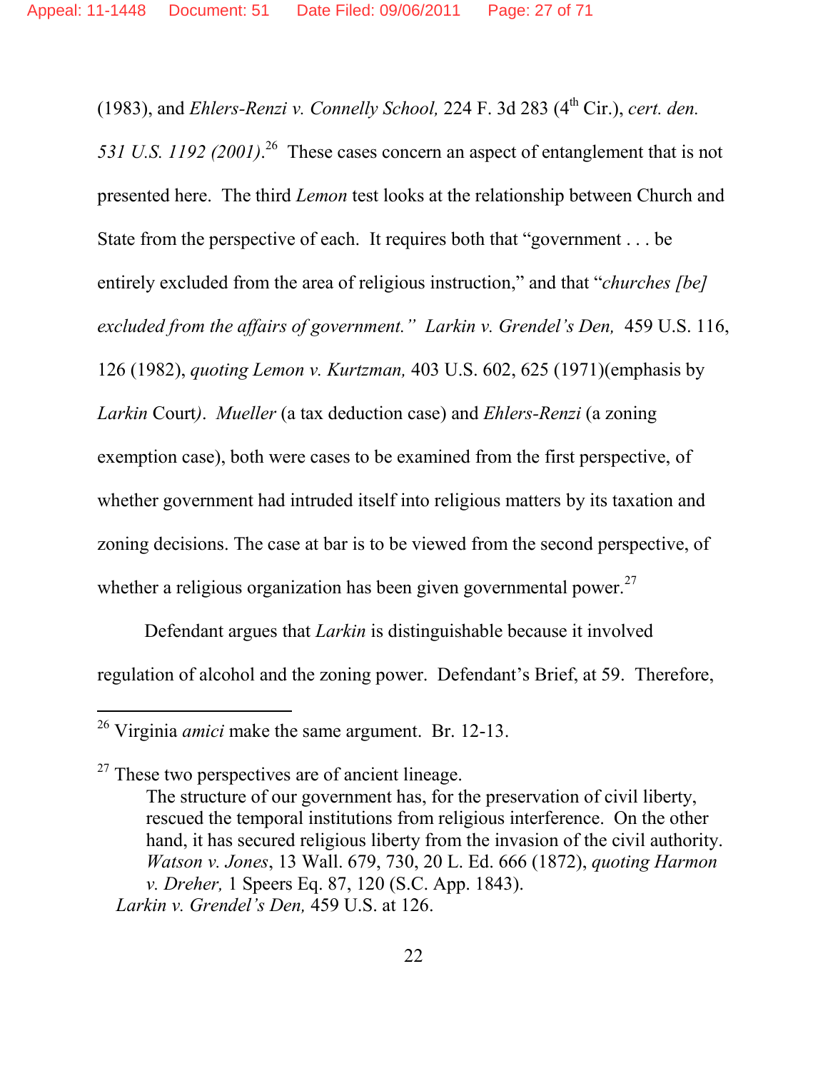(1983), and *Ehlers-Renzi v. Connelly School,* 224 F. 3d 283 (4th Cir.), *cert. den. 531 U.S. 1192 (2001)*.[26] These cases concern an aspect of entanglement that is not presented here. The third *Lemon* test looks at the relationship between Church and State from the perspective of each. It requires both that "government . . . be entirely excluded from the area of religious instruction," and that "*churches [be] excluded from the affairs of government.*" *Larkin v. Grendel's Den,* 459 U.S. 116, 126 (1982), *quoting Lemon v. Kurtzman,* 403 U.S. 602, 625 (1971)(emphasis by *Larkin* Court*)*. *Mueller* (a tax deduction case) and *Ehlers-Renzi* (a zoning exemption case), both were cases to be examined from the first perspective, of whether government had intruded itself into religious matters by its taxation and zoning decisions. The case at bar is to be viewed from the second perspective, of whether a religious organization has been given governmental power.[27]

Defendant argues that *Larkin* is distinguishable because it involved regulation of alcohol and the zoning power. Defendant's Brief, at 59. Therefore,

---

[26] Virginia *amici* make the same argument. Br. 12-13.

[27] These two perspectives are of ancient lineage.

> The structure of our government has, for the preservation of civil liberty, rescued the temporal institutions from religious interference. On the other hand, it has secured religious liberty from the invasion of the civil authority. *Watson v. Jones*, 13 Wall. 679, 730, 20 L. Ed. 666 (1872), *quoting Harmon v. Dreher,* 1 Speers Eq. 87, 120 (S.C. App. 1843).

*Larkin v. Grendel's Den,* 459 U.S. at 126.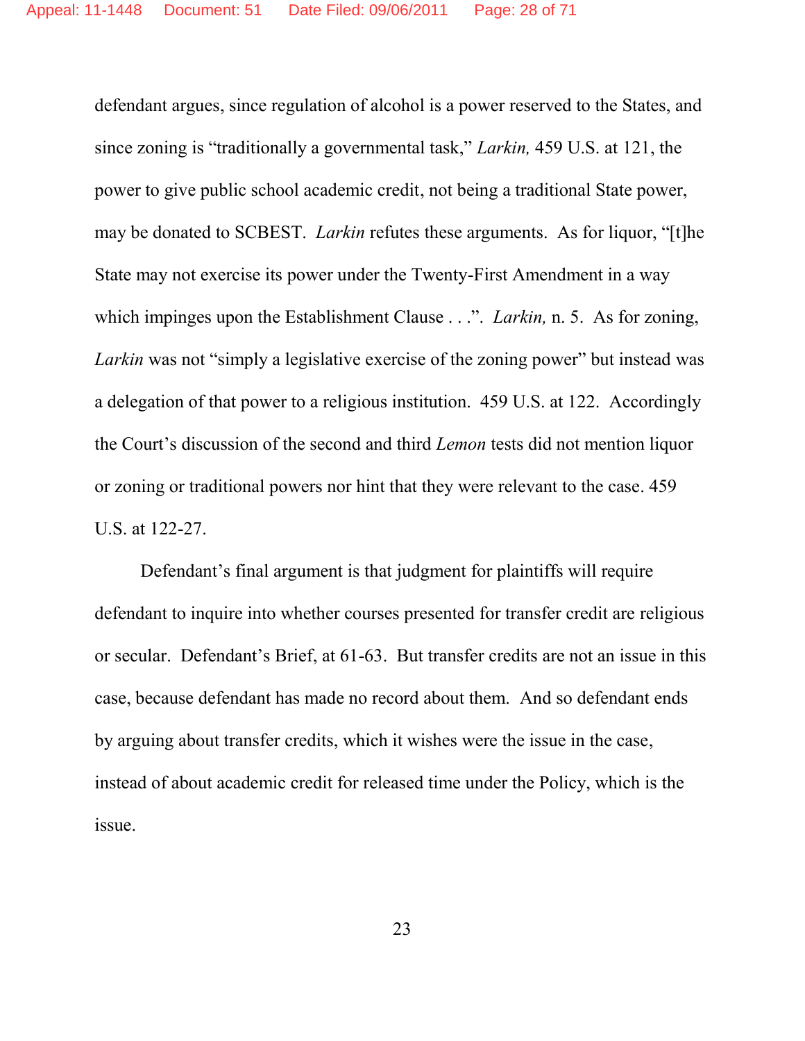defendant argues, since regulation of alcohol is a power reserved to the States, and since zoning is "traditionally a governmental task," *Larkin,* 459 U.S. at 121, the power to give public school academic credit, not being a traditional State power, may be donated to SCBEST. *Larkin* refutes these arguments. As for liquor, "[t]he State may not exercise its power under the Twenty-First Amendment in a way which impinges upon the Establishment Clause . . .". *Larkin,* n. 5. As for zoning, *Larkin* was not "simply a legislative exercise of the zoning power" but instead was a delegation of that power to a religious institution. 459 U.S. at 122. Accordingly the Court's discussion of the second and third *Lemon* tests did not mention liquor or zoning or traditional powers nor hint that they were relevant to the case. 459 U.S. at 122-27.

Defendant's final argument is that judgment for plaintiffs will require defendant to inquire into whether courses presented for transfer credit are religious or secular. Defendant's Brief, at 61-63. But transfer credits are not an issue in this case, because defendant has made no record about them. And so defendant ends by arguing about transfer credits, which it wishes were the issue in the case, instead of about academic credit for released time under the Policy, which is the issue.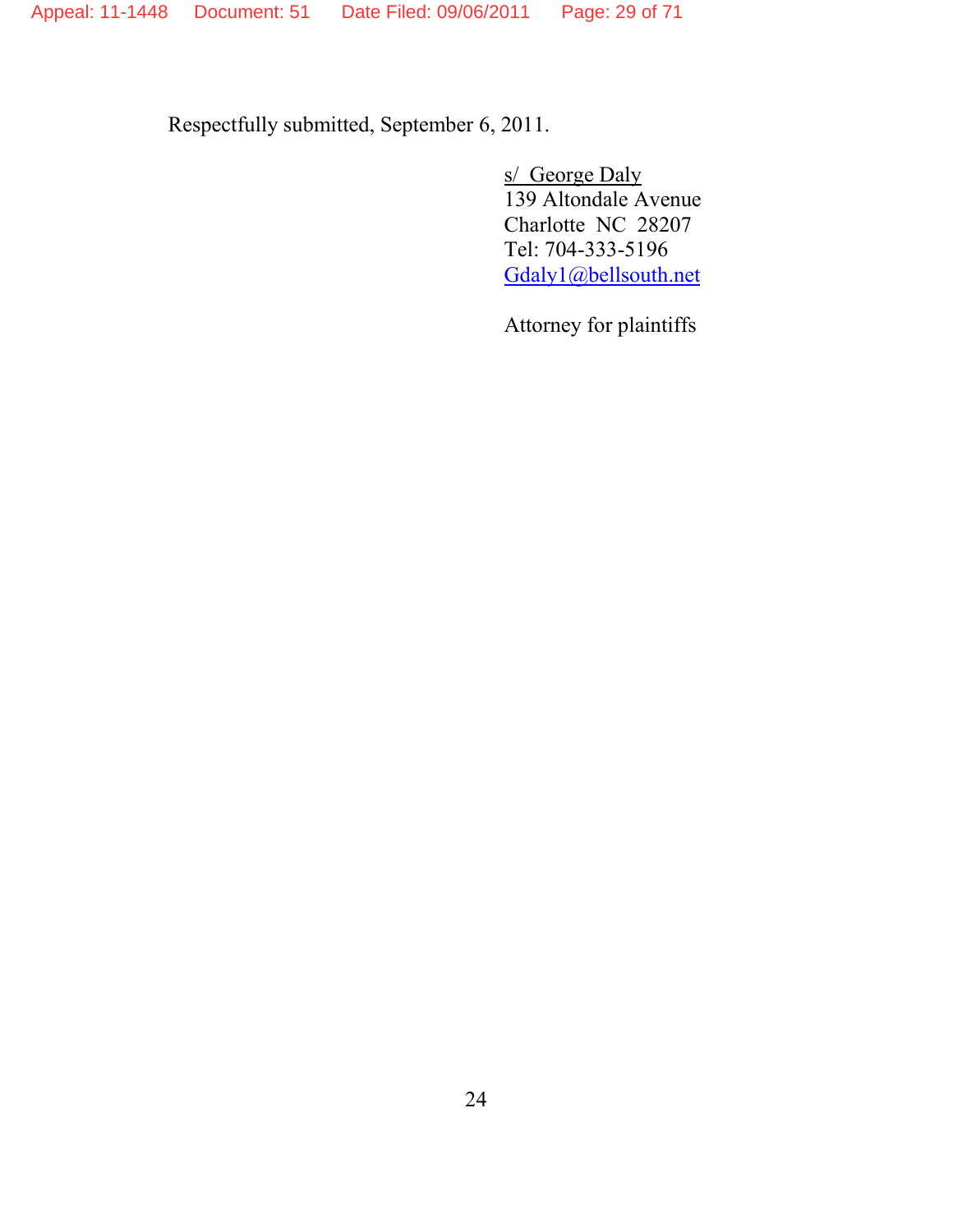Respectfully submitted, September 6, 2011.

s/ George Daly
139 Altondale Avenue
Charlotte NC 28207
Tel: 704-333-5196
Gdaly1@bellsouth.net

Attorney for plaintiffs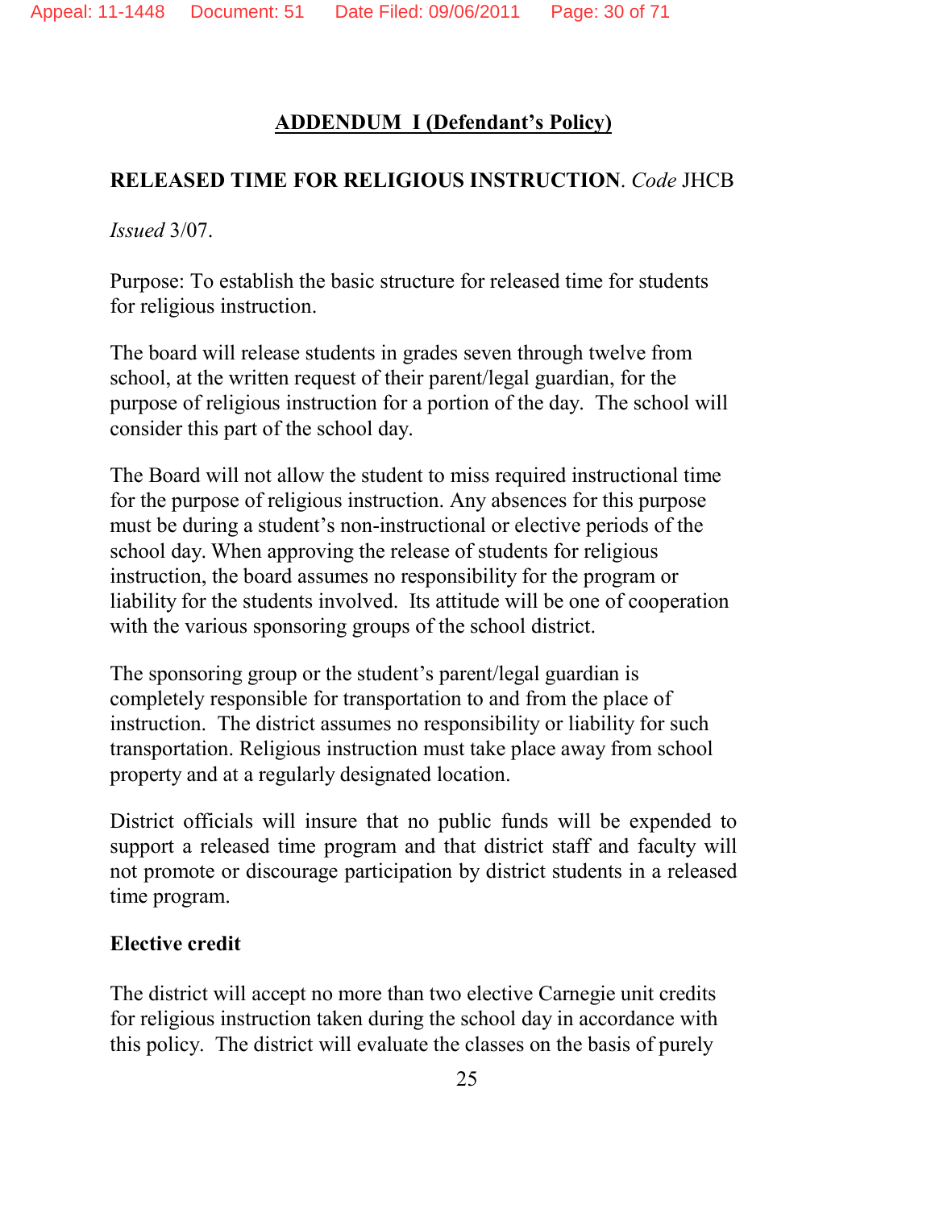## ADDENDUM I (Defendant's Policy)

**RELEASED TIME FOR RELIGIOUS INSTRUCTION**. *Code* JHCB

*Issued* 3/07.

Purpose: To establish the basic structure for released time for students for religious instruction.

The board will release students in grades seven through twelve from school, at the written request of their parent/legal guardian, for the purpose of religious instruction for a portion of the day. The school will consider this part of the school day.

The Board will not allow the student to miss required instructional time for the purpose of religious instruction. Any absences for this purpose must be during a student's non-instructional or elective periods of the school day. When approving the release of students for religious instruction, the board assumes no responsibility for the program or liability for the students involved. Its attitude will be one of cooperation with the various sponsoring groups of the school district.

The sponsoring group or the student's parent/legal guardian is completely responsible for transportation to and from the place of instruction. The district assumes no responsibility or liability for such transportation. Religious instruction must take place away from school property and at a regularly designated location.

District officials will insure that no public funds will be expended to support a released time program and that district staff and faculty will not promote or discourage participation by district students in a released time program.

**Elective credit**

The district will accept no more than two elective Carnegie unit credits for religious instruction taken during the school day in accordance with this policy. The district will evaluate the classes on the basis of purely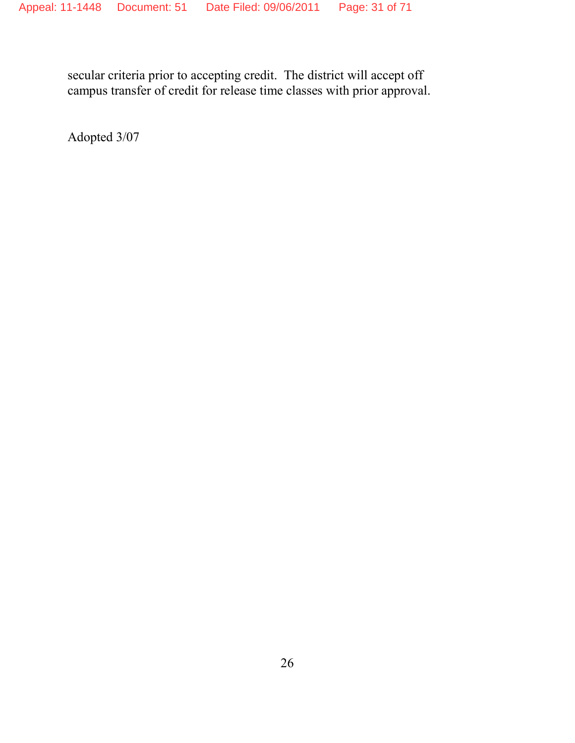secular criteria prior to accepting credit. The district will accept off campus transfer of credit for release time classes with prior approval.

Adopted 3/07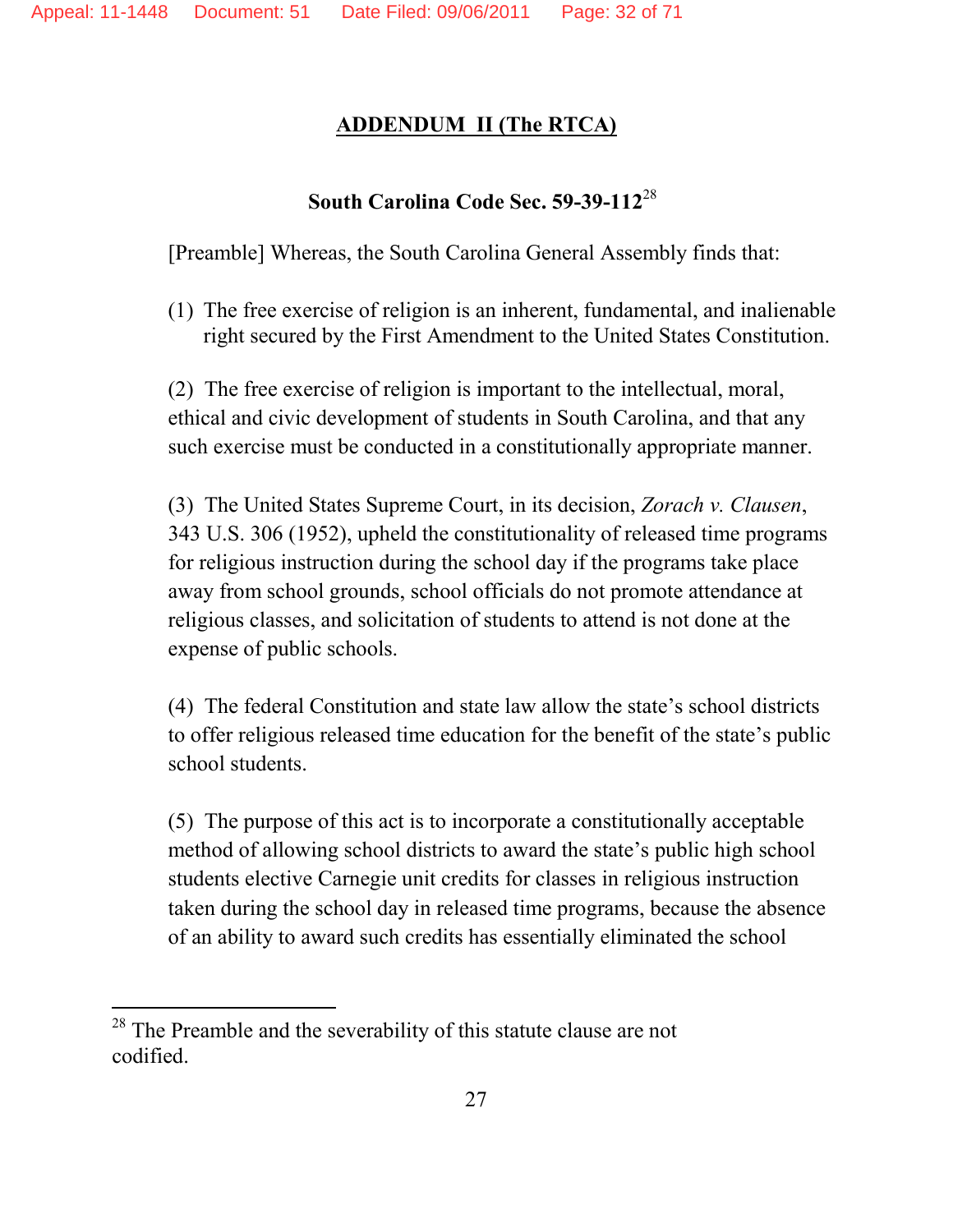## ADDENDUM II (The RTCA)

### South Carolina Code Sec. 59-39-112[28]

[Preamble] Whereas, the South Carolina General Assembly finds that:

(1) The free exercise of religion is an inherent, fundamental, and inalienable right secured by the First Amendment to the United States Constitution.

(2) The free exercise of religion is important to the intellectual, moral, ethical and civic development of students in South Carolina, and that any such exercise must be conducted in a constitutionally appropriate manner.

(3) The United States Supreme Court, in its decision, *Zorach v. Clausen*, 343 U.S. 306 (1952), upheld the constitutionality of released time programs for religious instruction during the school day if the programs take place away from school grounds, school officials do not promote attendance at religious classes, and solicitation of students to attend is not done at the expense of public schools.

(4) The federal Constitution and state law allow the state's school districts to offer religious released time education for the benefit of the state's public school students.

(5) The purpose of this act is to incorporate a constitutionally acceptable method of allowing school districts to award the state's public high school students elective Carnegie unit credits for classes in religious instruction taken during the school day in released time programs, because the absence of an ability to award such credits has essentially eliminated the school

---

[28] The Preamble and the severability of this statute clause are not codified.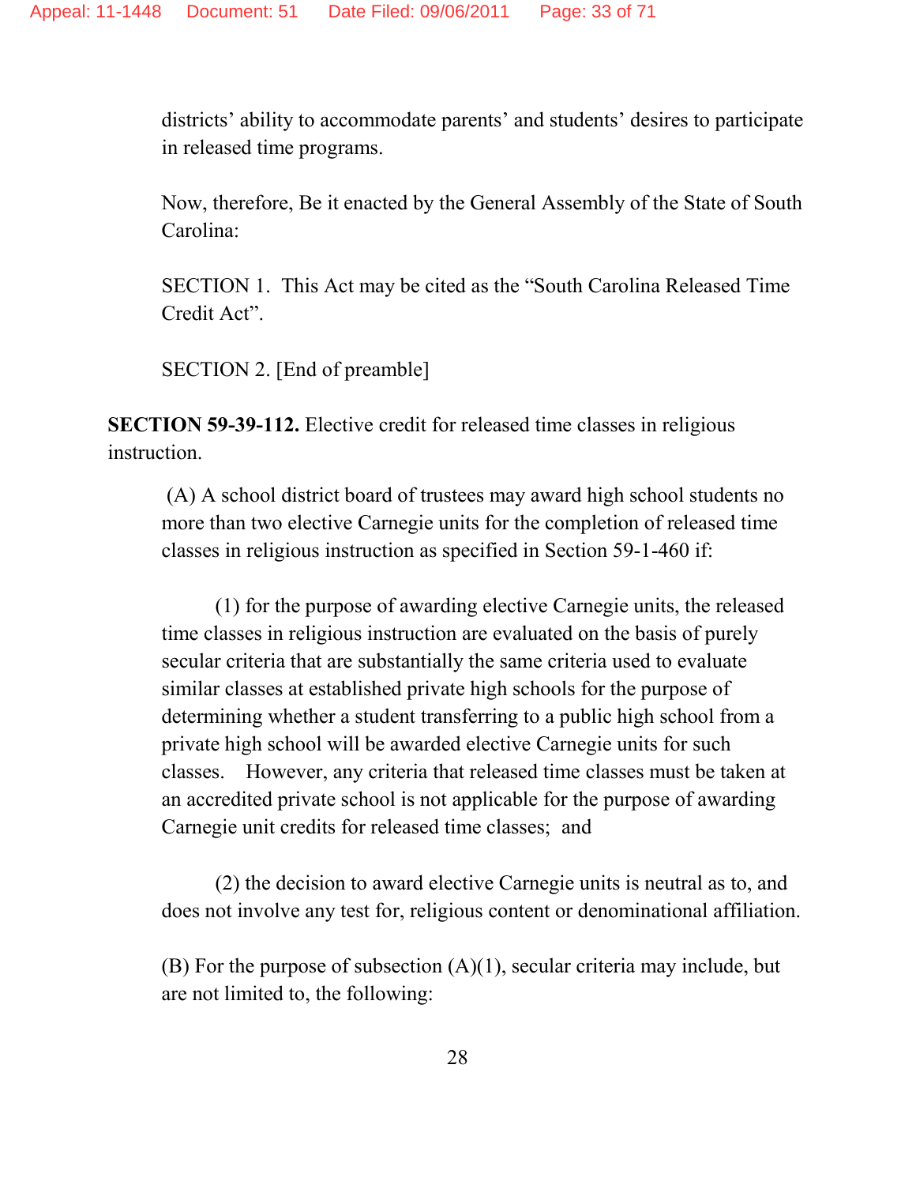districts' ability to accommodate parents' and students' desires to participate in released time programs.

Now, therefore, Be it enacted by the General Assembly of the State of South Carolina:

SECTION 1. This Act may be cited as the "South Carolina Released Time Credit Act".

SECTION 2. [End of preamble]

**SECTION 59-39-112.** Elective credit for released time classes in religious instruction.

(A) A school district board of trustees may award high school students no more than two elective Carnegie units for the completion of released time classes in religious instruction as specified in Section 59-1-460 if:

(1) for the purpose of awarding elective Carnegie units, the released time classes in religious instruction are evaluated on the basis of purely secular criteria that are substantially the same criteria used to evaluate similar classes at established private high schools for the purpose of determining whether a student transferring to a public high school from a private high school will be awarded elective Carnegie units for such classes. However, any criteria that released time classes must be taken at an accredited private school is not applicable for the purpose of awarding Carnegie unit credits for released time classes; and

(2) the decision to award elective Carnegie units is neutral as to, and does not involve any test for, religious content or denominational affiliation.

(B) For the purpose of subsection (A)(1), secular criteria may include, but are not limited to, the following: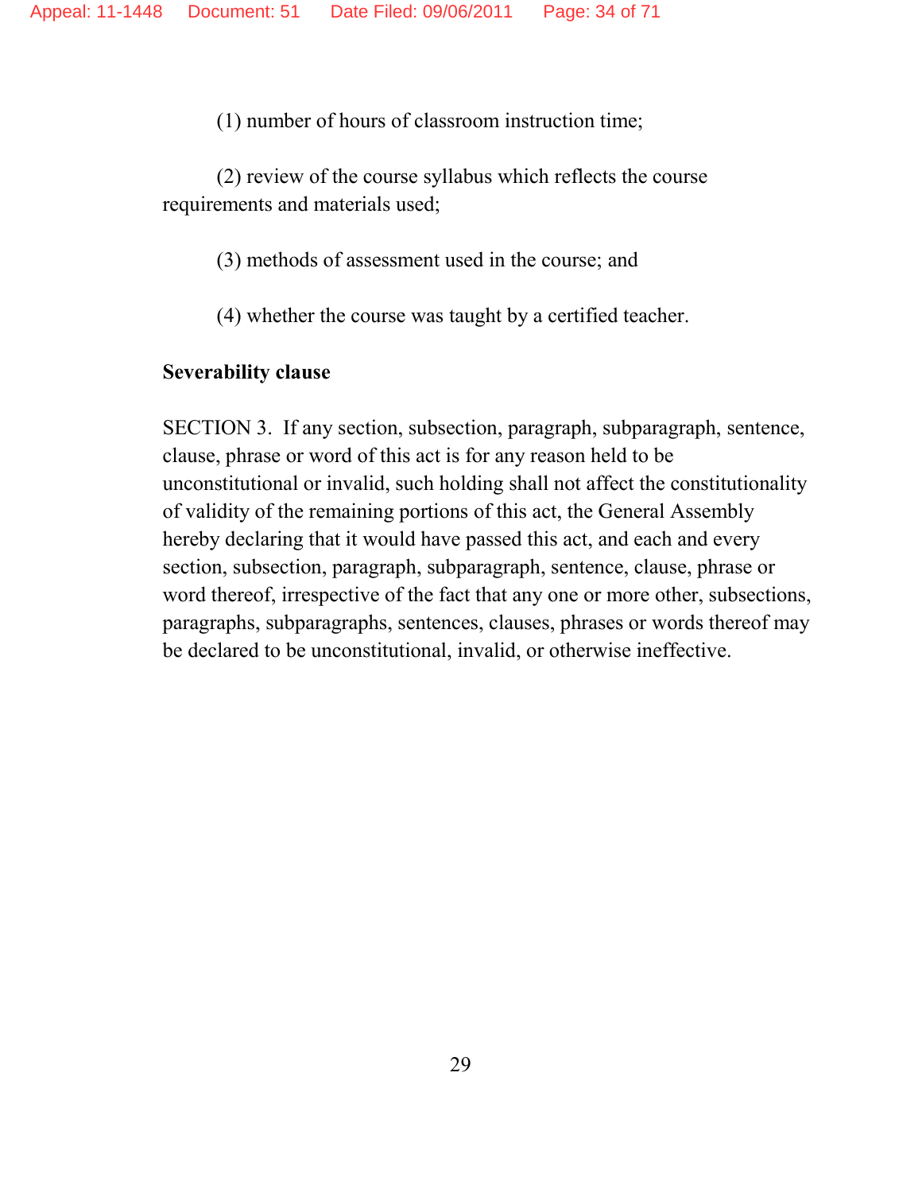(1) number of hours of classroom instruction time;

(2) review of the course syllabus which reflects the course requirements and materials used;

(3) methods of assessment used in the course; and

(4) whether the course was taught by a certified teacher.

**Severability clause**

SECTION 3. If any section, subsection, paragraph, subparagraph, sentence, clause, phrase or word of this act is for any reason held to be unconstitutional or invalid, such holding shall not affect the constitutionality of validity of the remaining portions of this act, the General Assembly hereby declaring that it would have passed this act, and each and every section, subsection, paragraph, subparagraph, sentence, clause, phrase or word thereof, irrespective of the fact that any one or more other, subsections, paragraphs, subparagraphs, sentences, clauses, phrases or words thereof may be declared to be unconstitutional, invalid, or otherwise ineffective.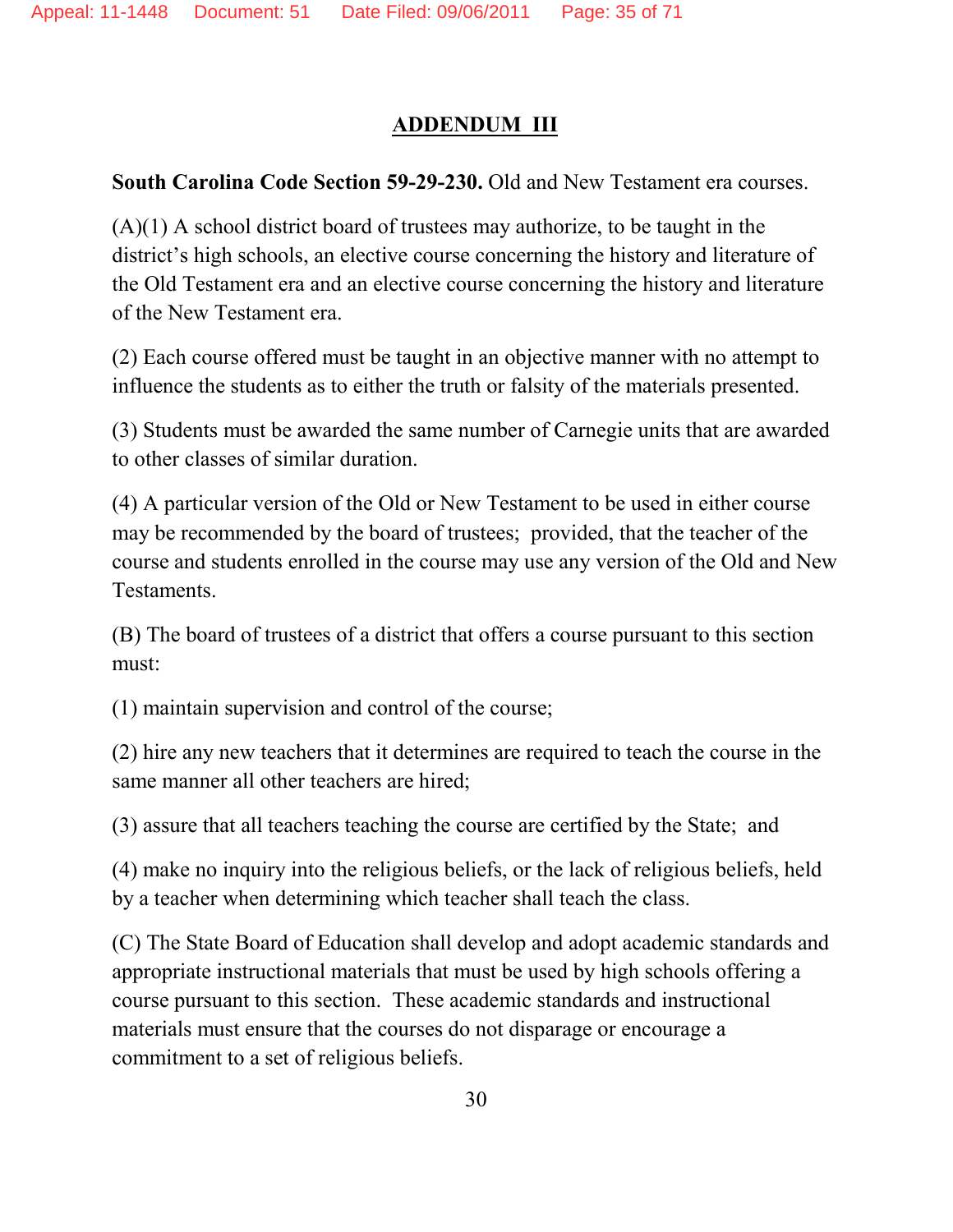## ADDENDUM III

**South Carolina Code Section 59-29-230.** Old and New Testament era courses.

(A)(1) A school district board of trustees may authorize, to be taught in the district's high schools, an elective course concerning the history and literature of the Old Testament era and an elective course concerning the history and literature of the New Testament era.

(2) Each course offered must be taught in an objective manner with no attempt to influence the students as to either the truth or falsity of the materials presented.

(3) Students must be awarded the same number of Carnegie units that are awarded to other classes of similar duration.

(4) A particular version of the Old or New Testament to be used in either course may be recommended by the board of trustees; provided, that the teacher of the course and students enrolled in the course may use any version of the Old and New Testaments.

(B) The board of trustees of a district that offers a course pursuant to this section must:

(1) maintain supervision and control of the course;

(2) hire any new teachers that it determines are required to teach the course in the same manner all other teachers are hired;

(3) assure that all teachers teaching the course are certified by the State; and

(4) make no inquiry into the religious beliefs, or the lack of religious beliefs, held by a teacher when determining which teacher shall teach the class.

(C) The State Board of Education shall develop and adopt academic standards and appropriate instructional materials that must be used by high schools offering a course pursuant to this section. These academic standards and instructional materials must ensure that the courses do not disparage or encourage a commitment to a set of religious beliefs.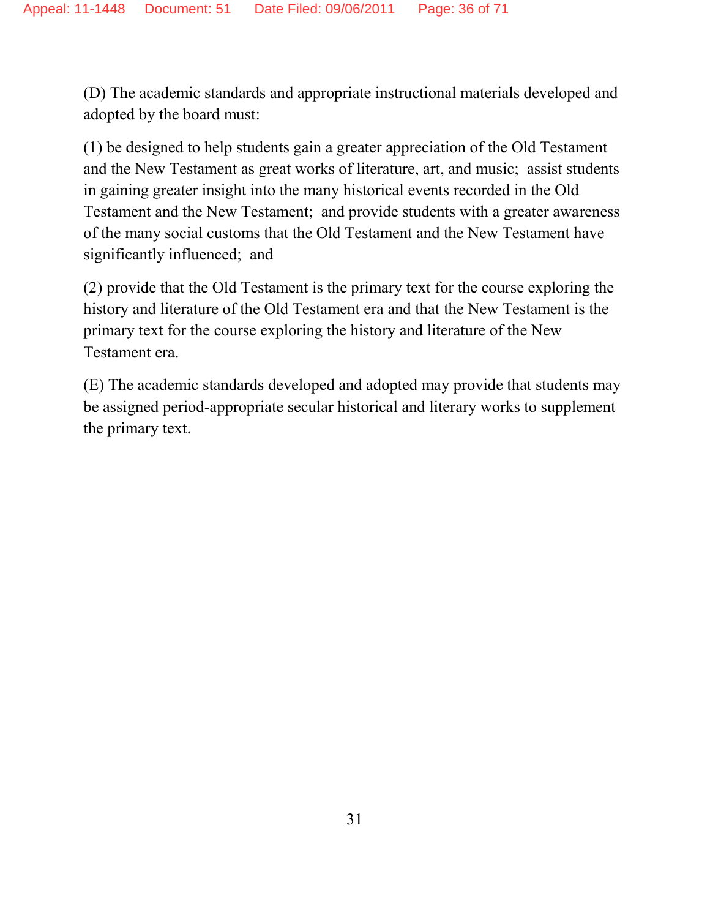(D) The academic standards and appropriate instructional materials developed and adopted by the board must:

(1) be designed to help students gain a greater appreciation of the Old Testament and the New Testament as great works of literature, art, and music; assist students in gaining greater insight into the many historical events recorded in the Old Testament and the New Testament; and provide students with a greater awareness of the many social customs that the Old Testament and the New Testament have significantly influenced; and

(2) provide that the Old Testament is the primary text for the course exploring the history and literature of the Old Testament era and that the New Testament is the primary text for the course exploring the history and literature of the New Testament era.

(E) The academic standards developed and adopted may provide that students may be assigned period-appropriate secular historical and literary works to supplement the primary text.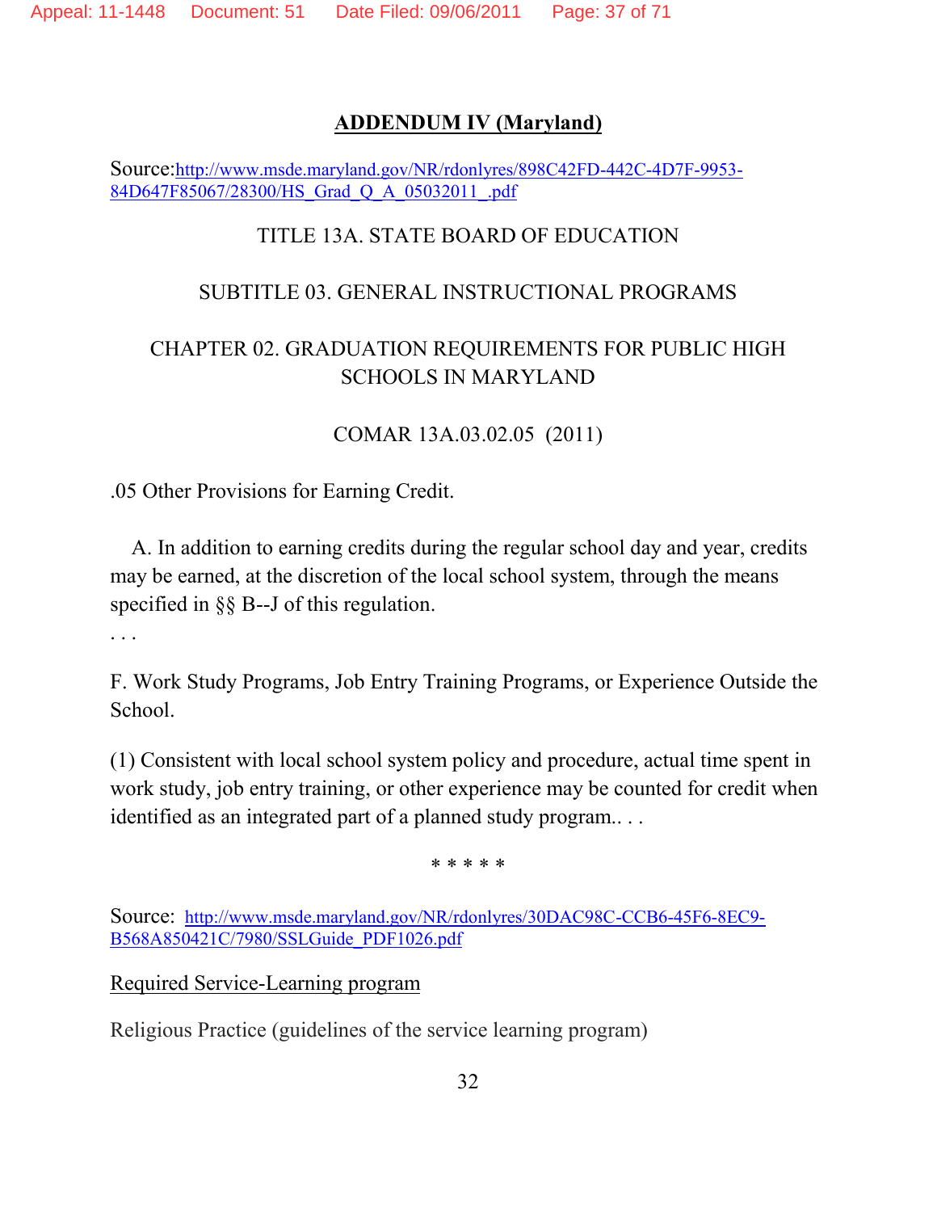## ADDENDUM IV (Maryland)

Source: http://www.msde.maryland.gov/NR/rdonlyres/898C42FD-442C-4D7F-9953-84D647F85067/28300/HS_Grad_Q_A_05032011_.pdf

TITLE 13A. STATE BOARD OF EDUCATION

SUBTITLE 03. GENERAL INSTRUCTIONAL PROGRAMS

CHAPTER 02. GRADUATION REQUIREMENTS FOR PUBLIC HIGH SCHOOLS IN MARYLAND

COMAR 13A.03.02.05 (2011)

.05 Other Provisions for Earning Credit.

A. In addition to earning credits during the regular school day and year, credits may be earned, at the discretion of the local school system, through the means specified in §§ B--J of this regulation.

. . .

F. Work Study Programs, Job Entry Training Programs, or Experience Outside the School.

(1) Consistent with local school system policy and procedure, actual time spent in work study, job entry training, or other experience may be counted for credit when identified as an integrated part of a planned study program.. . .

\* \* \* \* \*

Source: http://www.msde.maryland.gov/NR/rdonlyres/30DAC98C-CCB6-45F6-8EC9-B568A850421C/7980/SSLGuide_PDF1026.pdf

Required Service-Learning program

Religious Practice (guidelines of the service learning program)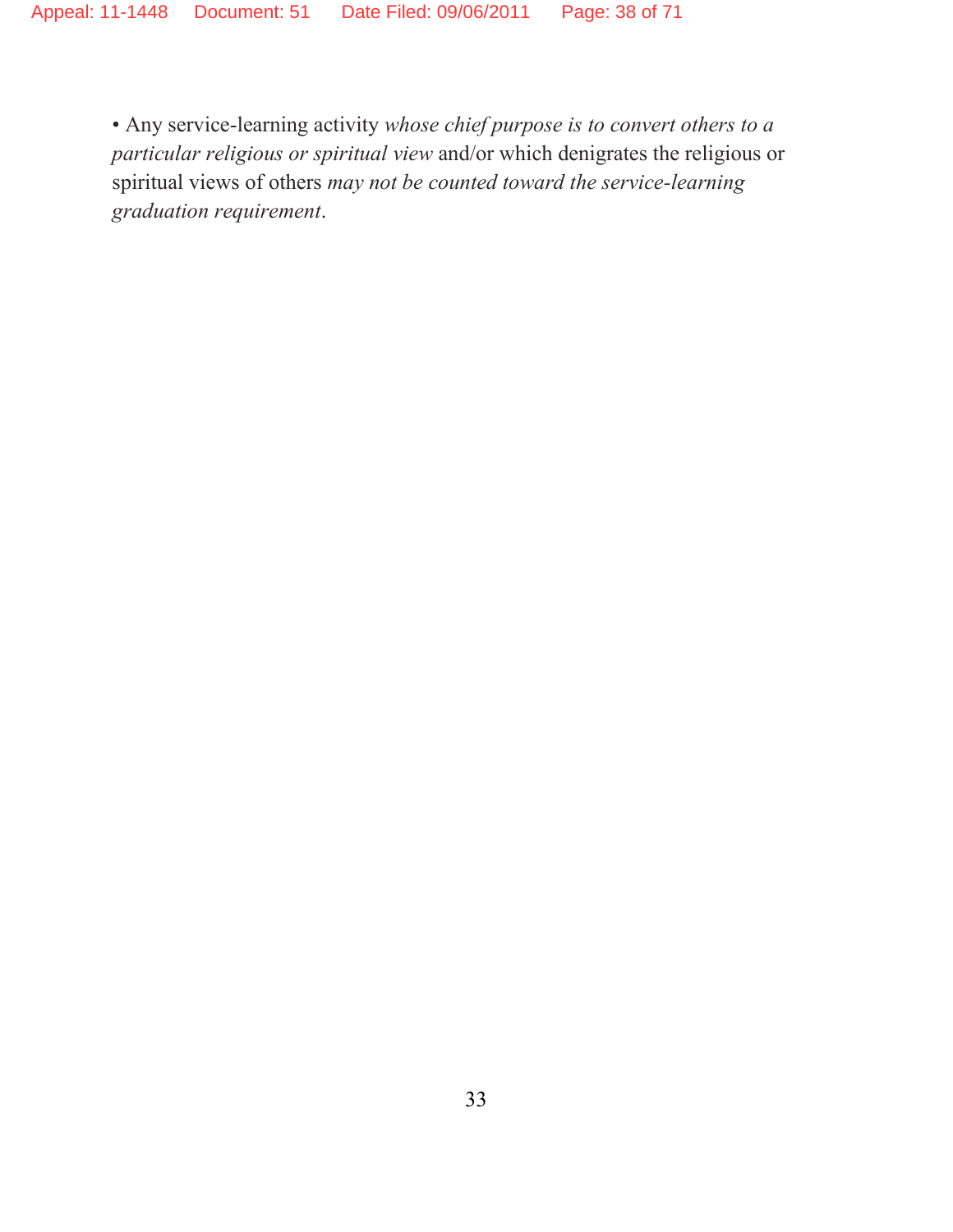- Any service-learning activity *whose chief purpose is to convert others to a particular religious or spiritual view* and/or which denigrates the religious or spiritual views of others *may not be counted toward the service-learning graduation requirement*.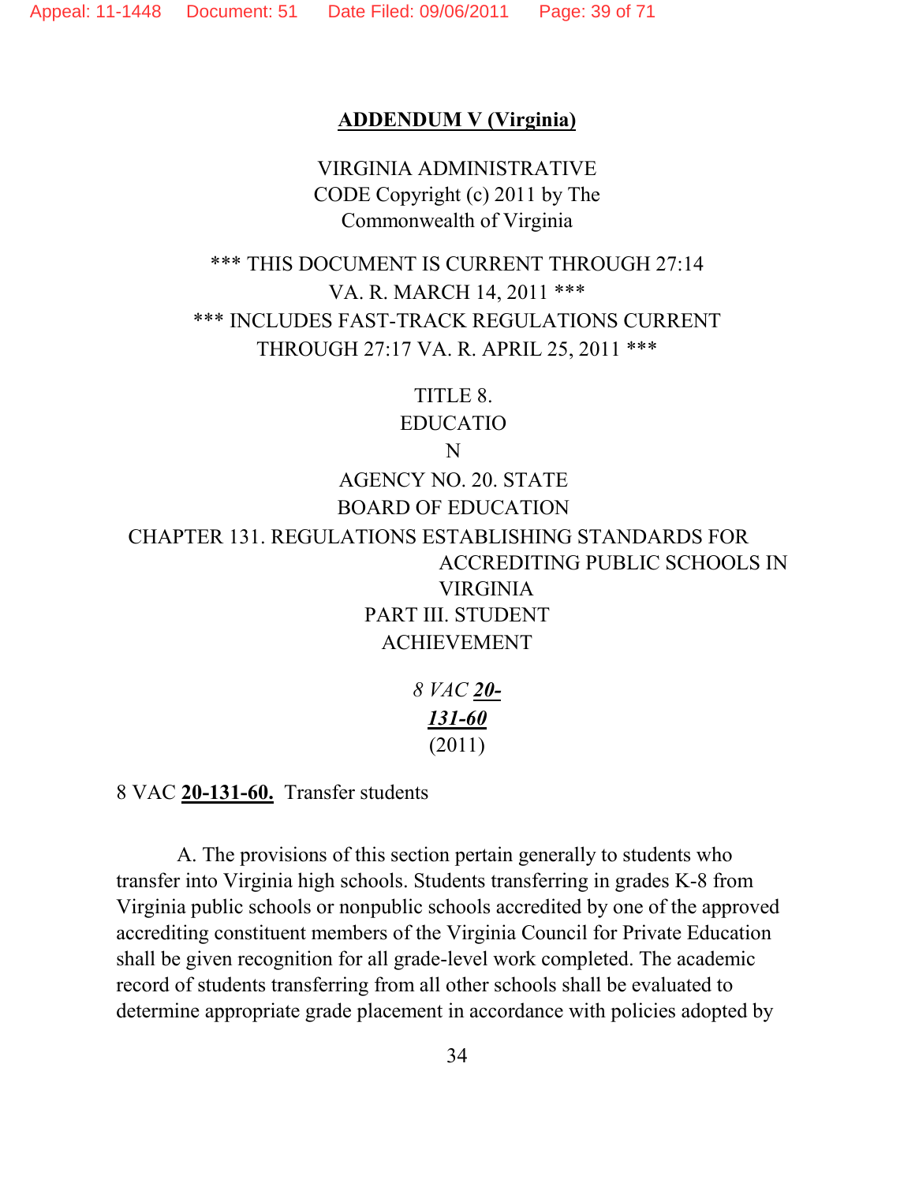**ADDENDUM V (Virginia)**

VIRGINIA ADMINISTRATIVE CODE Copyright (c) 2011 by The Commonwealth of Virginia

*** THIS DOCUMENT IS CURRENT THROUGH 27:14 VA. R. MARCH 14, 2011 ***
*** INCLUDES FAST-TRACK REGULATIONS CURRENT THROUGH 27:17 VA. R. APRIL 25, 2011 ***

TITLE 8. EDUCATION
AGENCY NO. 20. STATE BOARD OF EDUCATION
CHAPTER 131. REGULATIONS ESTABLISHING STANDARDS FOR ACCREDITING PUBLIC SCHOOLS IN VIRGINIA
PART III. STUDENT ACHIEVEMENT

*8 VAC **20-131-60***
(2011)

8 VAC **20-131-60.** Transfer students

A. The provisions of this section pertain generally to students who transfer into Virginia high schools. Students transferring in grades K-8 from Virginia public schools or nonpublic schools accredited by one of the approved accrediting constituent members of the Virginia Council for Private Education shall be given recognition for all grade-level work completed. The academic record of students transferring from all other schools shall be evaluated to determine appropriate grade placement in accordance with policies adopted by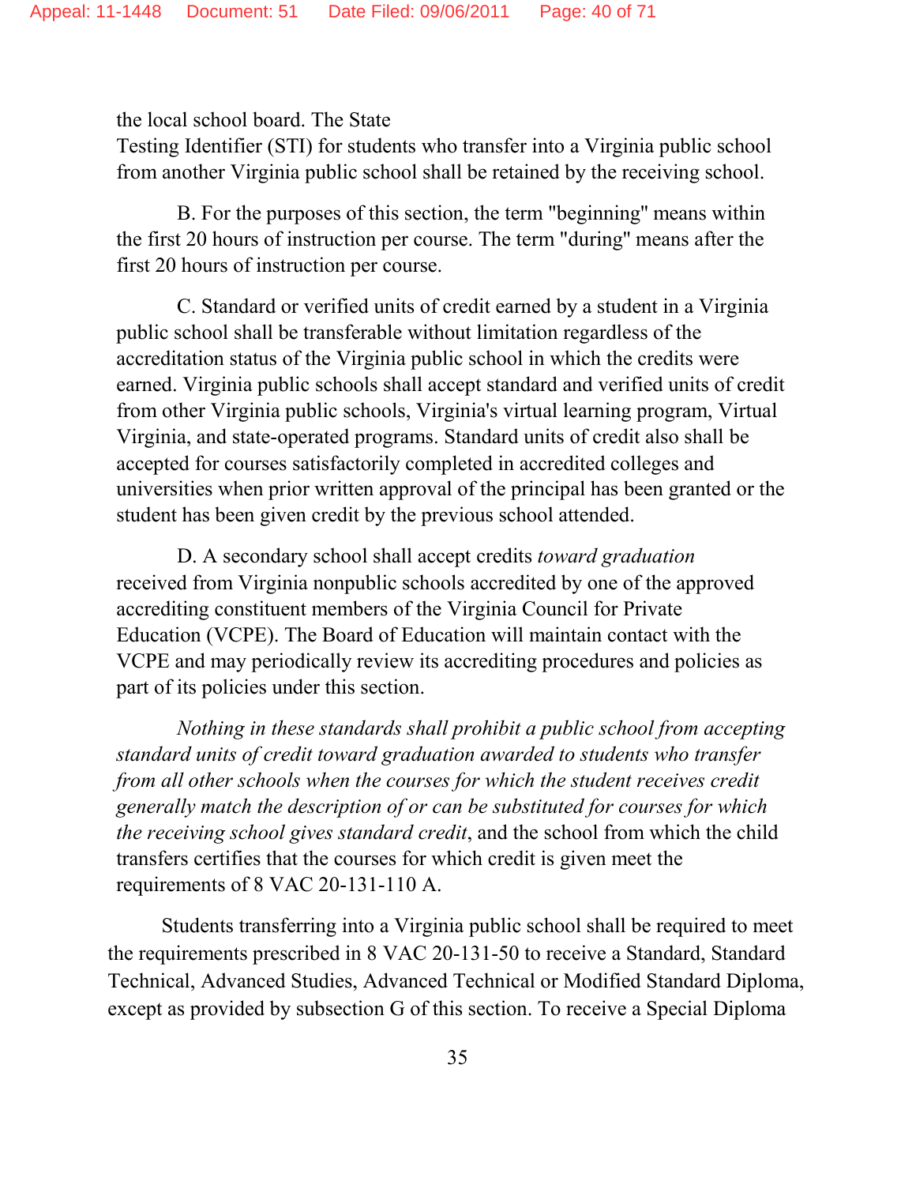the local school board. The State Testing Identifier (STI) for students who transfer into a Virginia public school from another Virginia public school shall be retained by the receiving school.

B. For the purposes of this section, the term "beginning" means within the first 20 hours of instruction per course. The term "during" means after the first 20 hours of instruction per course.

C. Standard or verified units of credit earned by a student in a Virginia public school shall be transferable without limitation regardless of the accreditation status of the Virginia public school in which the credits were earned. Virginia public schools shall accept standard and verified units of credit from other Virginia public schools, Virginia's virtual learning program, Virtual Virginia, and state-operated programs. Standard units of credit also shall be accepted for courses satisfactorily completed in accredited colleges and universities when prior written approval of the principal has been granted or the student has been given credit by the previous school attended.

D. A secondary school shall accept credits *toward graduation* received from Virginia nonpublic schools accredited by one of the approved accrediting constituent members of the Virginia Council for Private Education (VCPE). The Board of Education will maintain contact with the VCPE and may periodically review its accrediting procedures and policies as part of its policies under this section.

*Nothing in these standards shall prohibit a public school from accepting standard units of credit toward graduation awarded to students who transfer from all other schools when the courses for which the student receives credit generally match the description of or can be substituted for courses for which the receiving school gives standard credit*, and the school from which the child transfers certifies that the courses for which credit is given meet the requirements of 8 VAC 20-131-110 A.

Students transferring into a Virginia public school shall be required to meet the requirements prescribed in 8 VAC 20-131-50 to receive a Standard, Standard Technical, Advanced Studies, Advanced Technical or Modified Standard Diploma, except as provided by subsection G of this section. To receive a Special Diploma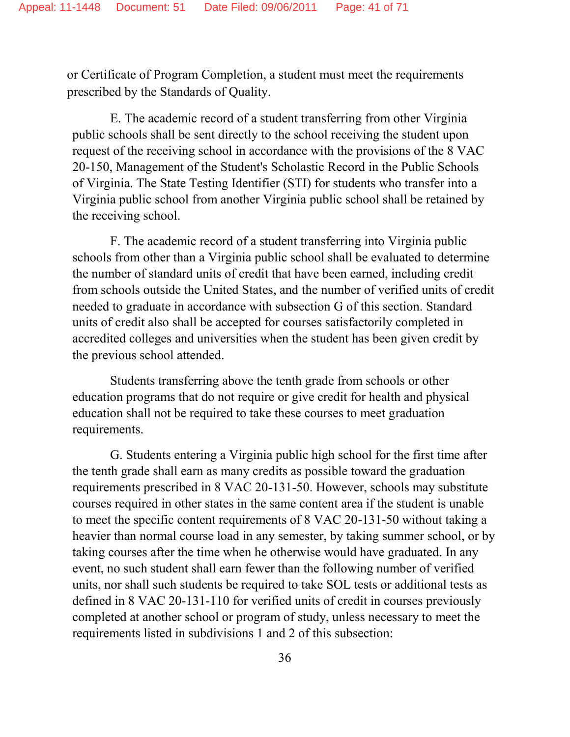or Certificate of Program Completion, a student must meet the requirements prescribed by the Standards of Quality.

E. The academic record of a student transferring from other Virginia public schools shall be sent directly to the school receiving the student upon request of the receiving school in accordance with the provisions of the 8 VAC 20-150, Management of the Student's Scholastic Record in the Public Schools of Virginia. The State Testing Identifier (STI) for students who transfer into a Virginia public school from another Virginia public school shall be retained by the receiving school.

F. The academic record of a student transferring into Virginia public schools from other than a Virginia public school shall be evaluated to determine the number of standard units of credit that have been earned, including credit from schools outside the United States, and the number of verified units of credit needed to graduate in accordance with subsection G of this section. Standard units of credit also shall be accepted for courses satisfactorily completed in accredited colleges and universities when the student has been given credit by the previous school attended.

Students transferring above the tenth grade from schools or other education programs that do not require or give credit for health and physical education shall not be required to take these courses to meet graduation requirements.

G. Students entering a Virginia public high school for the first time after the tenth grade shall earn as many credits as possible toward the graduation requirements prescribed in 8 VAC 20-131-50. However, schools may substitute courses required in other states in the same content area if the student is unable to meet the specific content requirements of 8 VAC 20-131-50 without taking a heavier than normal course load in any semester, by taking summer school, or by taking courses after the time when he otherwise would have graduated. In any event, no such student shall earn fewer than the following number of verified units, nor shall such students be required to take SOL tests or additional tests as defined in 8 VAC 20-131-110 for verified units of credit in courses previously completed at another school or program of study, unless necessary to meet the requirements listed in subdivisions 1 and 2 of this subsection: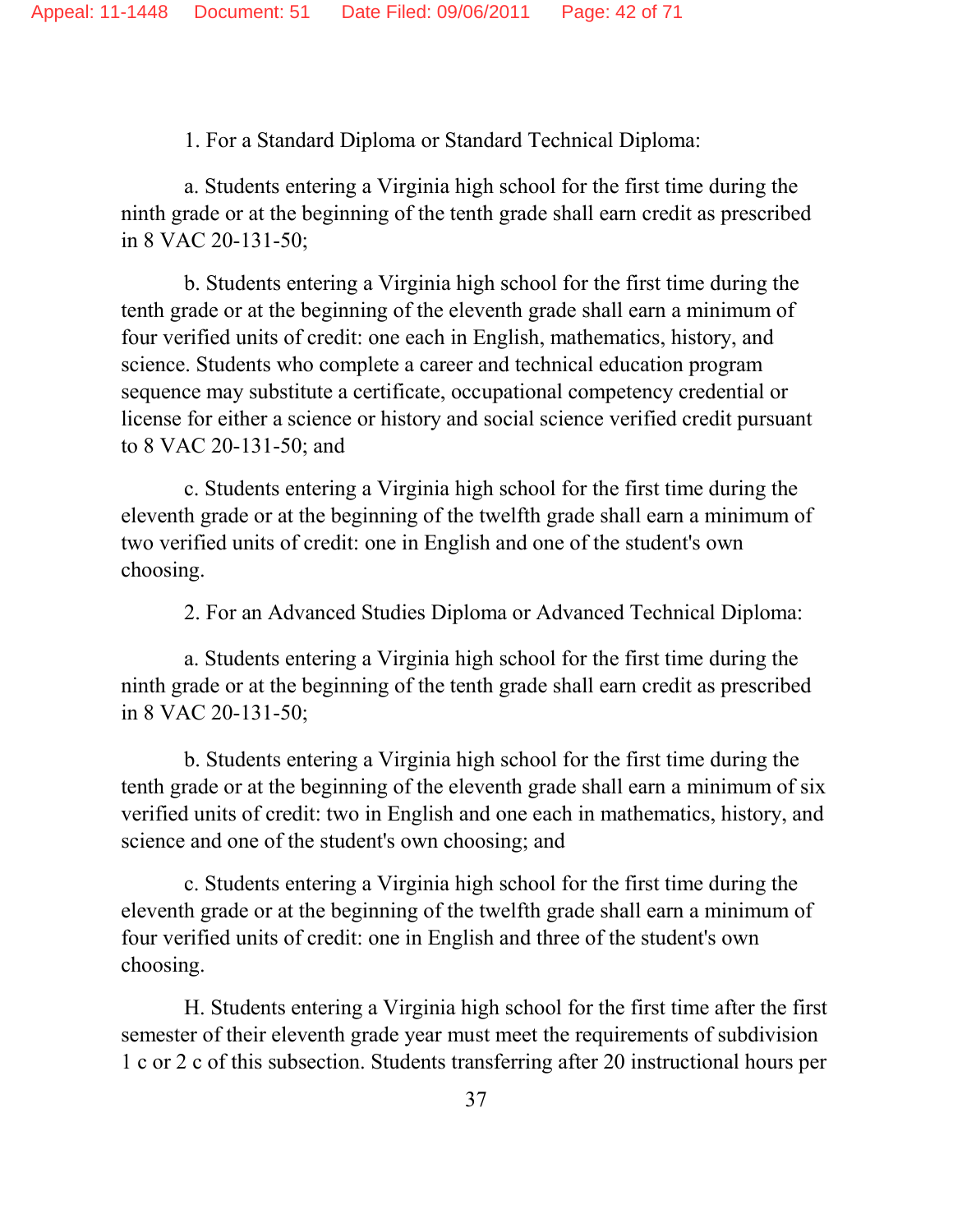1. For a Standard Diploma or Standard Technical Diploma:

a. Students entering a Virginia high school for the first time during the ninth grade or at the beginning of the tenth grade shall earn credit as prescribed in 8 VAC 20-131-50;

b. Students entering a Virginia high school for the first time during the tenth grade or at the beginning of the eleventh grade shall earn a minimum of four verified units of credit: one each in English, mathematics, history, and science. Students who complete a career and technical education program sequence may substitute a certificate, occupational competency credential or license for either a science or history and social science verified credit pursuant to 8 VAC 20-131-50; and

c. Students entering a Virginia high school for the first time during the eleventh grade or at the beginning of the twelfth grade shall earn a minimum of two verified units of credit: one in English and one of the student's own choosing.

2. For an Advanced Studies Diploma or Advanced Technical Diploma:

a. Students entering a Virginia high school for the first time during the ninth grade or at the beginning of the tenth grade shall earn credit as prescribed in 8 VAC 20-131-50;

b. Students entering a Virginia high school for the first time during the tenth grade or at the beginning of the eleventh grade shall earn a minimum of six verified units of credit: two in English and one each in mathematics, history, and science and one of the student's own choosing; and

c. Students entering a Virginia high school for the first time during the eleventh grade or at the beginning of the twelfth grade shall earn a minimum of four verified units of credit: one in English and three of the student's own choosing.

H. Students entering a Virginia high school for the first time after the first semester of their eleventh grade year must meet the requirements of subdivision 1 c or 2 c of this subsection. Students transferring after 20 instructional hours per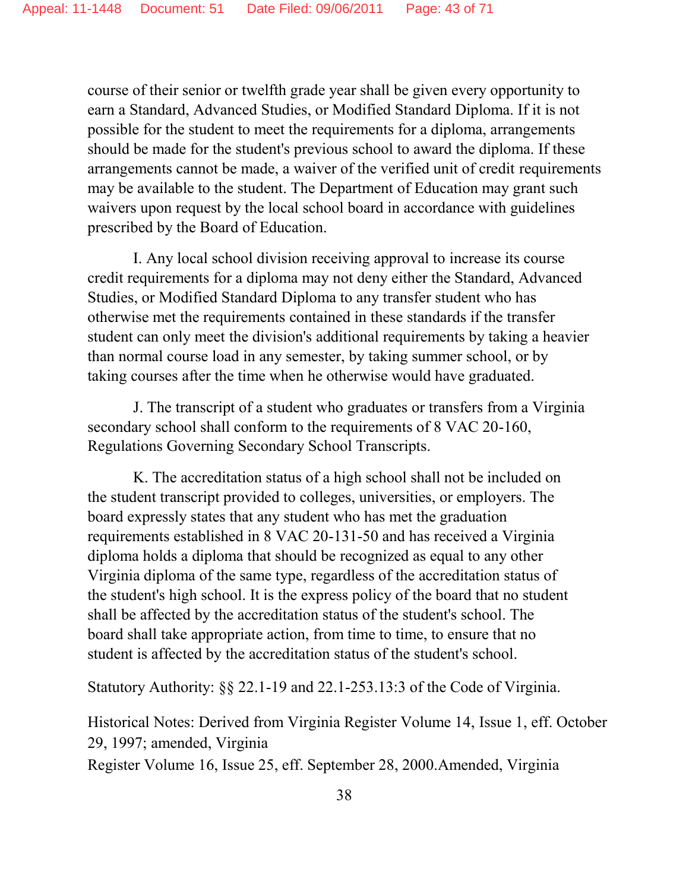course of their senior or twelfth grade year shall be given every opportunity to earn a Standard, Advanced Studies, or Modified Standard Diploma. If it is not possible for the student to meet the requirements for a diploma, arrangements should be made for the student's previous school to award the diploma. If these arrangements cannot be made, a waiver of the verified unit of credit requirements may be available to the student. The Department of Education may grant such waivers upon request by the local school board in accordance with guidelines prescribed by the Board of Education.

I. Any local school division receiving approval to increase its course credit requirements for a diploma may not deny either the Standard, Advanced Studies, or Modified Standard Diploma to any transfer student who has otherwise met the requirements contained in these standards if the transfer student can only meet the division's additional requirements by taking a heavier than normal course load in any semester, by taking summer school, or by taking courses after the time when he otherwise would have graduated.

J. The transcript of a student who graduates or transfers from a Virginia secondary school shall conform to the requirements of 8 VAC 20-160, Regulations Governing Secondary School Transcripts.

K. The accreditation status of a high school shall not be included on the student transcript provided to colleges, universities, or employers. The board expressly states that any student who has met the graduation requirements established in 8 VAC 20-131-50 and has received a Virginia diploma holds a diploma that should be recognized as equal to any other Virginia diploma of the same type, regardless of the accreditation status of the student's high school. It is the express policy of the board that no student shall be affected by the accreditation status of the student's school. The board shall take appropriate action, from time to time, to ensure that no student is affected by the accreditation status of the student's school.

Statutory Authority: §§ 22.1-19 and 22.1-253.13:3 of the Code of Virginia.

Historical Notes: Derived from Virginia Register Volume 14, Issue 1, eff. October 29, 1997; amended, Virginia
Register Volume 16, Issue 25, eff. September 28, 2000.Amended, Virginia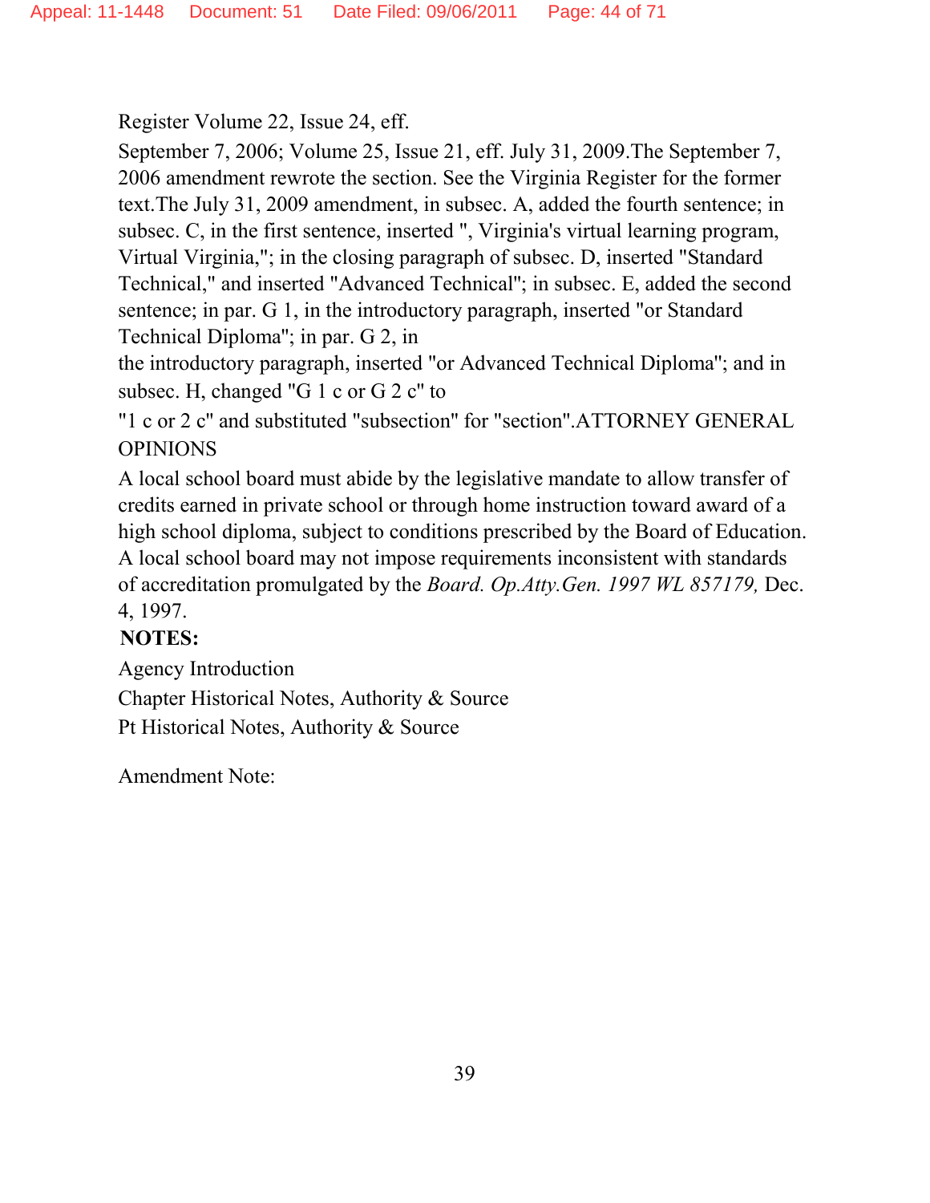Register Volume 22, Issue 24, eff.

September 7, 2006; Volume 25, Issue 21, eff. July 31, 2009.The September 7, 2006 amendment rewrote the section. See the Virginia Register for the former text.The July 31, 2009 amendment, in subsec. A, added the fourth sentence; in subsec. C, in the first sentence, inserted ", Virginia's virtual learning program, Virtual Virginia,"; in the closing paragraph of subsec. D, inserted "Standard Technical," and inserted "Advanced Technical"; in subsec. E, added the second sentence; in par. G 1, in the introductory paragraph, inserted "or Standard Technical Diploma"; in par. G 2, in the introductory paragraph, inserted "or Advanced Technical Diploma"; and in subsec. H, changed "G 1 c or G 2 c" to "1 c or 2 c" and substituted "subsection" for "section".ATTORNEY GENERAL OPINIONS

A local school board must abide by the legislative mandate to allow transfer of credits earned in private school or through home instruction toward award of a high school diploma, subject to conditions prescribed by the Board of Education. A local school board may not impose requirements inconsistent with standards of accreditation promulgated by the *Board. Op.Atty.Gen. 1997 WL 857179,* Dec. 4, 1997.

**NOTES:**

Agency Introduction

Chapter Historical Notes, Authority & Source

Pt Historical Notes, Authority & Source

Amendment Note: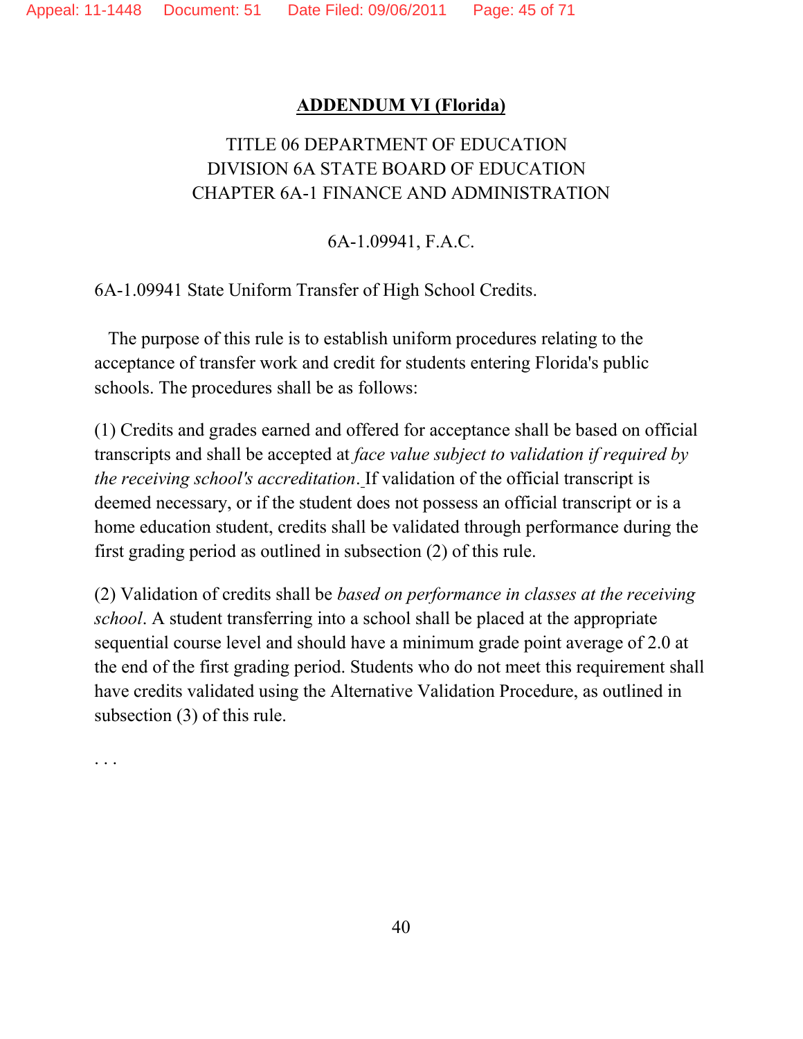## ADDENDUM VI (Florida)

TITLE 06 DEPARTMENT OF EDUCATION
DIVISION 6A STATE BOARD OF EDUCATION
CHAPTER 6A-1 FINANCE AND ADMINISTRATION

6A-1.09941, F.A.C.

6A-1.09941 State Uniform Transfer of High School Credits.

The purpose of this rule is to establish uniform procedures relating to the acceptance of transfer work and credit for students entering Florida's public schools. The procedures shall be as follows:

(1) Credits and grades earned and offered for acceptance shall be based on official transcripts and shall be accepted at *face value subject to validation if required by the receiving school's accreditation*. If validation of the official transcript is deemed necessary, or if the student does not possess an official transcript or is a home education student, credits shall be validated through performance during the first grading period as outlined in subsection (2) of this rule.

(2) Validation of credits shall be *based on performance in classes at the receiving school*. A student transferring into a school shall be placed at the appropriate sequential course level and should have a minimum grade point average of 2.0 at the end of the first grading period. Students who do not meet this requirement shall have credits validated using the Alternative Validation Procedure, as outlined in subsection (3) of this rule.

. . .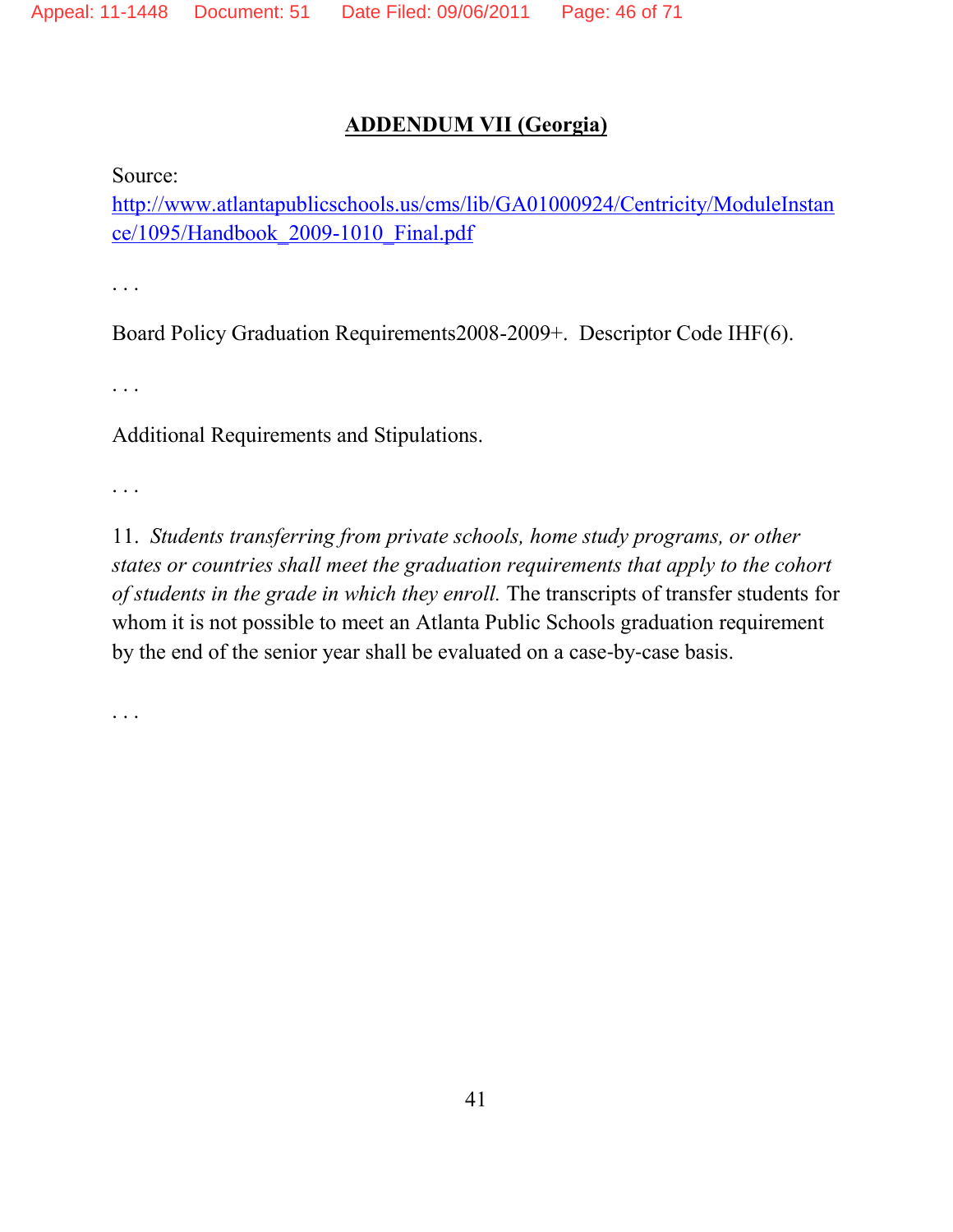## **ADDENDUM VII (Georgia)**

Source:
http://www.atlantapublicschools.us/cms/lib/GA01000924/Centricity/ModuleInstance/1095/Handbook_2009-1010_Final.pdf

. . .

Board Policy Graduation Requirements2008-2009+.  Descriptor Code IHF(6).

. . .

Additional Requirements and Stipulations.

. . .

11.  *Students transferring from private schools, home study programs, or other states or countries shall meet the graduation requirements that apply to the cohort of students in the grade in which they enroll.* The transcripts of transfer students for whom it is not possible to meet an Atlanta Public Schools graduation requirement by the end of the senior year shall be evaluated on a case-by-case basis.

. . .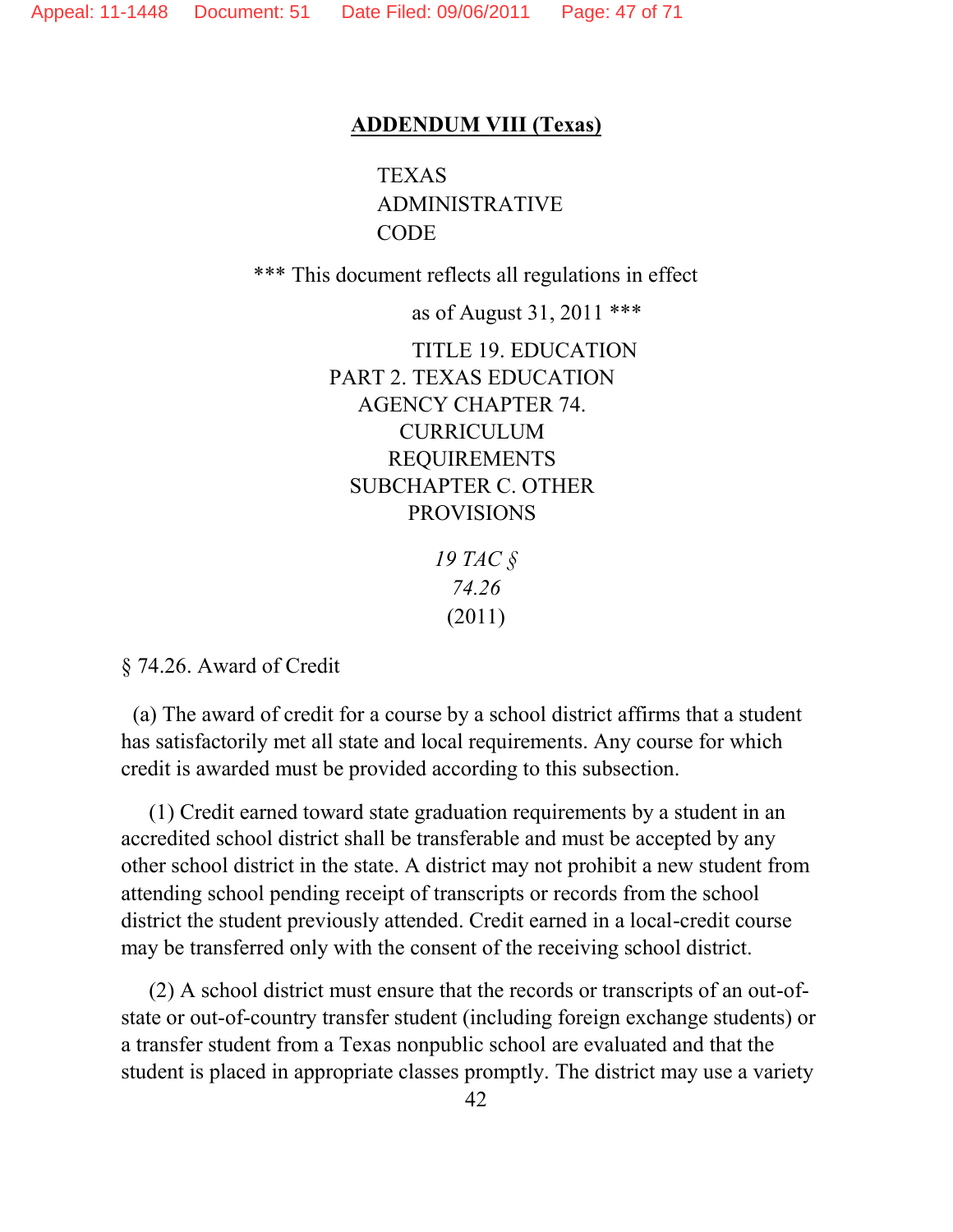## ADDENDUM VIII (Texas)

TEXAS ADMINISTRATIVE CODE

\*\*\* This document reflects all regulations in effect as of August 31, 2011 \*\*\*

TITLE 19. EDUCATION
PART 2. TEXAS EDUCATION AGENCY CHAPTER 74. CURRICULUM REQUIREMENTS
SUBCHAPTER C. OTHER PROVISIONS

*19 TAC § 74.26* (2011)

§ 74.26. Award of Credit

(a) The award of credit for a course by a school district affirms that a student has satisfactorily met all state and local requirements. Any course for which credit is awarded must be provided according to this subsection.

(1) Credit earned toward state graduation requirements by a student in an accredited school district shall be transferable and must be accepted by any other school district in the state. A district may not prohibit a new student from attending school pending receipt of transcripts or records from the school district the student previously attended. Credit earned in a local-credit course may be transferred only with the consent of the receiving school district.

(2) A school district must ensure that the records or transcripts of an out-of-state or out-of-country transfer student (including foreign exchange students) or a transfer student from a Texas nonpublic school are evaluated and that the student is placed in appropriate classes promptly. The district may use a variety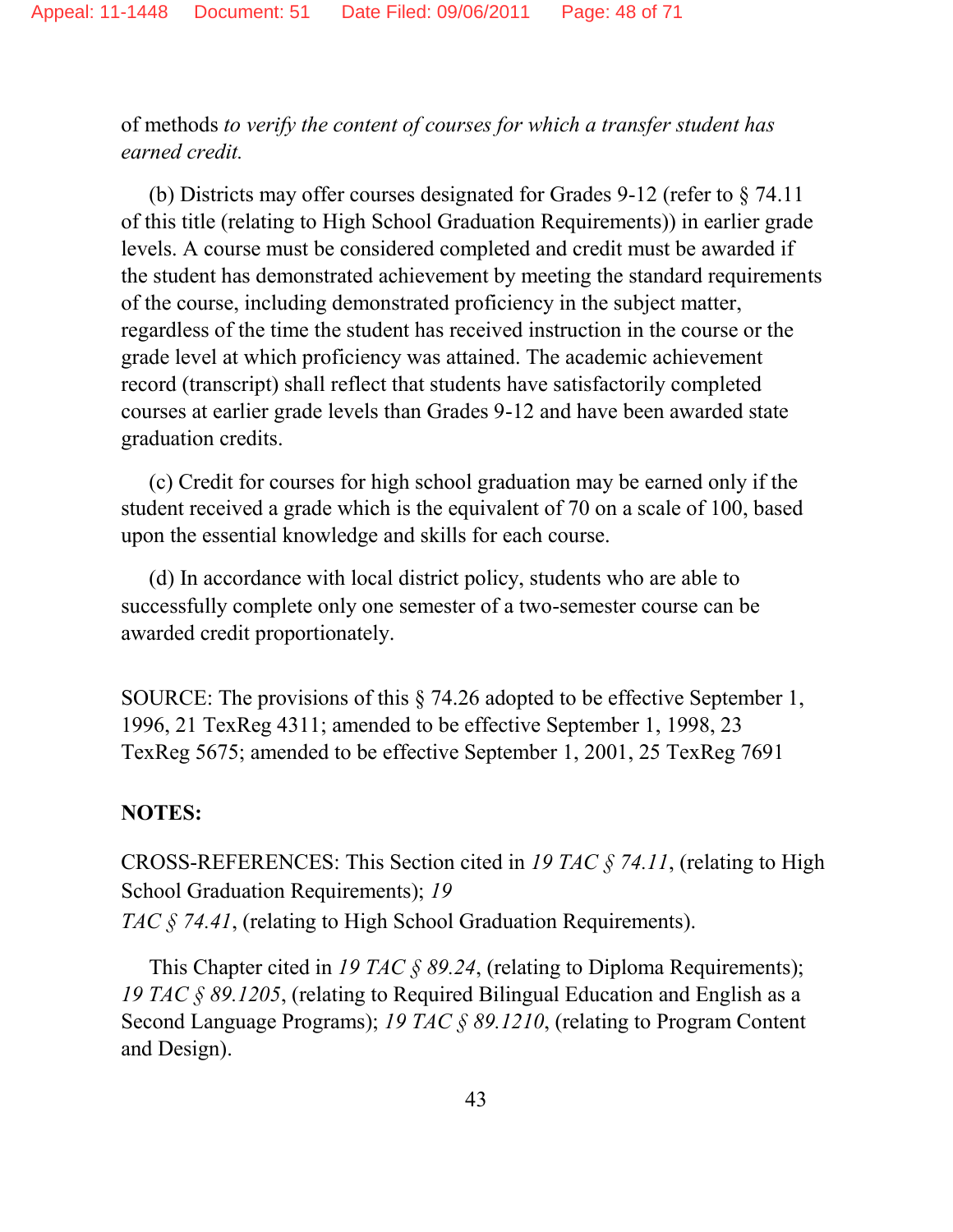of methods *to verify the content of courses for which a transfer student has earned credit.*

(b) Districts may offer courses designated for Grades 9-12 (refer to § 74.11 of this title (relating to High School Graduation Requirements)) in earlier grade levels. A course must be considered completed and credit must be awarded if the student has demonstrated achievement by meeting the standard requirements of the course, including demonstrated proficiency in the subject matter, regardless of the time the student has received instruction in the course or the grade level at which proficiency was attained. The academic achievement record (transcript) shall reflect that students have satisfactorily completed courses at earlier grade levels than Grades 9-12 and have been awarded state graduation credits.

(c) Credit for courses for high school graduation may be earned only if the student received a grade which is the equivalent of 70 on a scale of 100, based upon the essential knowledge and skills for each course.

(d) In accordance with local district policy, students who are able to successfully complete only one semester of a two-semester course can be awarded credit proportionately.

SOURCE: The provisions of this § 74.26 adopted to be effective September 1, 1996, 21 TexReg 4311; amended to be effective September 1, 1998, 23 TexReg 5675; amended to be effective September 1, 2001, 25 TexReg 7691

**NOTES:**

CROSS-REFERENCES: This Section cited in *19 TAC § 74.11*, (relating to High School Graduation Requirements); *19 TAC § 74.41*, (relating to High School Graduation Requirements).

This Chapter cited in *19 TAC § 89.24*, (relating to Diploma Requirements); *19 TAC § 89.1205*, (relating to Required Bilingual Education and English as a Second Language Programs); *19 TAC § 89.1210*, (relating to Program Content and Design).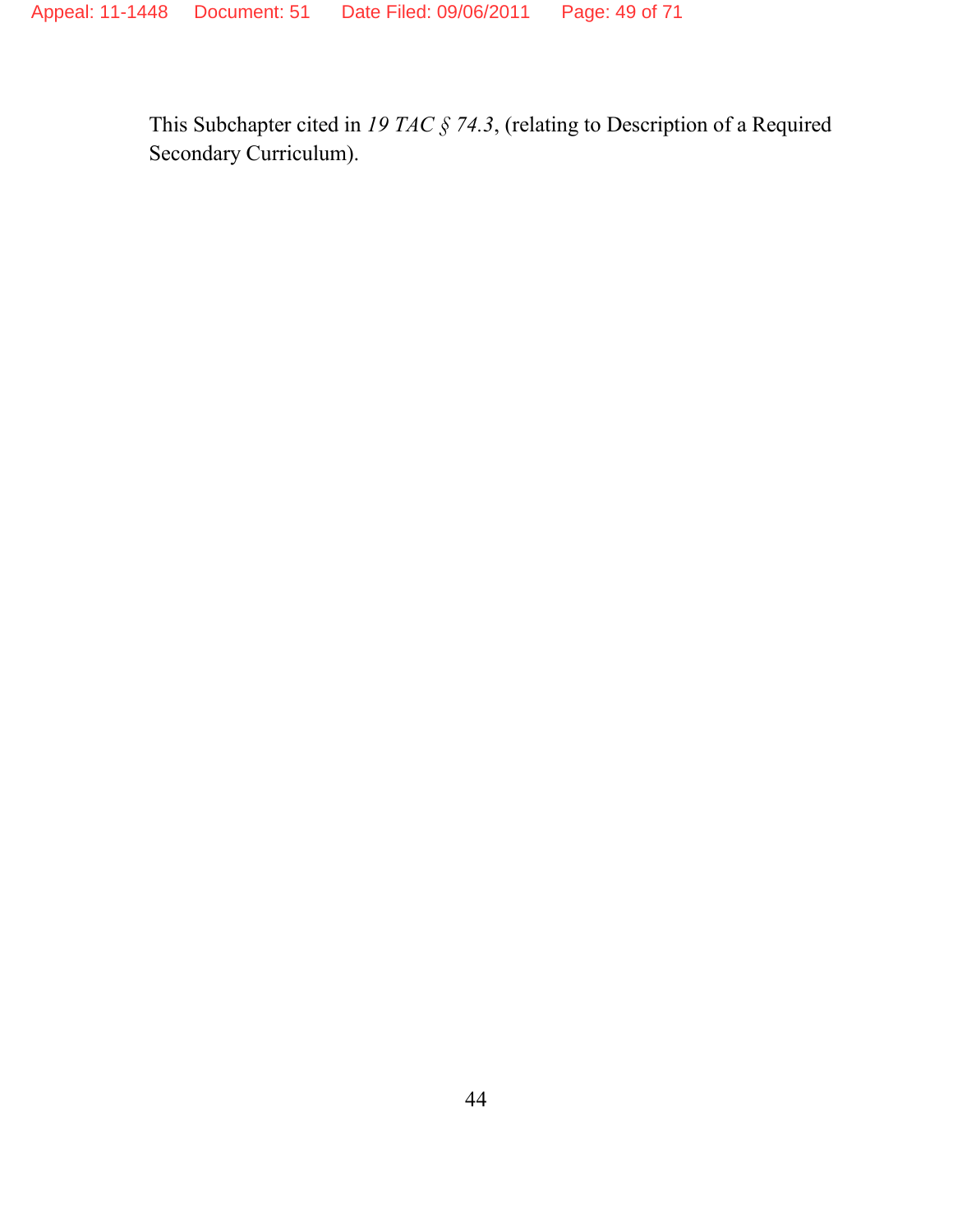This Subchapter cited in *19 TAC § 74.3*, (relating to Description of a Required Secondary Curriculum).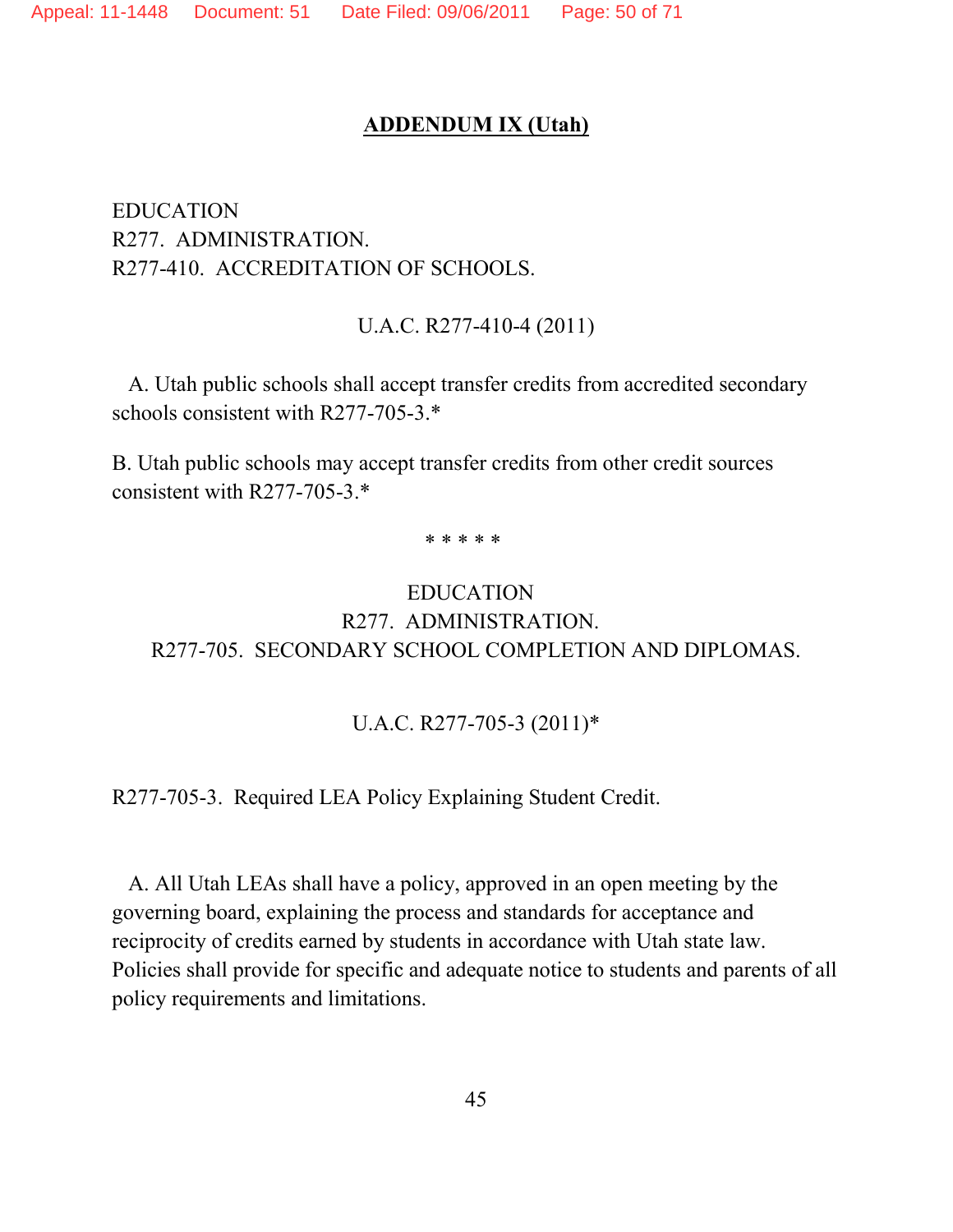## ADDENDUM IX (Utah)

EDUCATION
R277. ADMINISTRATION.
R277-410. ACCREDITATION OF SCHOOLS.

U.A.C. R277-410-4 (2011)

A. Utah public schools shall accept transfer credits from accredited secondary schools consistent with R277-705-3.*

B. Utah public schools may accept transfer credits from other credit sources consistent with R277-705-3.*

\* \* \* \* \*

EDUCATION
R277. ADMINISTRATION.
R277-705. SECONDARY SCHOOL COMPLETION AND DIPLOMAS.

U.A.C. R277-705-3 (2011)*

R277-705-3. Required LEA Policy Explaining Student Credit.

A. All Utah LEAs shall have a policy, approved in an open meeting by the governing board, explaining the process and standards for acceptance and reciprocity of credits earned by students in accordance with Utah state law. Policies shall provide for specific and adequate notice to students and parents of all policy requirements and limitations.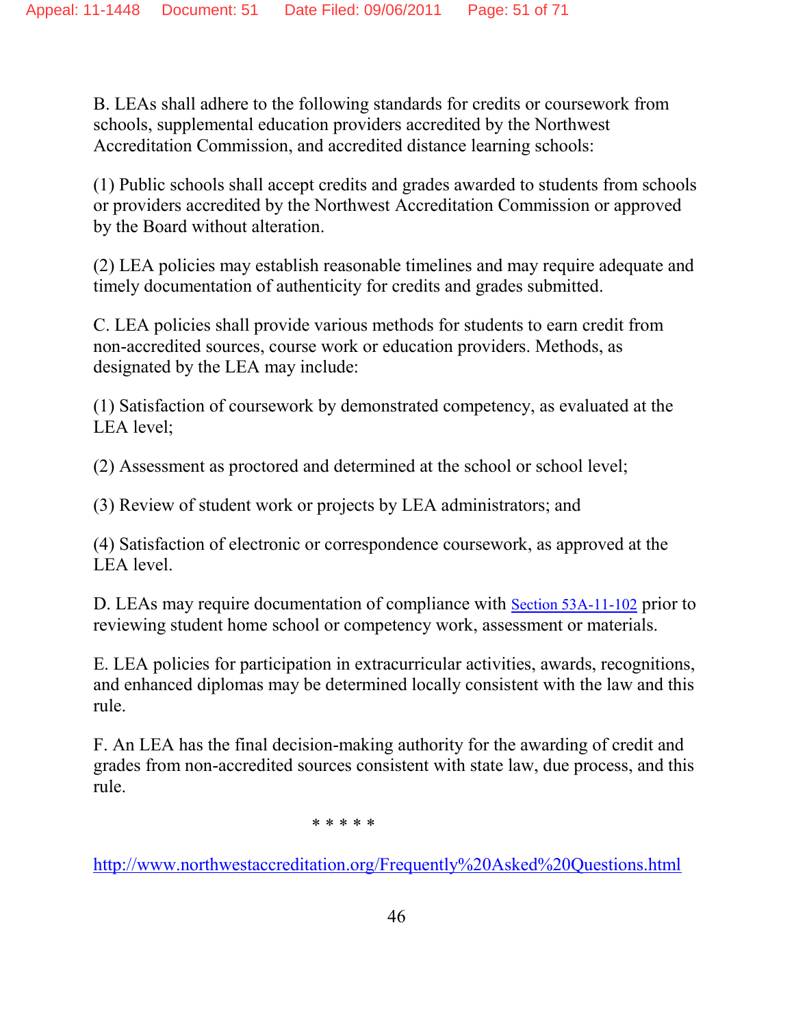B. LEAs shall adhere to the following standards for credits or coursework from schools, supplemental education providers accredited by the Northwest Accreditation Commission, and accredited distance learning schools:

(1) Public schools shall accept credits and grades awarded to students from schools or providers accredited by the Northwest Accreditation Commission or approved by the Board without alteration.

(2) LEA policies may establish reasonable timelines and may require adequate and timely documentation of authenticity for credits and grades submitted.

C. LEA policies shall provide various methods for students to earn credit from non-accredited sources, course work or education providers. Methods, as designated by the LEA may include:

(1) Satisfaction of coursework by demonstrated competency, as evaluated at the LEA level;

(2) Assessment as proctored and determined at the school or school level;

(3) Review of student work or projects by LEA administrators; and

(4) Satisfaction of electronic or correspondence coursework, as approved at the LEA level.

D. LEAs may require documentation of compliance with Section 53A-11-102 prior to reviewing student home school or competency work, assessment or materials.

E. LEA policies for participation in extracurricular activities, awards, recognitions, and enhanced diplomas may be determined locally consistent with the law and this rule.

F. An LEA has the final decision-making authority for the awarding of credit and grades from non-accredited sources consistent with state law, due process, and this rule.

\* \* \* \* \*

http://www.northwestaccreditation.org/Frequently%20Asked%20Questions.html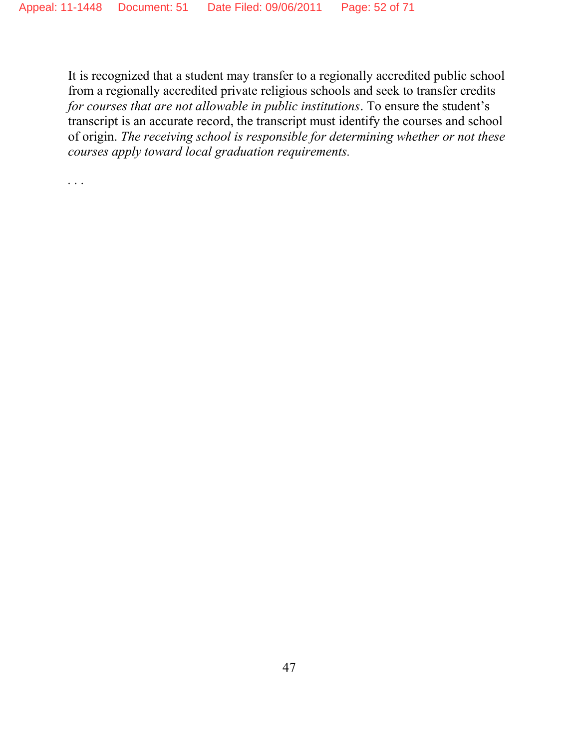It is recognized that a student may transfer to a regionally accredited public school from a regionally accredited private religious schools and seek to transfer credits *for courses that are not allowable in public institutions*. To ensure the student's transcript is an accurate record, the transcript must identify the courses and school of origin. *The receiving school is responsible for determining whether or not these courses apply toward local graduation requirements.*

. . .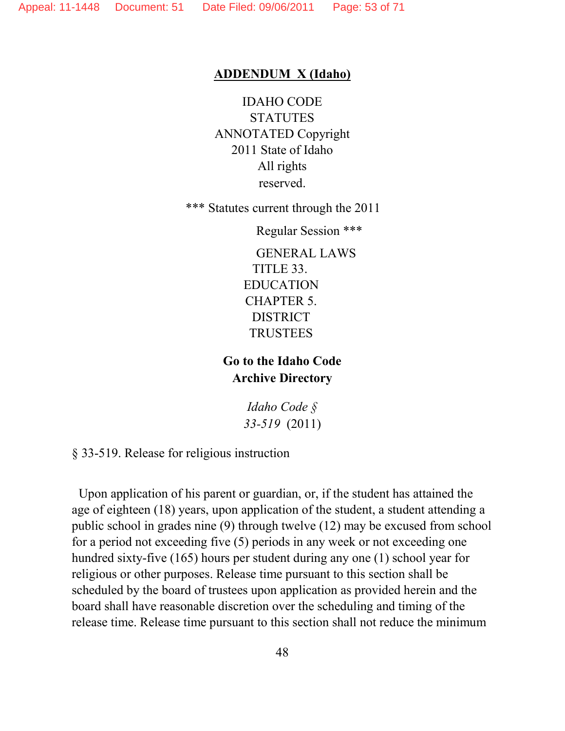**ADDENDUM X (Idaho)**

IDAHO CODE STATUTES ANNOTATED Copyright 2011 State of Idaho All rights reserved.

*** Statutes current through the 2011 Regular Session ***

GENERAL LAWS
TITLE 33. EDUCATION
CHAPTER 5. DISTRICT TRUSTEES

**Go to the Idaho Code Archive Directory**

*Idaho Code § 33-519* (2011)

§ 33-519. Release for religious instruction

Upon application of his parent or guardian, or, if the student has attained the age of eighteen (18) years, upon application of the student, a student attending a public school in grades nine (9) through twelve (12) may be excused from school for a period not exceeding five (5) periods in any week or not exceeding one hundred sixty-five (165) hours per student during any one (1) school year for religious or other purposes. Release time pursuant to this section shall be scheduled by the board of trustees upon application as provided herein and the board shall have reasonable discretion over the scheduling and timing of the release time. Release time pursuant to this section shall not reduce the minimum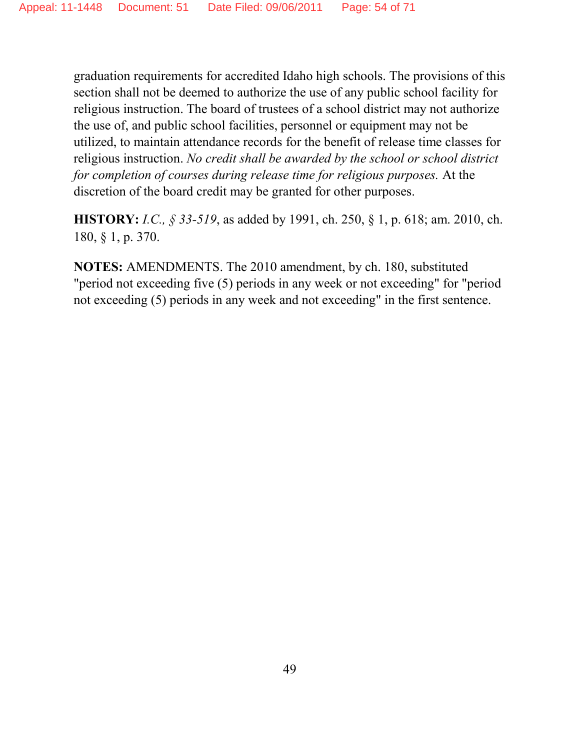graduation requirements for accredited Idaho high schools. The provisions of this section shall not be deemed to authorize the use of any public school facility for religious instruction. The board of trustees of a school district may not authorize the use of, and public school facilities, personnel or equipment may not be utilized, to maintain attendance records for the benefit of release time classes for religious instruction. *No credit shall be awarded by the school or school district for completion of courses during release time for religious purposes.* At the discretion of the board credit may be granted for other purposes.

**HISTORY:** *I.C., § 33-519*, as added by 1991, ch. 250, § 1, p. 618; am. 2010, ch. 180, § 1, p. 370.

**NOTES:** AMENDMENTS. The 2010 amendment, by ch. 180, substituted "period not exceeding five (5) periods in any week or not exceeding" for "period not exceeding (5) periods in any week and not exceeding" in the first sentence.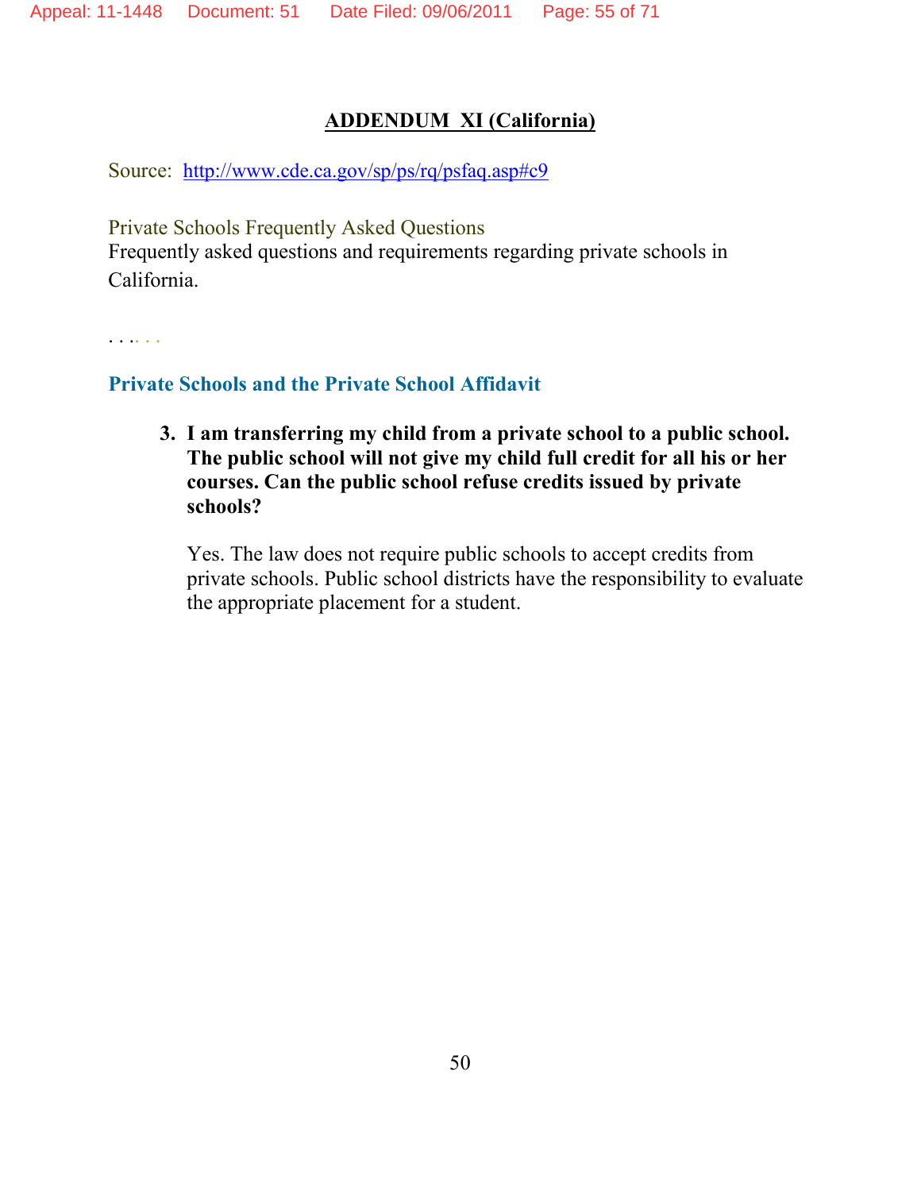## ADDENDUM XI (California)

Source: http://www.cde.ca.gov/sp/ps/rq/psfaq.asp#c9

Private Schools Frequently Asked Questions

Frequently asked questions and requirements regarding private schools in California.

. . .. . .

### Private Schools and the Private School Affidavit

3. **I am transferring my child from a private school to a public school. The public school will not give my child full credit for all his or her courses. Can the public school refuse credits issued by private schools?**

   Yes. The law does not require public schools to accept credits from private schools. Public school districts have the responsibility to evaluate the appropriate placement for a student.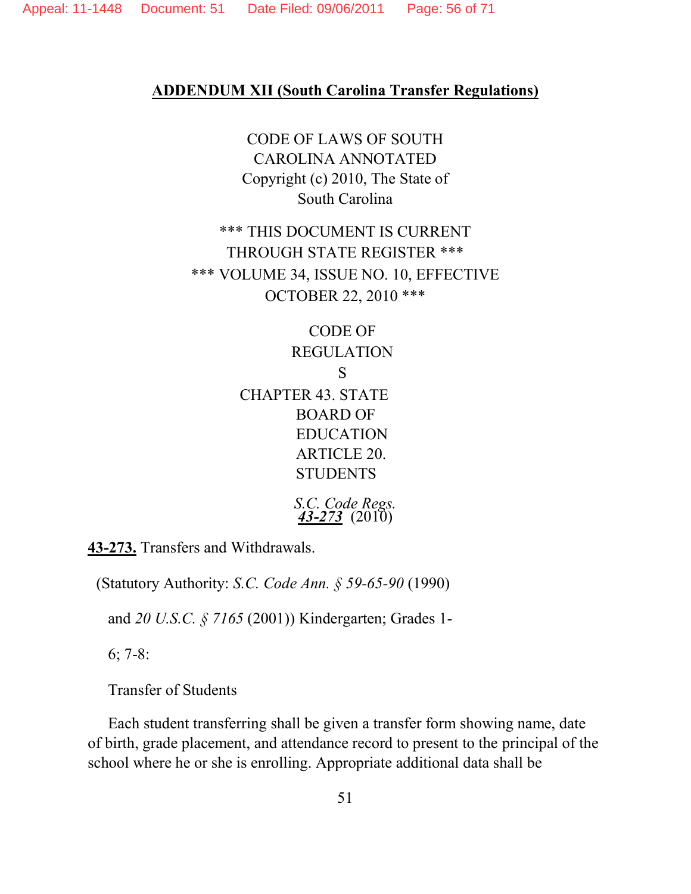**ADDENDUM XII (South Carolina Transfer Regulations)**

CODE OF LAWS OF SOUTH CAROLINA ANNOTATED
Copyright (c) 2010, The State of South Carolina

*** THIS DOCUMENT IS CURRENT THROUGH STATE REGISTER ***
*** VOLUME 34, ISSUE NO. 10, EFFECTIVE OCTOBER 22, 2010 ***

CODE OF REGULATIONS
CHAPTER 43. STATE BOARD OF EDUCATION
ARTICLE 20. STUDENTS

*S.C. Code Regs.* ***43-273*** (2010)

**43-273.** Transfers and Withdrawals.

(Statutory Authority: *S.C. Code Ann. § 59-65-90* (1990) and *20 U.S.C. § 7165* (2001)) Kindergarten; Grades 1-6; 7-8:

Transfer of Students

Each student transferring shall be given a transfer form showing name, date of birth, grade placement, and attendance record to present to the principal of the school where he or she is enrolling. Appropriate additional data shall be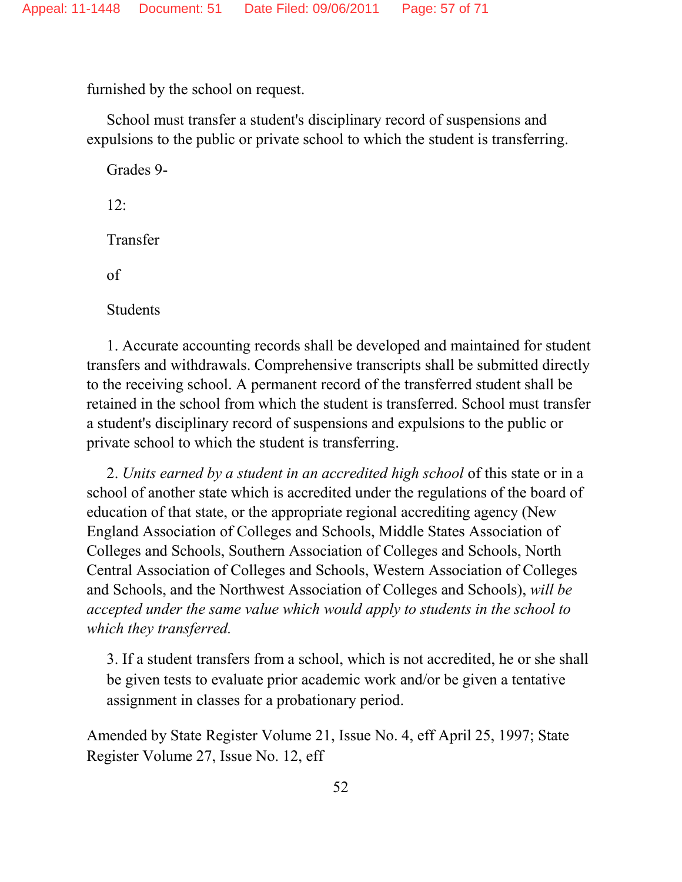furnished by the school on request.

School must transfer a student's disciplinary record of suspensions and expulsions to the public or private school to which the student is transferring.

Grades 9-

12:

Transfer

of

Students

1. Accurate accounting records shall be developed and maintained for student transfers and withdrawals. Comprehensive transcripts shall be submitted directly to the receiving school. A permanent record of the transferred student shall be retained in the school from which the student is transferred. School must transfer a student's disciplinary record of suspensions and expulsions to the public or private school to which the student is transferring.

2. *Units earned by a student in an accredited high school* of this state or in a school of another state which is accredited under the regulations of the board of education of that state, or the appropriate regional accrediting agency (New England Association of Colleges and Schools, Middle States Association of Colleges and Schools, Southern Association of Colleges and Schools, North Central Association of Colleges and Schools, Western Association of Colleges and Schools, and the Northwest Association of Colleges and Schools), *will be accepted under the same value which would apply to students in the school to which they transferred.*

3. If a student transfers from a school, which is not accredited, he or she shall be given tests to evaluate prior academic work and/or be given a tentative assignment in classes for a probationary period.

Amended by State Register Volume 21, Issue No. 4, eff April 25, 1997; State Register Volume 27, Issue No. 12, eff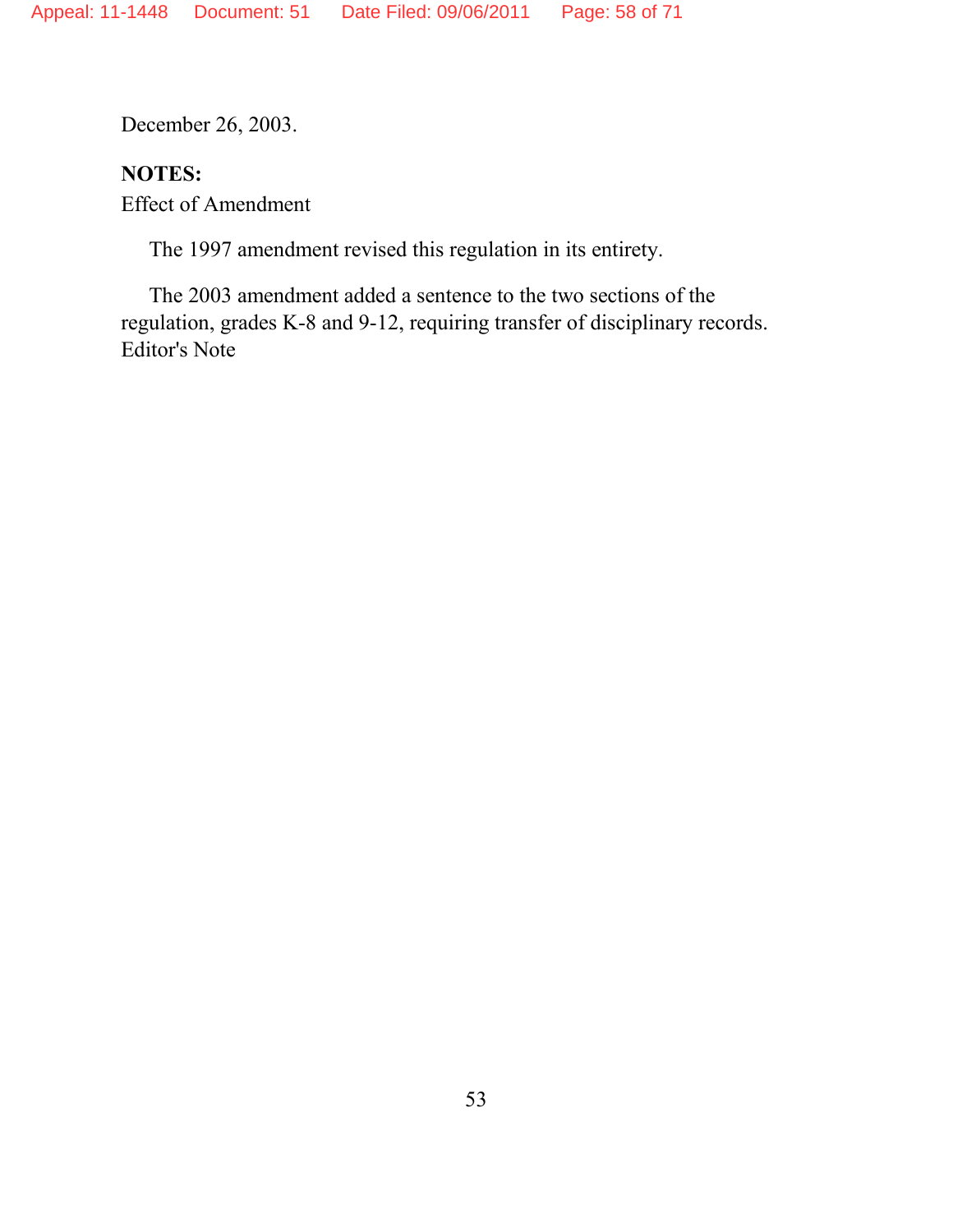December 26, 2003.

**NOTES:**

Effect of Amendment

The 1997 amendment revised this regulation in its entirety.

The 2003 amendment added a sentence to the two sections of the regulation, grades K-8 and 9-12, requiring transfer of disciplinary records.
Editor's Note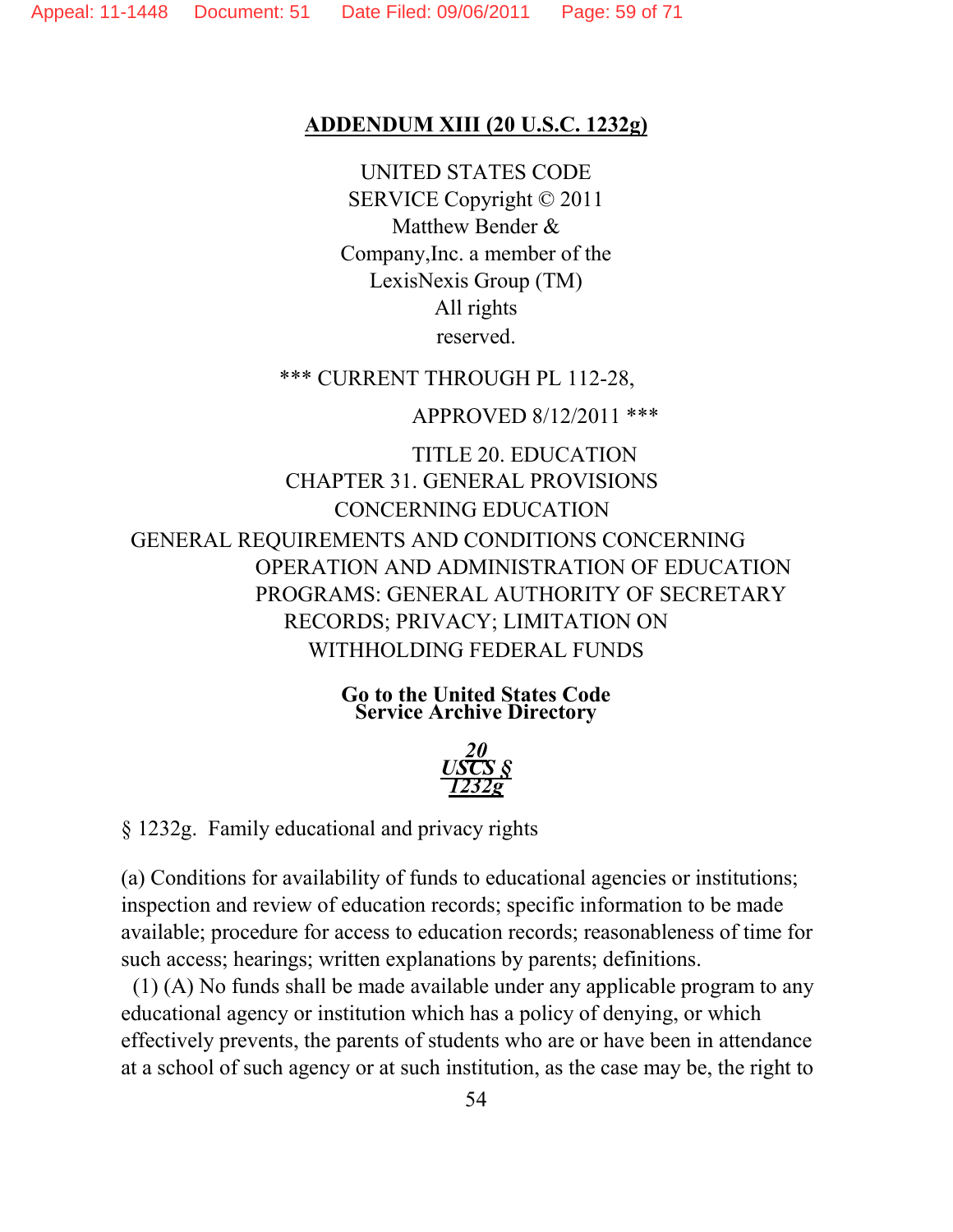**ADDENDUM XIII (20 U.S.C. 1232g)**

UNITED STATES CODE SERVICE Copyright © 2011 Matthew Bender & Company,Inc. a member of the LexisNexis Group (TM) All rights reserved.

*** CURRENT THROUGH PL 112-28,

APPROVED 8/12/2011 ***

TITLE 20. EDUCATION
CHAPTER 31. GENERAL PROVISIONS CONCERNING EDUCATION
GENERAL REQUIREMENTS AND CONDITIONS CONCERNING OPERATION AND ADMINISTRATION OF EDUCATION PROGRAMS: GENERAL AUTHORITY OF SECRETARY RECORDS; PRIVACY; LIMITATION ON WITHHOLDING FEDERAL FUNDS

**Go to the United States Code Service Archive Directory**

***20 USCS § 1232g***

§ 1232g. Family educational and privacy rights

(a) Conditions for availability of funds to educational agencies or institutions; inspection and review of education records; specific information to be made available; procedure for access to education records; reasonableness of time for such access; hearings; written explanations by parents; definitions.

(1) (A) No funds shall be made available under any applicable program to any educational agency or institution which has a policy of denying, or which effectively prevents, the parents of students who are or have been in attendance at a school of such agency or at such institution, as the case may be, the right to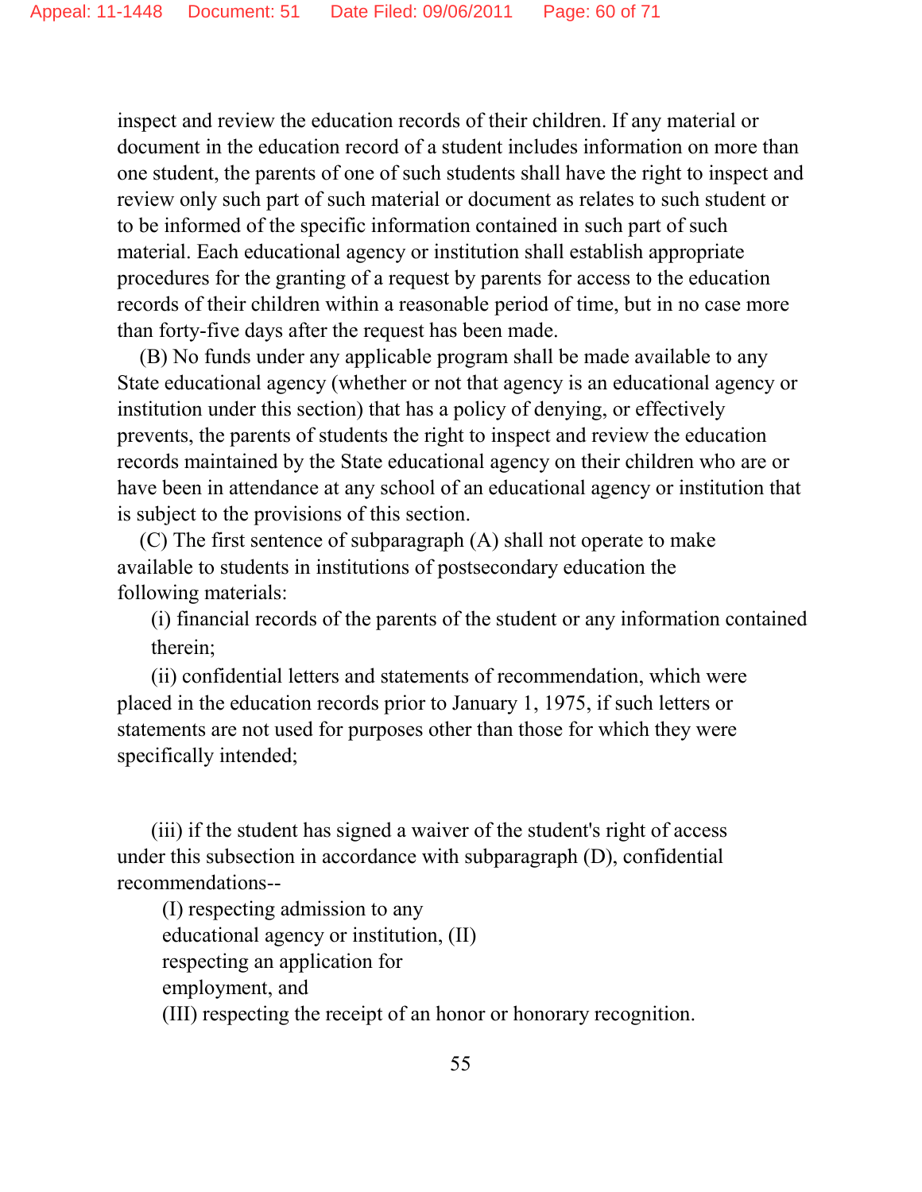inspect and review the education records of their children. If any material or document in the education record of a student includes information on more than one student, the parents of one of such students shall have the right to inspect and review only such part of such material or document as relates to such student or to be informed of the specific information contained in such part of such material. Each educational agency or institution shall establish appropriate procedures for the granting of a request by parents for access to the education records of their children within a reasonable period of time, but in no case more than forty-five days after the request has been made.

(B) No funds under any applicable program shall be made available to any State educational agency (whether or not that agency is an educational agency or institution under this section) that has a policy of denying, or effectively prevents, the parents of students the right to inspect and review the education records maintained by the State educational agency on their children who are or have been in attendance at any school of an educational agency or institution that is subject to the provisions of this section.

(C) The first sentence of subparagraph (A) shall not operate to make available to students in institutions of postsecondary education the following materials:

(i) financial records of the parents of the student or any information contained therein;

(ii) confidential letters and statements of recommendation, which were placed in the education records prior to January 1, 1975, if such letters or statements are not used for purposes other than those for which they were specifically intended;

(iii) if the student has signed a waiver of the student's right of access under this subsection in accordance with subparagraph (D), confidential recommendations--

(I) respecting admission to any educational agency or institution, (II) respecting an application for employment, and

(III) respecting the receipt of an honor or honorary recognition.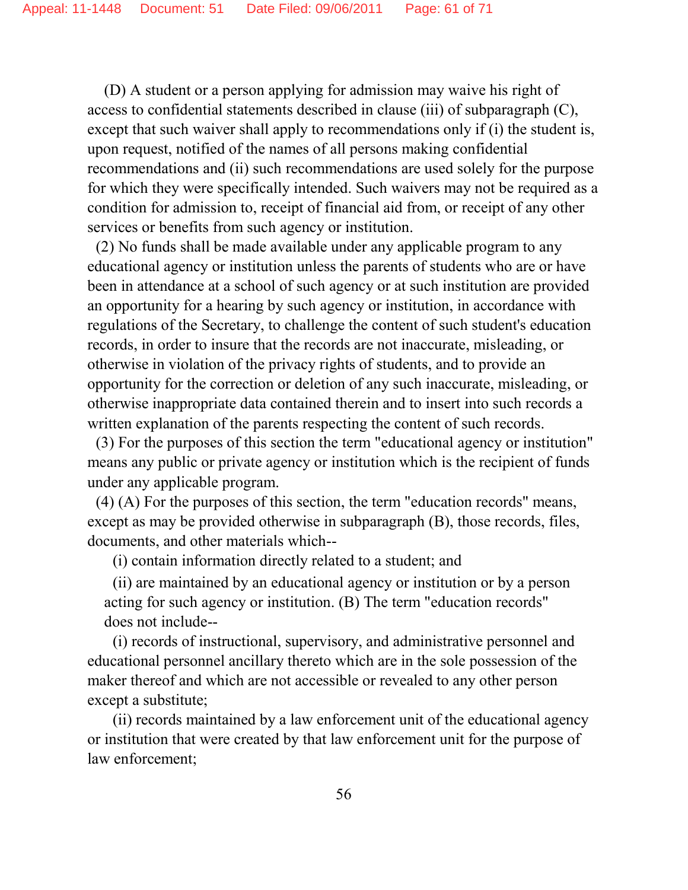(D) A student or a person applying for admission may waive his right of access to confidential statements described in clause (iii) of subparagraph (C), except that such waiver shall apply to recommendations only if (i) the student is, upon request, notified of the names of all persons making confidential recommendations and (ii) such recommendations are used solely for the purpose for which they were specifically intended. Such waivers may not be required as a condition for admission to, receipt of financial aid from, or receipt of any other services or benefits from such agency or institution.

(2) No funds shall be made available under any applicable program to any educational agency or institution unless the parents of students who are or have been in attendance at a school of such agency or at such institution are provided an opportunity for a hearing by such agency or institution, in accordance with regulations of the Secretary, to challenge the content of such student's education records, in order to insure that the records are not inaccurate, misleading, or otherwise in violation of the privacy rights of students, and to provide an opportunity for the correction or deletion of any such inaccurate, misleading, or otherwise inappropriate data contained therein and to insert into such records a written explanation of the parents respecting the content of such records.

(3) For the purposes of this section the term "educational agency or institution" means any public or private agency or institution which is the recipient of funds under any applicable program.

(4) (A) For the purposes of this section, the term "education records" means, except as may be provided otherwise in subparagraph (B), those records, files, documents, and other materials which--

(i) contain information directly related to a student; and

(ii) are maintained by an educational agency or institution or by a person acting for such agency or institution. (B) The term "education records" does not include--

(i) records of instructional, supervisory, and administrative personnel and educational personnel ancillary thereto which are in the sole possession of the maker thereof and which are not accessible or revealed to any other person except a substitute;

(ii) records maintained by a law enforcement unit of the educational agency or institution that were created by that law enforcement unit for the purpose of law enforcement;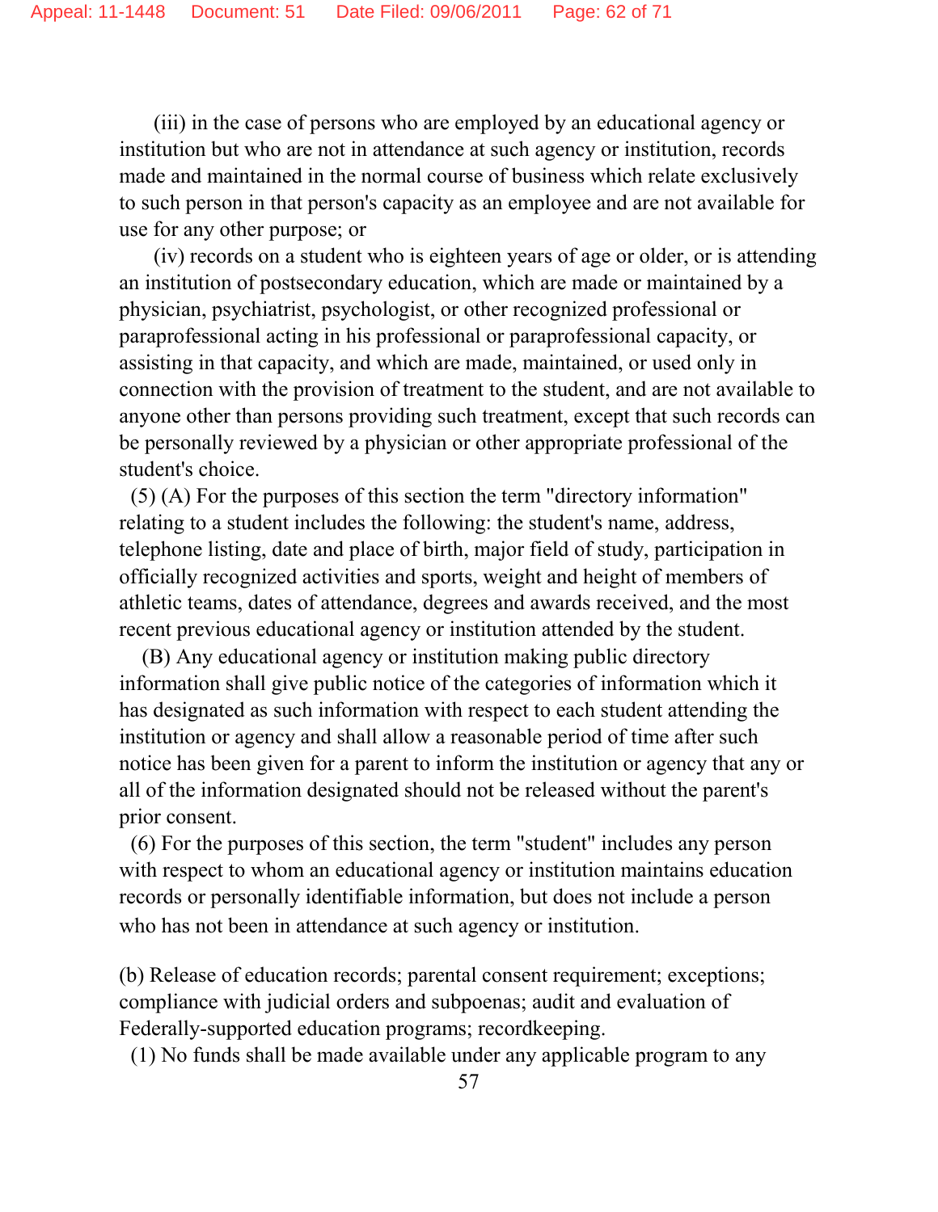(iii) in the case of persons who are employed by an educational agency or institution but who are not in attendance at such agency or institution, records made and maintained in the normal course of business which relate exclusively to such person in that person's capacity as an employee and are not available for use for any other purpose; or

(iv) records on a student who is eighteen years of age or older, or is attending an institution of postsecondary education, which are made or maintained by a physician, psychiatrist, psychologist, or other recognized professional or paraprofessional acting in his professional or paraprofessional capacity, or assisting in that capacity, and which are made, maintained, or used only in connection with the provision of treatment to the student, and are not available to anyone other than persons providing such treatment, except that such records can be personally reviewed by a physician or other appropriate professional of the student's choice.

(5) (A) For the purposes of this section the term "directory information" relating to a student includes the following: the student's name, address, telephone listing, date and place of birth, major field of study, participation in officially recognized activities and sports, weight and height of members of athletic teams, dates of attendance, degrees and awards received, and the most recent previous educational agency or institution attended by the student.

(B) Any educational agency or institution making public directory information shall give public notice of the categories of information which it has designated as such information with respect to each student attending the institution or agency and shall allow a reasonable period of time after such notice has been given for a parent to inform the institution or agency that any or all of the information designated should not be released without the parent's prior consent.

(6) For the purposes of this section, the term "student" includes any person with respect to whom an educational agency or institution maintains education records or personally identifiable information, but does not include a person who has not been in attendance at such agency or institution.

(b) Release of education records; parental consent requirement; exceptions; compliance with judicial orders and subpoenas; audit and evaluation of Federally-supported education programs; recordkeeping.

(1) No funds shall be made available under any applicable program to any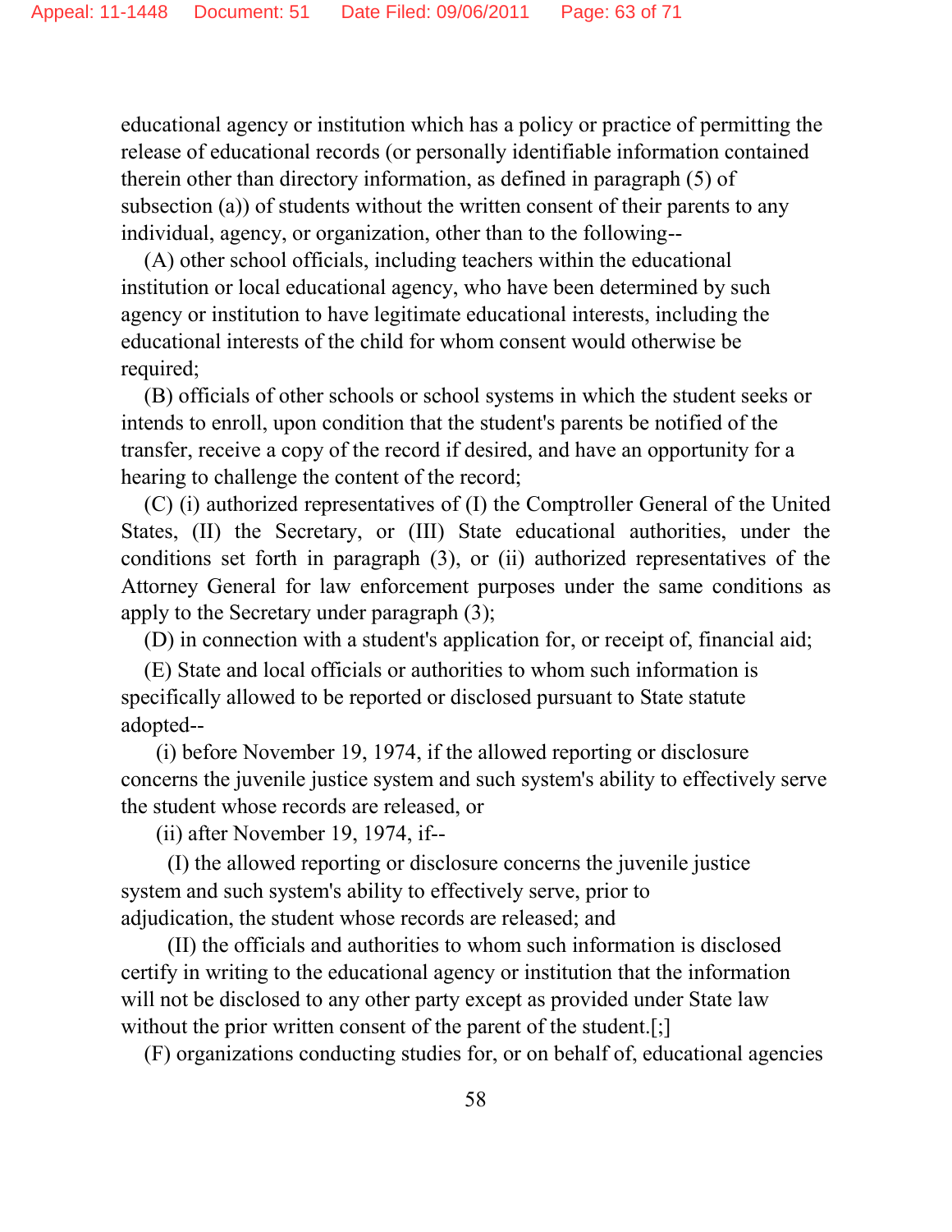educational agency or institution which has a policy or practice of permitting the release of educational records (or personally identifiable information contained therein other than directory information, as defined in paragraph (5) of subsection (a)) of students without the written consent of their parents to any individual, agency, or organization, other than to the following--

(A) other school officials, including teachers within the educational institution or local educational agency, who have been determined by such agency or institution to have legitimate educational interests, including the educational interests of the child for whom consent would otherwise be required;

(B) officials of other schools or school systems in which the student seeks or intends to enroll, upon condition that the student's parents be notified of the transfer, receive a copy of the record if desired, and have an opportunity for a hearing to challenge the content of the record;

(C) (i) authorized representatives of (I) the Comptroller General of the United States, (II) the Secretary, or (III) State educational authorities, under the conditions set forth in paragraph (3), or (ii) authorized representatives of the Attorney General for law enforcement purposes under the same conditions as apply to the Secretary under paragraph (3);

(D) in connection with a student's application for, or receipt of, financial aid;

(E) State and local officials or authorities to whom such information is specifically allowed to be reported or disclosed pursuant to State statute adopted--

(i) before November 19, 1974, if the allowed reporting or disclosure concerns the juvenile justice system and such system's ability to effectively serve the student whose records are released, or

(ii) after November 19, 1974, if--

(I) the allowed reporting or disclosure concerns the juvenile justice system and such system's ability to effectively serve, prior to adjudication, the student whose records are released; and

(II) the officials and authorities to whom such information is disclosed certify in writing to the educational agency or institution that the information will not be disclosed to any other party except as provided under State law without the prior written consent of the parent of the student.[;]

(F) organizations conducting studies for, or on behalf of, educational agencies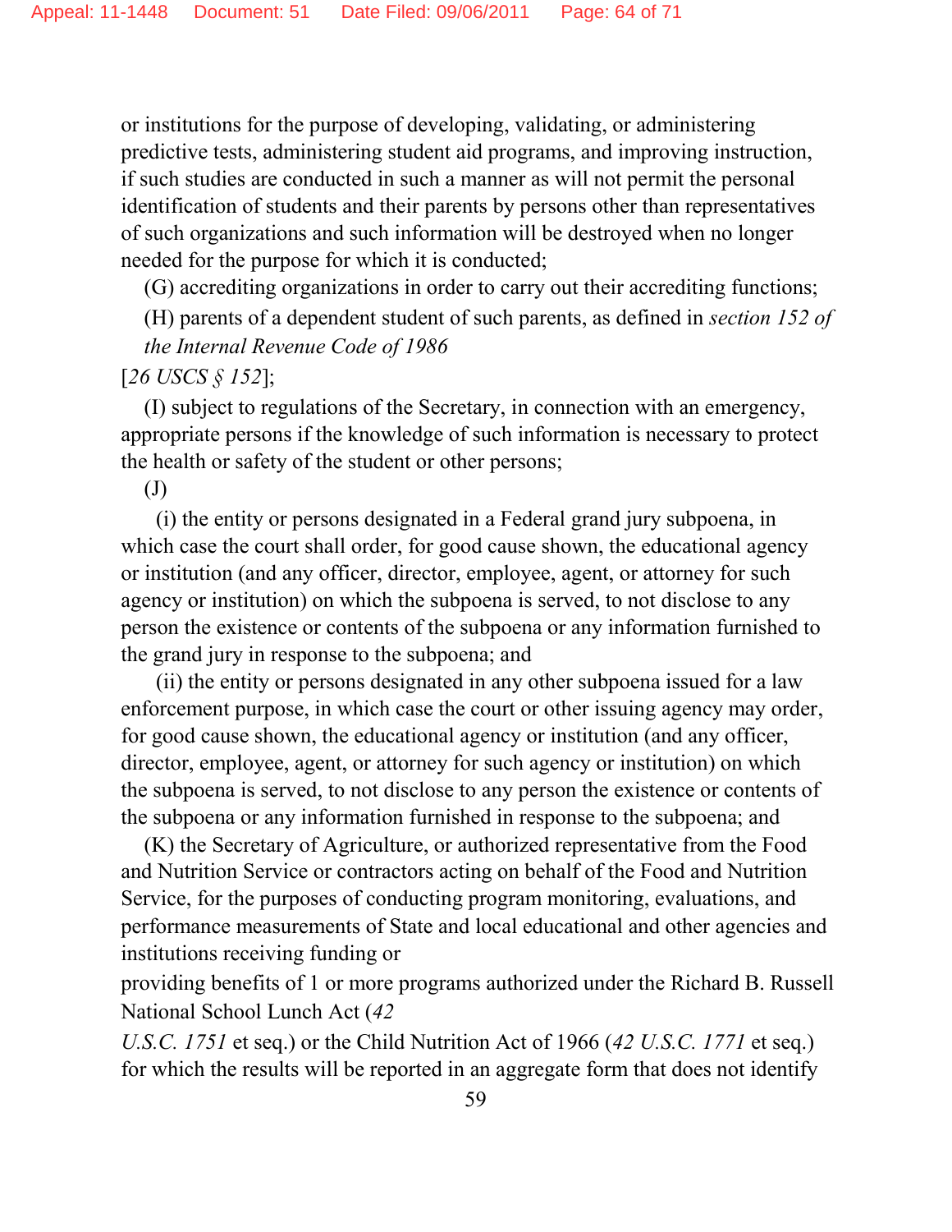or institutions for the purpose of developing, validating, or administering predictive tests, administering student aid programs, and improving instruction, if such studies are conducted in such a manner as will not permit the personal identification of students and their parents by persons other than representatives of such organizations and such information will be destroyed when no longer needed for the purpose for which it is conducted;

(G) accrediting organizations in order to carry out their accrediting functions;

(H) parents of a dependent student of such parents, as defined in *section 152 of the Internal Revenue Code of 1986*
[*26 USCS § 152*];

(I) subject to regulations of the Secretary, in connection with an emergency, appropriate persons if the knowledge of such information is necessary to protect the health or safety of the student or other persons;

(J)

(i) the entity or persons designated in a Federal grand jury subpoena, in which case the court shall order, for good cause shown, the educational agency or institution (and any officer, director, employee, agent, or attorney for such agency or institution) on which the subpoena is served, to not disclose to any person the existence or contents of the subpoena or any information furnished to the grand jury in response to the subpoena; and

(ii) the entity or persons designated in any other subpoena issued for a law enforcement purpose, in which case the court or other issuing agency may order, for good cause shown, the educational agency or institution (and any officer, director, employee, agent, or attorney for such agency or institution) on which the subpoena is served, to not disclose to any person the existence or contents of the subpoena or any information furnished in response to the subpoena; and

(K) the Secretary of Agriculture, or authorized representative from the Food and Nutrition Service or contractors acting on behalf of the Food and Nutrition Service, for the purposes of conducting program monitoring, evaluations, and performance measurements of State and local educational and other agencies and institutions receiving funding or
providing benefits of 1 or more programs authorized under the Richard B. Russell National School Lunch Act (*42
U.S.C. 1751* et seq.) or the Child Nutrition Act of 1966 (*42 U.S.C. 1771* et seq.) for which the results will be reported in an aggregate form that does not identify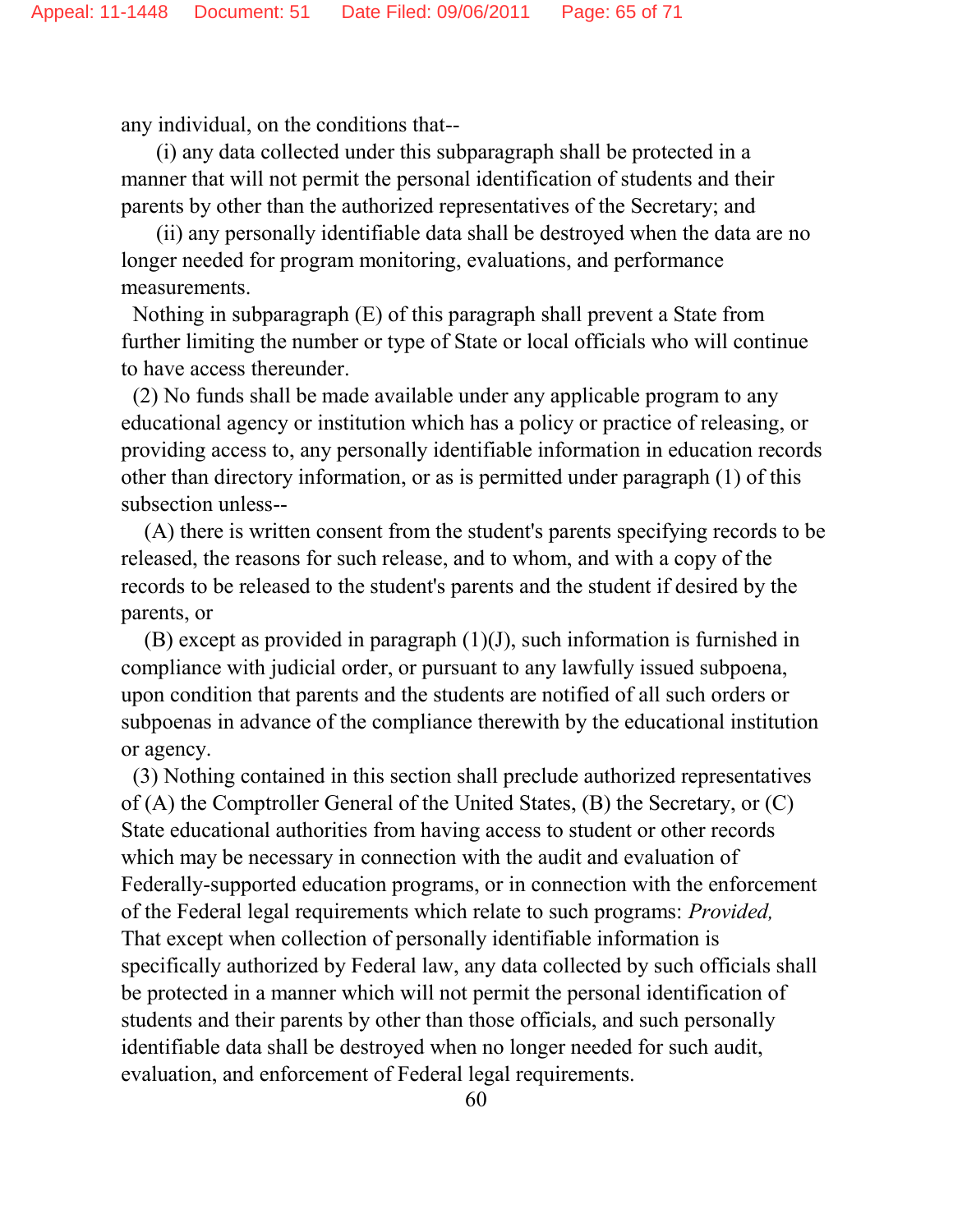any individual, on the conditions that--

(i) any data collected under this subparagraph shall be protected in a manner that will not permit the personal identification of students and their parents by other than the authorized representatives of the Secretary; and

(ii) any personally identifiable data shall be destroyed when the data are no longer needed for program monitoring, evaluations, and performance measurements.

Nothing in subparagraph (E) of this paragraph shall prevent a State from further limiting the number or type of State or local officials who will continue to have access thereunder.

(2) No funds shall be made available under any applicable program to any educational agency or institution which has a policy or practice of releasing, or providing access to, any personally identifiable information in education records other than directory information, or as is permitted under paragraph (1) of this subsection unless--

(A) there is written consent from the student's parents specifying records to be released, the reasons for such release, and to whom, and with a copy of the records to be released to the student's parents and the student if desired by the parents, or

(B) except as provided in paragraph (1)(J), such information is furnished in compliance with judicial order, or pursuant to any lawfully issued subpoena, upon condition that parents and the students are notified of all such orders or subpoenas in advance of the compliance therewith by the educational institution or agency.

(3) Nothing contained in this section shall preclude authorized representatives of (A) the Comptroller General of the United States, (B) the Secretary, or (C) State educational authorities from having access to student or other records which may be necessary in connection with the audit and evaluation of Federally-supported education programs, or in connection with the enforcement of the Federal legal requirements which relate to such programs: *Provided,* That except when collection of personally identifiable information is specifically authorized by Federal law, any data collected by such officials shall be protected in a manner which will not permit the personal identification of students and their parents by other than those officials, and such personally identifiable data shall be destroyed when no longer needed for such audit, evaluation, and enforcement of Federal legal requirements.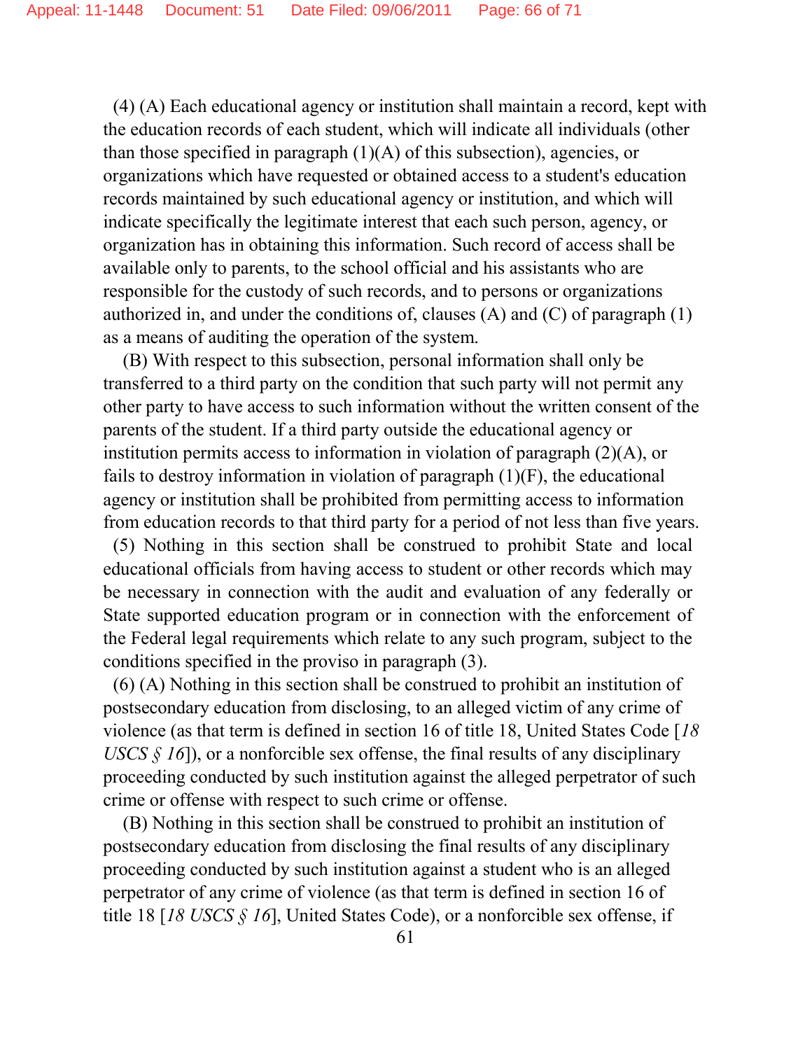(4) (A) Each educational agency or institution shall maintain a record, kept with the education records of each student, which will indicate all individuals (other than those specified in paragraph (1)(A) of this subsection), agencies, or organizations which have requested or obtained access to a student's education records maintained by such educational agency or institution, and which will indicate specifically the legitimate interest that each such person, agency, or organization has in obtaining this information. Such record of access shall be available only to parents, to the school official and his assistants who are responsible for the custody of such records, and to persons or organizations authorized in, and under the conditions of, clauses (A) and (C) of paragraph (1) as a means of auditing the operation of the system.

(B) With respect to this subsection, personal information shall only be transferred to a third party on the condition that such party will not permit any other party to have access to such information without the written consent of the parents of the student. If a third party outside the educational agency or institution permits access to information in violation of paragraph (2)(A), or fails to destroy information in violation of paragraph (1)(F), the educational agency or institution shall be prohibited from permitting access to information from education records to that third party for a period of not less than five years.

(5) Nothing in this section shall be construed to prohibit State and local educational officials from having access to student or other records which may be necessary in connection with the audit and evaluation of any federally or State supported education program or in connection with the enforcement of the Federal legal requirements which relate to any such program, subject to the conditions specified in the proviso in paragraph (3).

(6) (A) Nothing in this section shall be construed to prohibit an institution of postsecondary education from disclosing, to an alleged victim of any crime of violence (as that term is defined in section 16 of title 18, United States Code [*18 USCS § 16*]), or a nonforcible sex offense, the final results of any disciplinary proceeding conducted by such institution against the alleged perpetrator of such crime or offense with respect to such crime or offense.

(B) Nothing in this section shall be construed to prohibit an institution of postsecondary education from disclosing the final results of any disciplinary proceeding conducted by such institution against a student who is an alleged perpetrator of any crime of violence (as that term is defined in section 16 of title 18 [*18 USCS § 16*], United States Code), or a nonforcible sex offense, if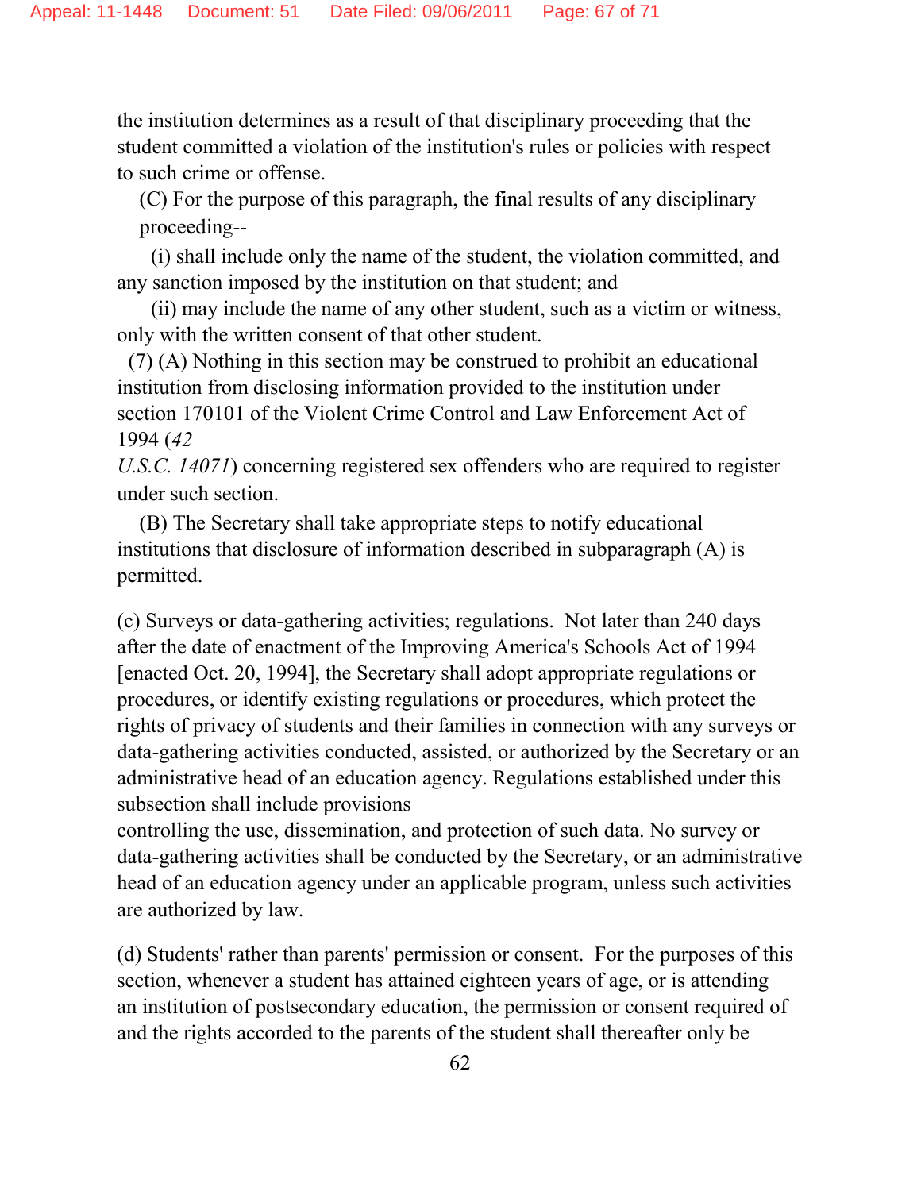the institution determines as a result of that disciplinary proceeding that the student committed a violation of the institution's rules or policies with respect to such crime or offense.

(C) For the purpose of this paragraph, the final results of any disciplinary proceeding--

(i) shall include only the name of the student, the violation committed, and any sanction imposed by the institution on that student; and

(ii) may include the name of any other student, such as a victim or witness, only with the written consent of that other student.

(7) (A) Nothing in this section may be construed to prohibit an educational institution from disclosing information provided to the institution under section 170101 of the Violent Crime Control and Law Enforcement Act of 1994 (*42 U.S.C. 14071*) concerning registered sex offenders who are required to register under such section.

(B) The Secretary shall take appropriate steps to notify educational institutions that disclosure of information described in subparagraph (A) is permitted.

(c) Surveys or data-gathering activities; regulations. Not later than 240 days after the date of enactment of the Improving America's Schools Act of 1994 [enacted Oct. 20, 1994], the Secretary shall adopt appropriate regulations or procedures, or identify existing regulations or procedures, which protect the rights of privacy of students and their families in connection with any surveys or data-gathering activities conducted, assisted, or authorized by the Secretary or an administrative head of an education agency. Regulations established under this subsection shall include provisions controlling the use, dissemination, and protection of such data. No survey or data-gathering activities shall be conducted by the Secretary, or an administrative head of an education agency under an applicable program, unless such activities are authorized by law.

(d) Students' rather than parents' permission or consent. For the purposes of this section, whenever a student has attained eighteen years of age, or is attending an institution of postsecondary education, the permission or consent required of and the rights accorded to the parents of the student shall thereafter only be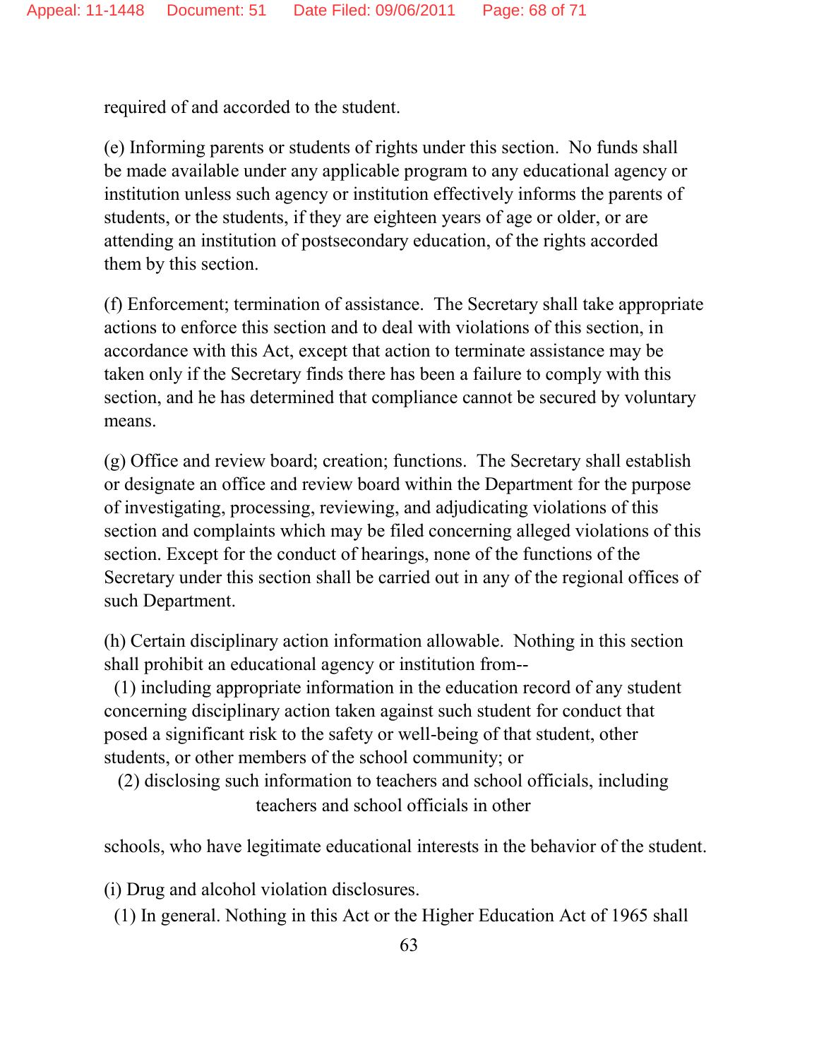required of and accorded to the student.

(e) Informing parents or students of rights under this section. No funds shall be made available under any applicable program to any educational agency or institution unless such agency or institution effectively informs the parents of students, or the students, if they are eighteen years of age or older, or are attending an institution of postsecondary education, of the rights accorded them by this section.

(f) Enforcement; termination of assistance. The Secretary shall take appropriate actions to enforce this section and to deal with violations of this section, in accordance with this Act, except that action to terminate assistance may be taken only if the Secretary finds there has been a failure to comply with this section, and he has determined that compliance cannot be secured by voluntary means.

(g) Office and review board; creation; functions. The Secretary shall establish or designate an office and review board within the Department for the purpose of investigating, processing, reviewing, and adjudicating violations of this section and complaints which may be filed concerning alleged violations of this section. Except for the conduct of hearings, none of the functions of the Secretary under this section shall be carried out in any of the regional offices of such Department.

(h) Certain disciplinary action information allowable. Nothing in this section shall prohibit an educational agency or institution from--

(1) including appropriate information in the education record of any student concerning disciplinary action taken against such student for conduct that posed a significant risk to the safety or well-being of that student, other students, or other members of the school community; or

(2) disclosing such information to teachers and school officials, including teachers and school officials in other schools, who have legitimate educational interests in the behavior of the student.

(i) Drug and alcohol violation disclosures.

(1) In general. Nothing in this Act or the Higher Education Act of 1965 shall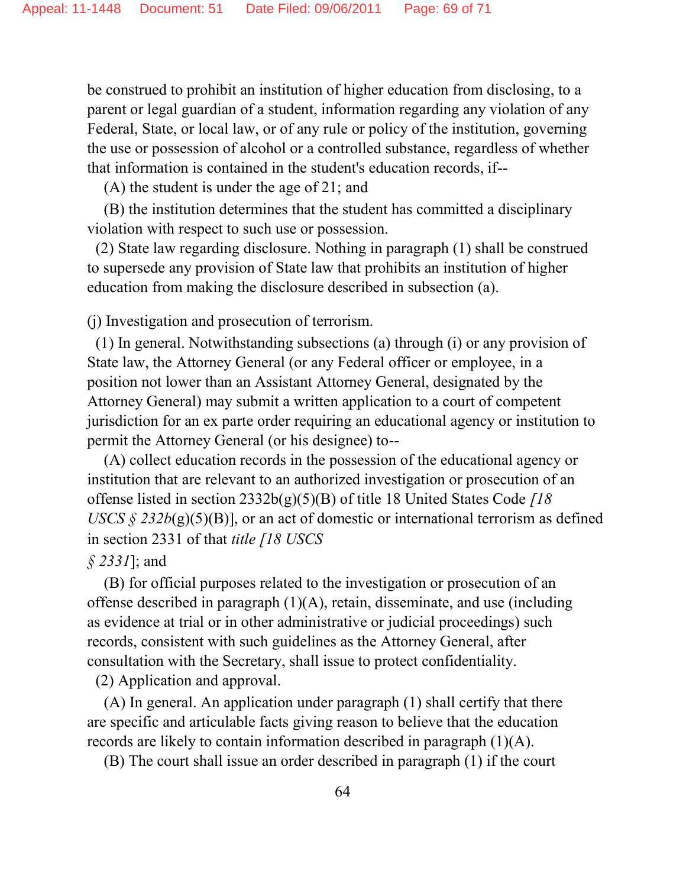be construed to prohibit an institution of higher education from disclosing, to a parent or legal guardian of a student, information regarding any violation of any Federal, State, or local law, or of any rule or policy of the institution, governing the use or possession of alcohol or a controlled substance, regardless of whether that information is contained in the student's education records, if--

(A) the student is under the age of 21; and

(B) the institution determines that the student has committed a disciplinary violation with respect to such use or possession.

(2) State law regarding disclosure. Nothing in paragraph (1) shall be construed to supersede any provision of State law that prohibits an institution of higher education from making the disclosure described in subsection (a).

(j) Investigation and prosecution of terrorism.

(1) In general. Notwithstanding subsections (a) through (i) or any provision of State law, the Attorney General (or any Federal officer or employee, in a position not lower than an Assistant Attorney General, designated by the Attorney General) may submit a written application to a court of competent jurisdiction for an ex parte order requiring an educational agency or institution to permit the Attorney General (or his designee) to--

(A) collect education records in the possession of the educational agency or institution that are relevant to an authorized investigation or prosecution of an offense listed in section 2332b(g)(5)(B) of title 18 United States Code *[18 USCS § 232b*(g)(5)(B)], or an act of domestic or international terrorism as defined in section 2331 of that *title [18 USCS § 2331*]; and

(B) for official purposes related to the investigation or prosecution of an offense described in paragraph (1)(A), retain, disseminate, and use (including as evidence at trial or in other administrative or judicial proceedings) such records, consistent with such guidelines as the Attorney General, after consultation with the Secretary, shall issue to protect confidentiality.

(2) Application and approval.

(A) In general. An application under paragraph (1) shall certify that there are specific and articulable facts giving reason to believe that the education records are likely to contain information described in paragraph (1)(A).

(B) The court shall issue an order described in paragraph (1) if the court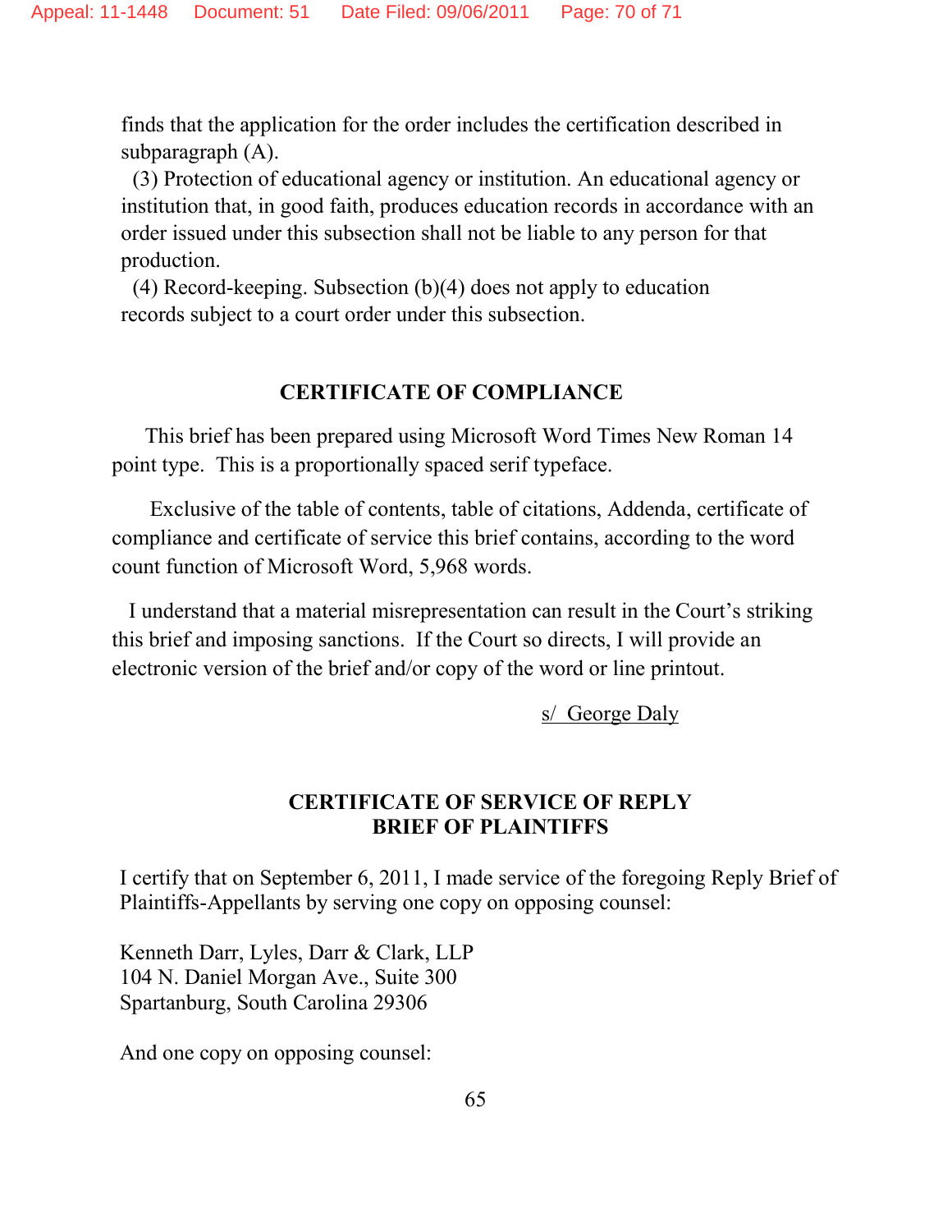finds that the application for the order includes the certification described in subparagraph (A).

(3) Protection of educational agency or institution. An educational agency or institution that, in good faith, produces education records in accordance with an order issued under this subsection shall not be liable to any person for that production.

(4) Record-keeping. Subsection (b)(4) does not apply to education records subject to a court order under this subsection.

## CERTIFICATE OF COMPLIANCE

This brief has been prepared using Microsoft Word Times New Roman 14 point type. This is a proportionally spaced serif typeface.

Exclusive of the table of contents, table of citations, Addenda, certificate of compliance and certificate of service this brief contains, according to the word count function of Microsoft Word, 5,968 words.

I understand that a material misrepresentation can result in the Court's striking this brief and imposing sanctions. If the Court so directs, I will provide an electronic version of the brief and/or copy of the word or line printout.

s/ George Daly

## CERTIFICATE OF SERVICE OF REPLY BRIEF OF PLAINTIFFS

I certify that on September 6, 2011, I made service of the foregoing Reply Brief of Plaintiffs-Appellants by serving one copy on opposing counsel:

Kenneth Darr, Lyles, Darr & Clark, LLP
104 N. Daniel Morgan Ave., Suite 300
Spartanburg, South Carolina 29306

And one copy on opposing counsel: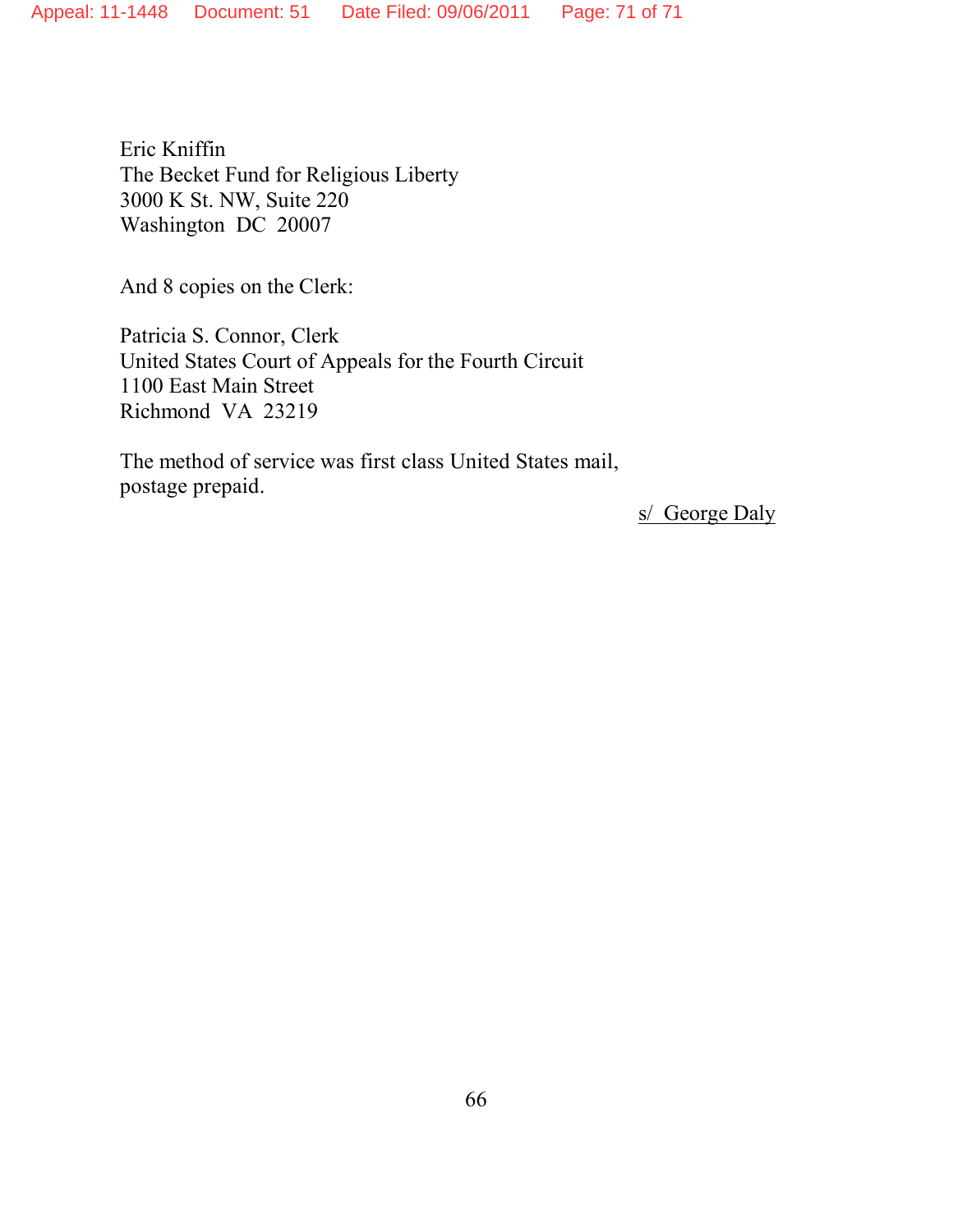Eric Kniffin
The Becket Fund for Religious Liberty
3000 K St. NW, Suite 220
Washington DC 20007

And 8 copies on the Clerk:

Patricia S. Connor, Clerk
United States Court of Appeals for the Fourth Circuit
1100 East Main Street
Richmond VA 23219

The method of service was first class United States mail, postage prepaid.

s/ George Daly